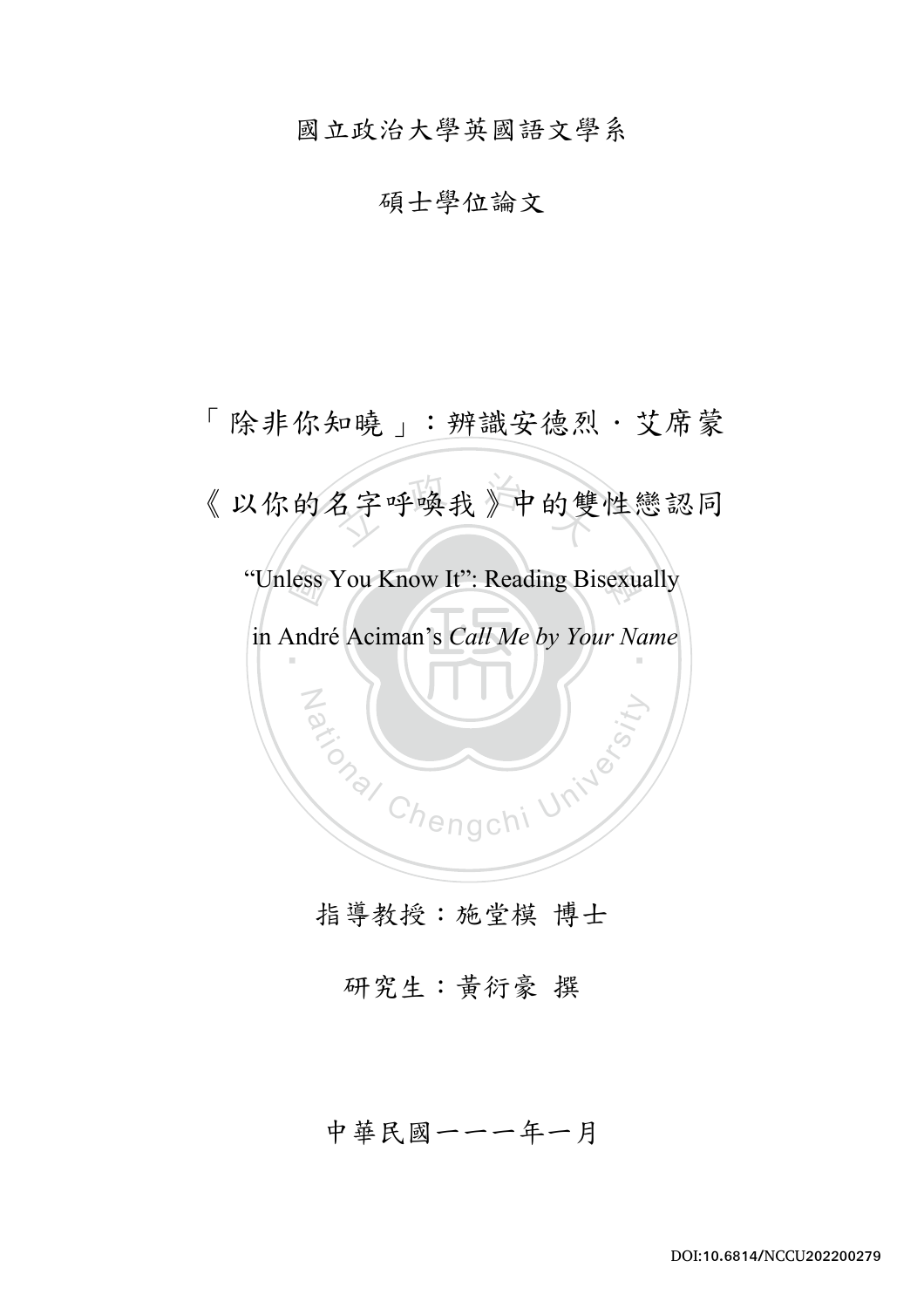國立政治大學英國語文學系

碩士學位論文

# 「除非你知曉」：辨識安德烈・艾席蒙《以你的名字呼喚我》中的雙性戀認同

# "Unless You Know It": Reading Bisexually in André Aciman's *Call Me by Your Name*

指導教授：施堂模 博士

研究生：黃衍豪 撰

中華民國一一一年一月

DOI:10.6814/NCCU202200279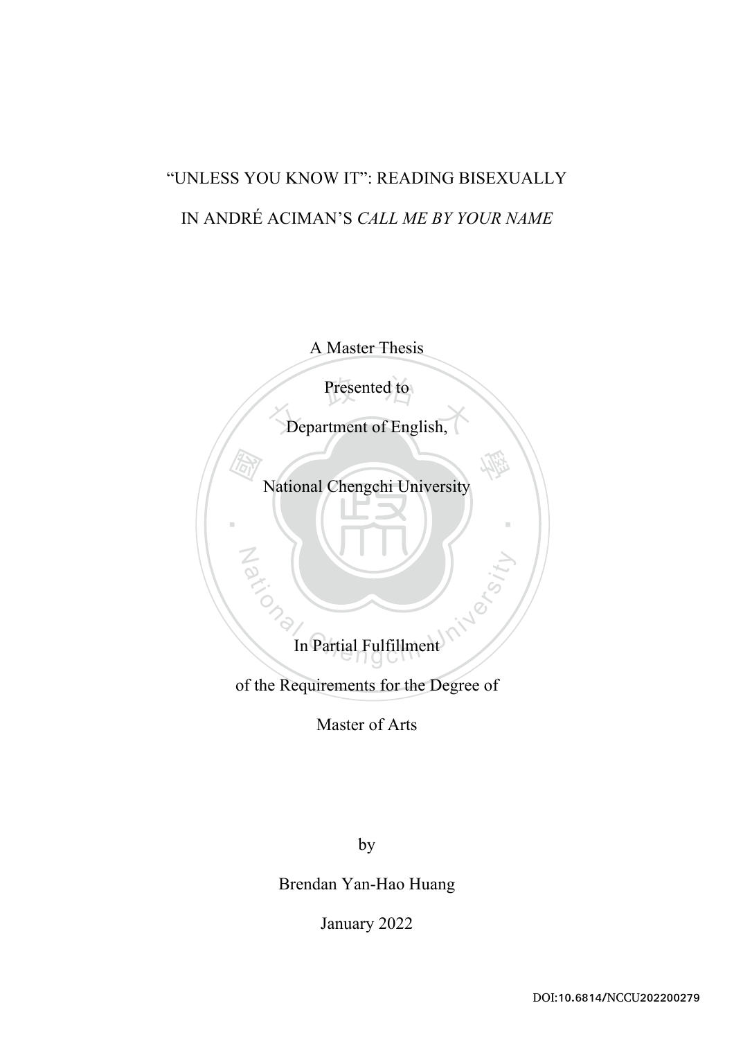# "UNLESS YOU KNOW IT": READING BISEXUALLY IN ANDRÉ ACIMAN'S *CALL ME BY YOUR NAME*

A Master Thesis

Presented to

Department of English,

National Chengchi University

In Partial Fulfillment

of the Requirements for the Degree of

Master of Arts

by

Brendan Yan-Hao Huang

January 2022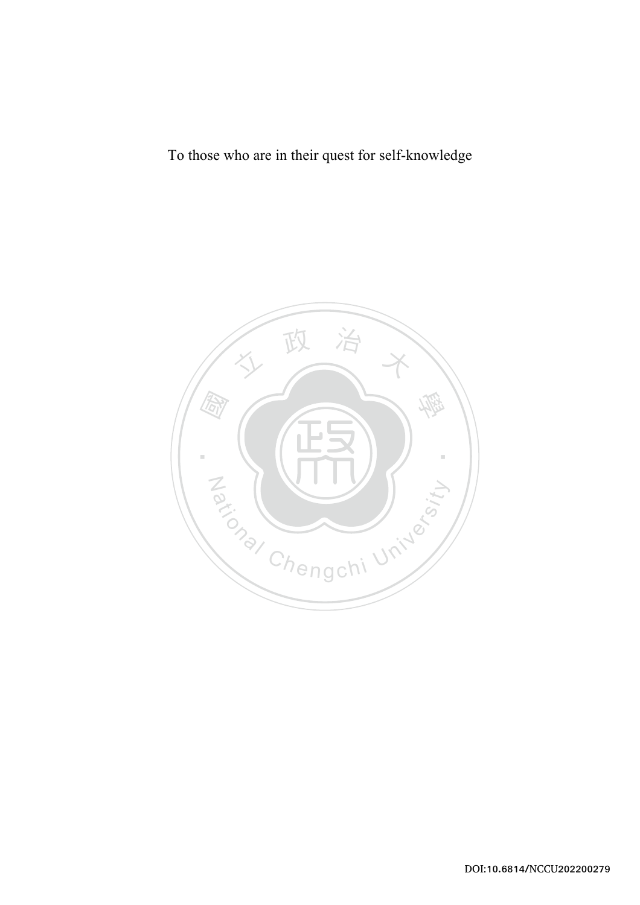To those who are in their quest for self-knowledge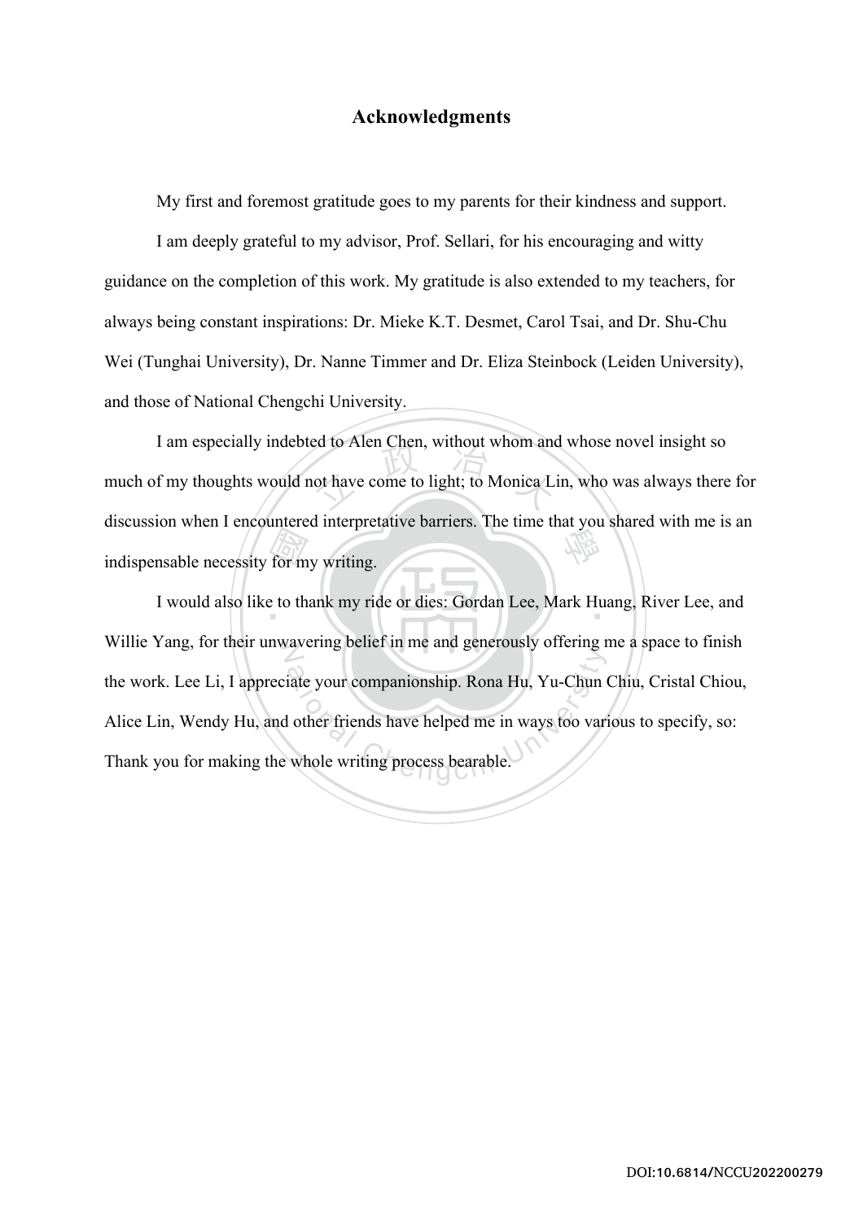# Acknowledgments

My first and foremost gratitude goes to my parents for their kindness and support.

I am deeply grateful to my advisor, Prof. Sellari, for his encouraging and witty guidance on the completion of this work. My gratitude is also extended to my teachers, for always being constant inspirations: Dr. Mieke K.T. Desmet, Carol Tsai, and Dr. Shu-Chu Wei (Tunghai University), Dr. Nanne Timmer and Dr. Eliza Steinbock (Leiden University), and those of National Chengchi University.

I am especially indebted to Alen Chen, without whom and whose novel insight so much of my thoughts would not have come to light; to Monica Lin, who was always there for discussion when I encountered interpretative barriers. The time that you shared with me is an indispensable necessity for my writing.

I would also like to thank my ride or dies: Gordan Lee, Mark Huang, River Lee, and Willie Yang, for their unwavering belief in me and generously offering me a space to finish the work. Lee Li, I appreciate your companionship. Rona Hu, Yu-Chun Chiu, Cristal Chiou, Alice Lin, Wendy Hu, and other friends have helped me in ways too various to specify, so: Thank you for making the whole writing process bearable.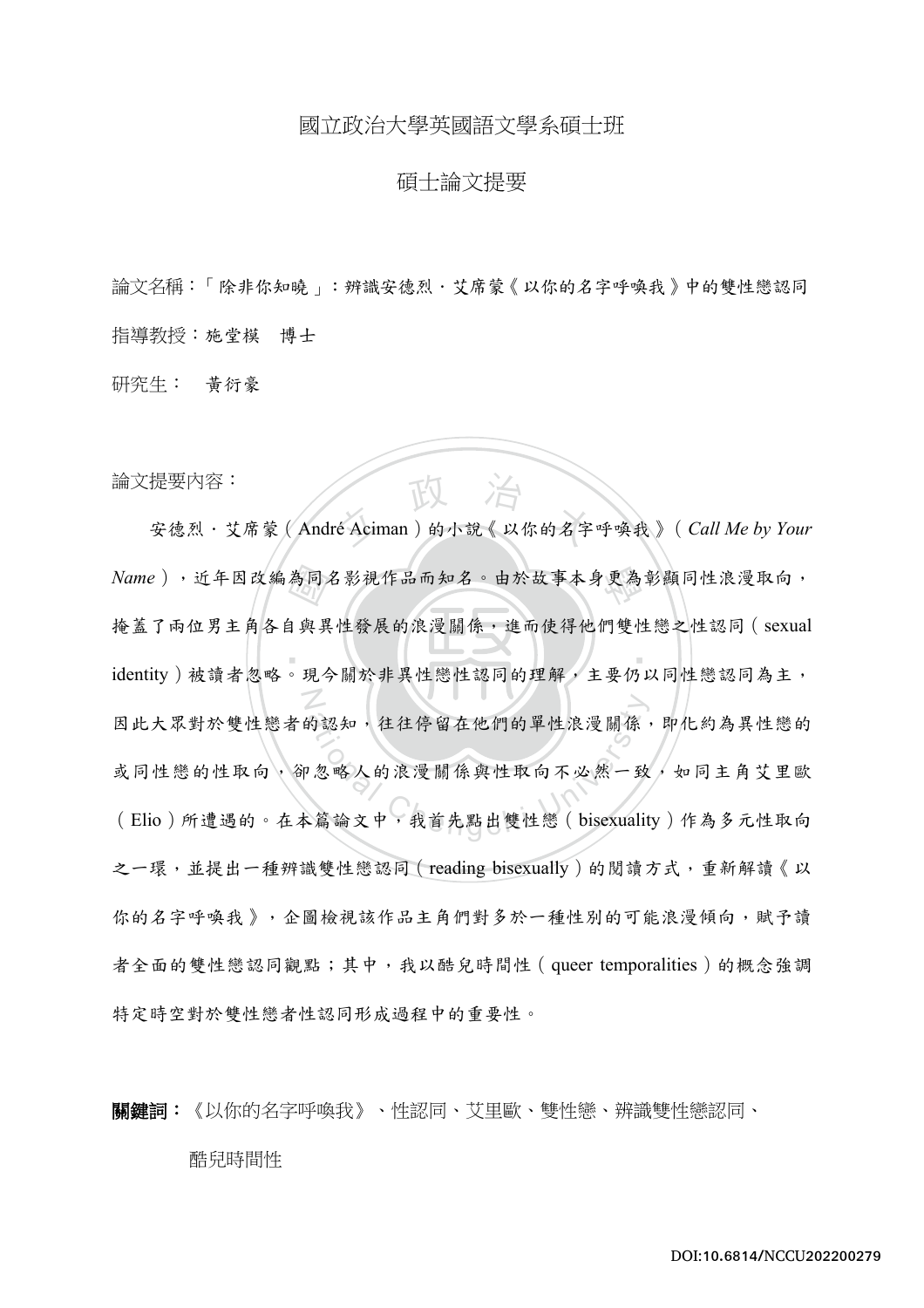國立政治大學英國語文學系碩士班

碩士論文提要

論文名稱：「除非你知曉」：辨識安德烈·艾席蒙《以你的名字呼喚我》中的雙性戀認同

指導教授：施堂模　博士

研究生：　黃衍豪

論文提要內容：

安德烈·艾席蒙（André Aciman）的小說《以你的名字呼喚我》（*Call Me by Your Name*），近年因改編為同名影視作品而知名。由於故事本身更為彰顯同性浪漫取向，掩蓋了兩位男主角各自與異性發展的浪漫關係，進而使得他們雙性戀之性認同（sexual identity）被讀者忽略。現今關於非異性戀性認同的理解，主要仍以同性戀認同為主，因此大眾對於雙性戀者的認知，往往停留在他們的單性浪漫關係，即化約為異性戀的或同性戀的性取向，卻忽略人的浪漫關係與性取向不必然一致，如同主角艾里歐（Elio）所遭遇的。在本篇論文中，我首先點出雙性戀（bisexuality）作為多元性取向之一環，並提出一種辨識雙性戀認同（reading bisexually）的閱讀方式，重新解讀《以你的名字呼喚我》，企圖檢視該作品主角們對多於一種性別的可能浪漫傾向，賦予讀者全面的雙性戀認同觀點；其中，我以酷兒時間性（queer temporalities）的概念強調特定時空對於雙性戀者性認同形成過程中的重要性。

**關鍵詞**：《以你的名字呼喚我》、性認同、艾里歐、雙性戀、辨識雙性戀認同、酷兒時間性

DOI:10.6814/NCCU202200279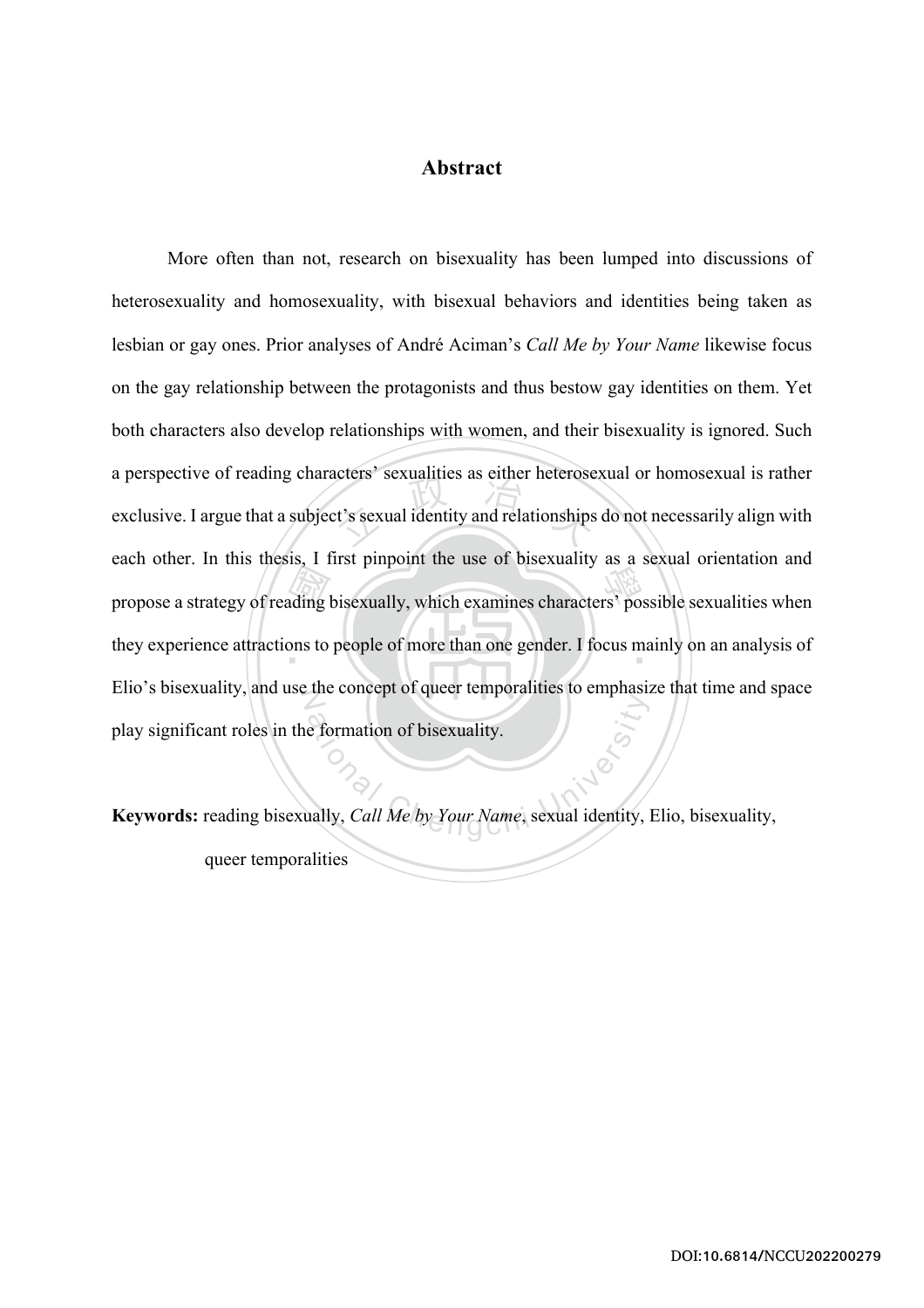# Abstract

More often than not, research on bisexuality has been lumped into discussions of heterosexuality and homosexuality, with bisexual behaviors and identities being taken as lesbian or gay ones. Prior analyses of André Aciman's *Call Me by Your Name* likewise focus on the gay relationship between the protagonists and thus bestow gay identities on them. Yet both characters also develop relationships with women, and their bisexuality is ignored. Such a perspective of reading characters' sexualities as either heterosexual or homosexual is rather exclusive. I argue that a subject's sexual identity and relationships do not necessarily align with each other. In this thesis, I first pinpoint the use of bisexuality as a sexual orientation and propose a strategy of reading bisexually, which examines characters' possible sexualities when they experience attractions to people of more than one gender. I focus mainly on an analysis of Elio's bisexuality, and use the concept of queer temporalities to emphasize that time and space play significant roles in the formation of bisexuality.

**Keywords:** reading bisexually, *Call Me by Your Name*, sexual identity, Elio, bisexuality, queer temporalities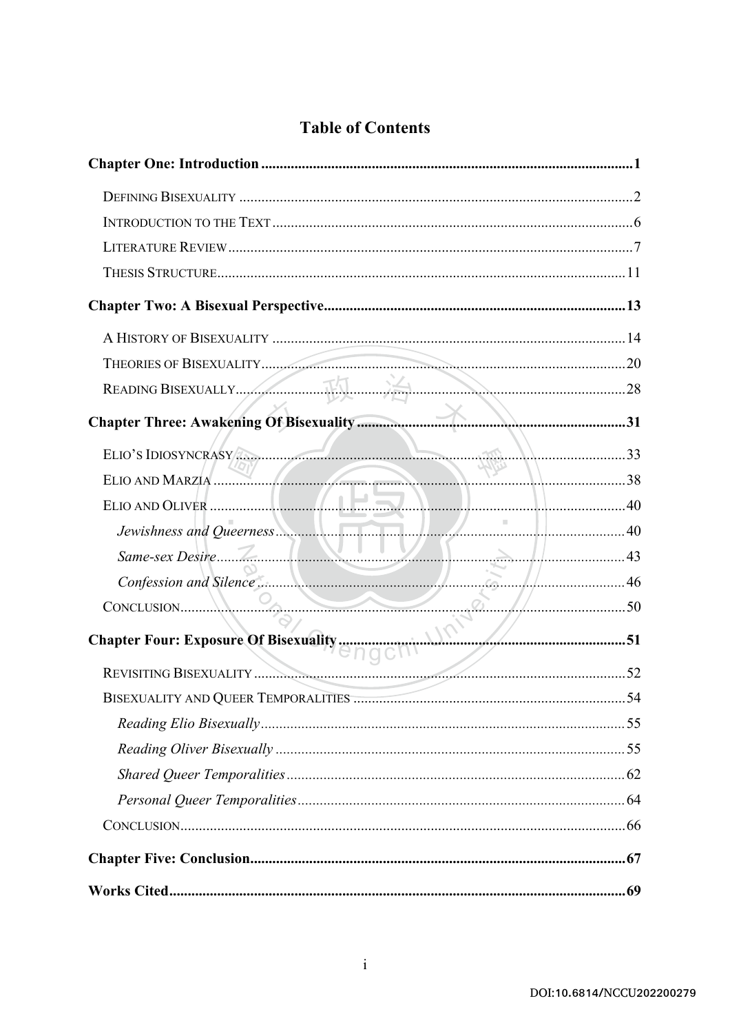# Table of Contents

**Chapter One: Introduction** .......... **1**

- Defining Bisexuality .......... 2
- Introduction to the Text .......... 6
- Literature Review .......... 7
- Thesis Structure .......... 11

**Chapter Two: A Bisexual Perspective** .......... **13**

- A History of Bisexuality .......... 14
- Theories of Bisexuality .......... 20
- Reading Bisexually .......... 28

**Chapter Three: Awakening Of Bisexuality** .......... **31**

- Elio's Idiosyncrasy .......... 33
- Elio and Marzia .......... 38
- Elio and Oliver .......... 40
  - *Jewishness and Queerness* .......... 40
  - *Same-sex Desire* .......... 43
  - *Confession and Silence* .......... 46
- Conclusion .......... 50

**Chapter Four: Exposure Of Bisexuality** .......... **51**

- Revisiting Bisexuality .......... 52
- Bisexuality and Queer Temporalities .......... 54
  - *Reading Elio Bisexually* .......... 55
  - *Reading Oliver Bisexually* .......... 55
  - *Shared Queer Temporalities* .......... 62
  - *Personal Queer Temporalities* .......... 64
- Conclusion .......... 66

**Chapter Five: Conclusion** .......... **67**

**Works Cited** .......... **69**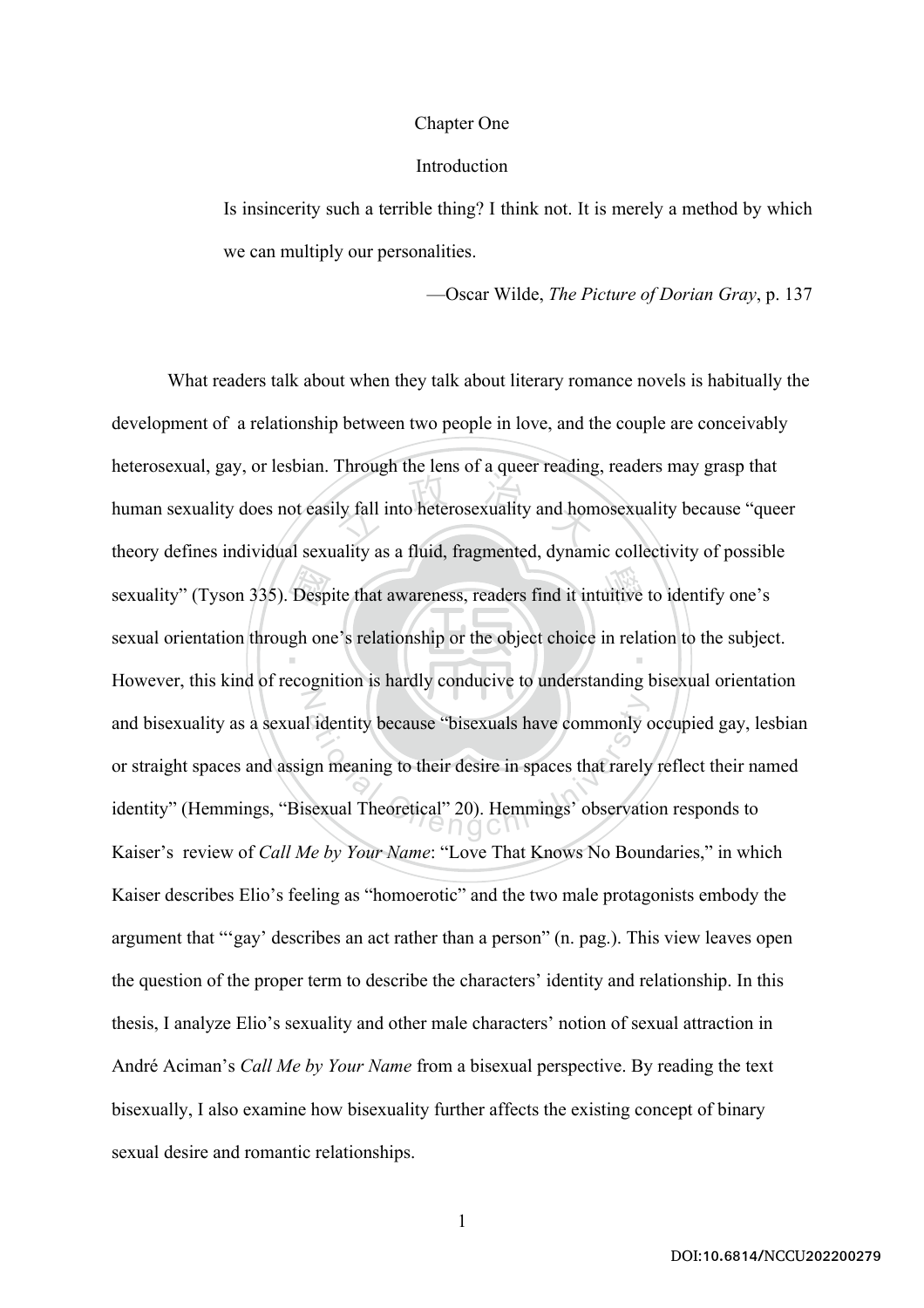# Chapter One

## Introduction

> Is insincerity such a terrible thing? I think not. It is merely a method by which we can multiply our personalities.
>
> —Oscar Wilde, *The Picture of Dorian Gray*, p. 137

What readers talk about when they talk about literary romance novels is habitually the development of a relationship between two people in love, and the couple are conceivably heterosexual, gay, or lesbian. Through the lens of a queer reading, readers may grasp that human sexuality does not easily fall into heterosexuality and homosexuality because "queer theory defines individual sexuality as a fluid, fragmented, dynamic collectivity of possible sexuality" (Tyson 335). Despite that awareness, readers find it intuitive to identify one's sexual orientation through one's relationship or the object choice in relation to the subject. However, this kind of recognition is hardly conducive to understanding bisexual orientation and bisexuality as a sexual identity because "bisexuals have commonly occupied gay, lesbian or straight spaces and assign meaning to their desire in spaces that rarely reflect their named identity" (Hemmings, "Bisexual Theoretical" 20). Hemmings' observation responds to Kaiser's review of *Call Me by Your Name*: "Love That Knows No Boundaries," in which Kaiser describes Elio's feeling as "homoerotic" and the two male protagonists embody the argument that "'gay' describes an act rather than a person" (n. pag.). This view leaves open the question of the proper term to describe the characters' identity and relationship. In this thesis, I analyze Elio's sexuality and other male characters' notion of sexual attraction in André Aciman's *Call Me by Your Name* from a bisexual perspective. By reading the text bisexually, I also examine how bisexuality further affects the existing concept of binary sexual desire and romantic relationships.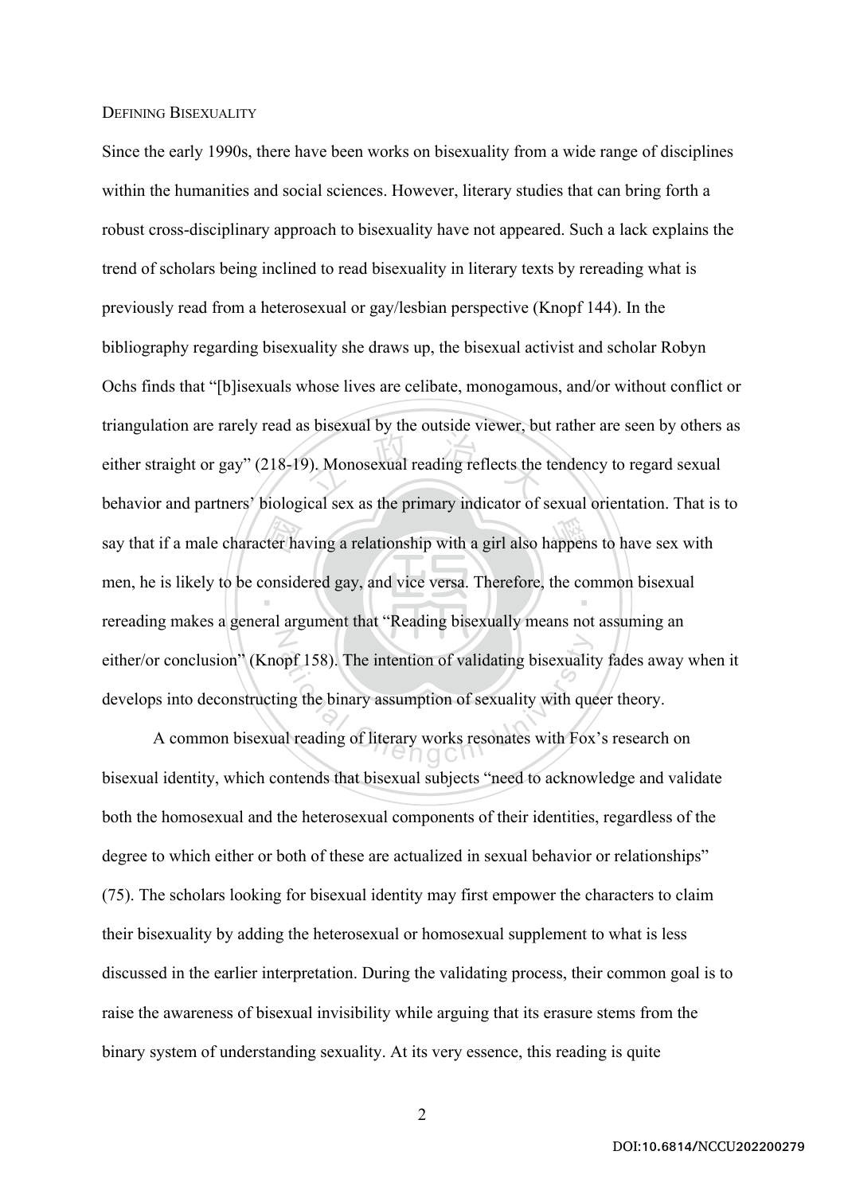## DEFINING BISEXUALITY

Since the early 1990s, there have been works on bisexuality from a wide range of disciplines within the humanities and social sciences. However, literary studies that can bring forth a robust cross-disciplinary approach to bisexuality have not appeared. Such a lack explains the trend of scholars being inclined to read bisexuality in literary texts by rereading what is previously read from a heterosexual or gay/lesbian perspective (Knopf 144). In the bibliography regarding bisexuality she draws up, the bisexual activist and scholar Robyn Ochs finds that "[b]isexuals whose lives are celibate, monogamous, and/or without conflict or triangulation are rarely read as bisexual by the outside viewer, but rather are seen by others as either straight or gay" (218-19). Monosexual reading reflects the tendency to regard sexual behavior and partners' biological sex as the primary indicator of sexual orientation. That is to say that if a male character having a relationship with a girl also happens to have sex with men, he is likely to be considered gay, and vice versa. Therefore, the common bisexual rereading makes a general argument that "Reading bisexually means not assuming an either/or conclusion" (Knopf 158). The intention of validating bisexuality fades away when it develops into deconstructing the binary assumption of sexuality with queer theory.

A common bisexual reading of literary works resonates with Fox's research on bisexual identity, which contends that bisexual subjects "need to acknowledge and validate both the homosexual and the heterosexual components of their identities, regardless of the degree to which either or both of these are actualized in sexual behavior or relationships" (75). The scholars looking for bisexual identity may first empower the characters to claim their bisexuality by adding the heterosexual or homosexual supplement to what is less discussed in the earlier interpretation. During the validating process, their common goal is to raise the awareness of bisexual invisibility while arguing that its erasure stems from the binary system of understanding sexuality. At its very essence, this reading is quite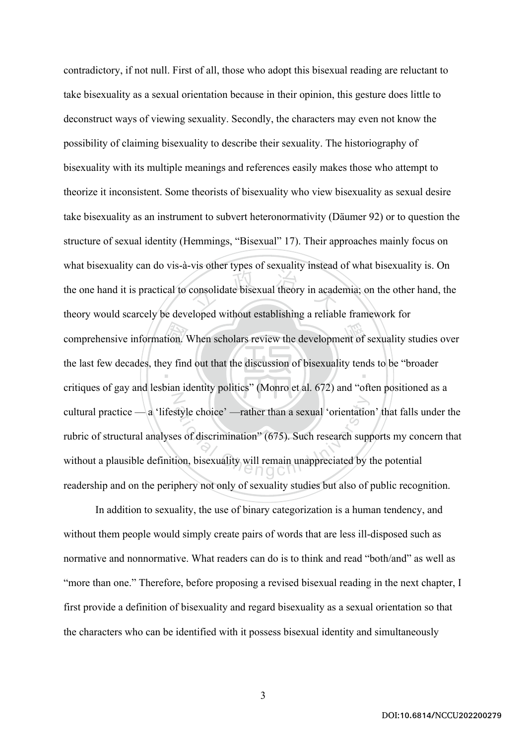contradictory, if not null. First of all, those who adopt this bisexual reading are reluctant to take bisexuality as a sexual orientation because in their opinion, this gesture does little to deconstruct ways of viewing sexuality. Secondly, the characters may even not know the possibility of claiming bisexuality to describe their sexuality. The historiography of bisexuality with its multiple meanings and references easily makes those who attempt to theorize it inconsistent. Some theorists of bisexuality who view bisexuality as sexual desire take bisexuality as an instrument to subvert heteronormativity (Däumer 92) or to question the structure of sexual identity (Hemmings, "Bisexual" 17). Their approaches mainly focus on what bisexuality can do vis-à-vis other types of sexuality instead of what bisexuality is. On the one hand it is practical to consolidate bisexual theory in academia; on the other hand, the theory would scarcely be developed without establishing a reliable framework for comprehensive information. When scholars review the development of sexuality studies over the last few decades, they find out that the discussion of bisexuality tends to be "broader critiques of gay and lesbian identity politics" (Monro et al. 672) and "often positioned as a cultural practice — a 'lifestyle choice' —rather than a sexual 'orientation' that falls under the rubric of structural analyses of discrimination" (675). Such research supports my concern that without a plausible definition, bisexuality will remain unappreciated by the potential readership and on the periphery not only of sexuality studies but also of public recognition.

In addition to sexuality, the use of binary categorization is a human tendency, and without them people would simply create pairs of words that are less ill-disposed such as normative and nonnormative. What readers can do is to think and read "both/and" as well as "more than one." Therefore, before proposing a revised bisexual reading in the next chapter, I first provide a definition of bisexuality and regard bisexuality as a sexual orientation so that the characters who can be identified with it possess bisexual identity and simultaneously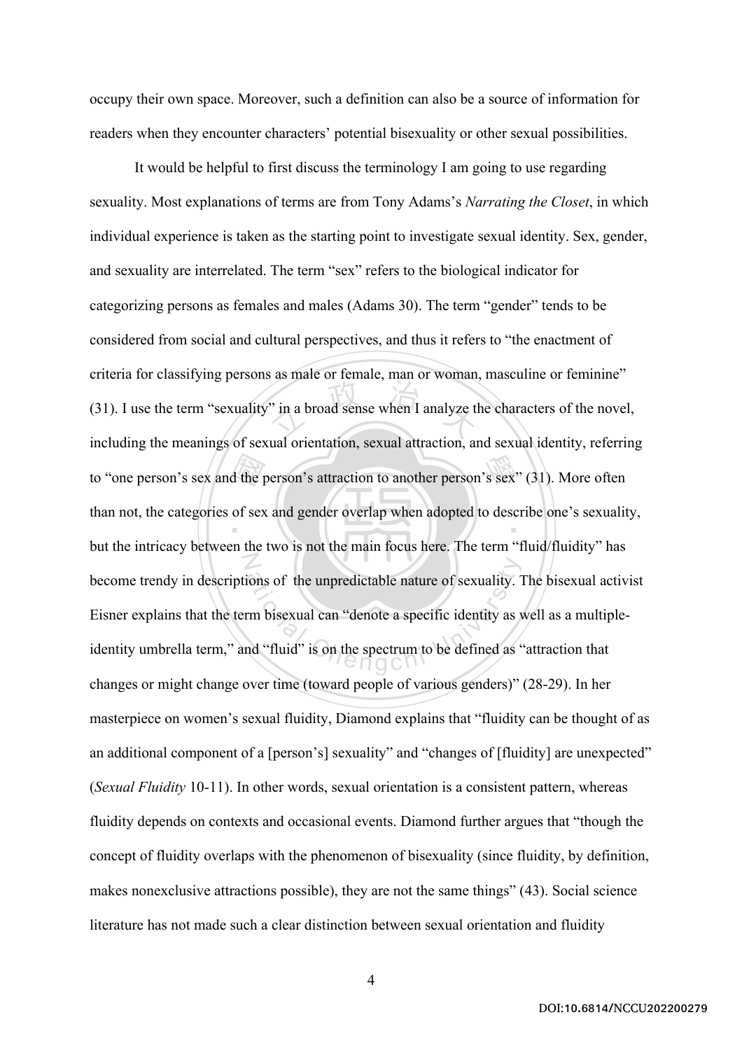occupy their own space. Moreover, such a definition can also be a source of information for readers when they encounter characters' potential bisexuality or other sexual possibilities.

It would be helpful to first discuss the terminology I am going to use regarding sexuality. Most explanations of terms are from Tony Adams's *Narrating the Closet*, in which individual experience is taken as the starting point to investigate sexual identity. Sex, gender, and sexuality are interrelated. The term "sex" refers to the biological indicator for categorizing persons as females and males (Adams 30). The term "gender" tends to be considered from social and cultural perspectives, and thus it refers to "the enactment of criteria for classifying persons as male or female, man or woman, masculine or feminine" (31). I use the term "sexuality" in a broad sense when I analyze the characters of the novel, including the meanings of sexual orientation, sexual attraction, and sexual identity, referring to "one person's sex and the person's attraction to another person's sex" (31). More often than not, the categories of sex and gender overlap when adopted to describe one's sexuality, but the intricacy between the two is not the main focus here. The term "fluid/fluidity" has become trendy in descriptions of the unpredictable nature of sexuality. The bisexual activist Eisner explains that the term bisexual can "denote a specific identity as well as a multiple-identity umbrella term," and "fluid" is on the spectrum to be defined as "attraction that changes or might change over time (toward people of various genders)" (28-29). In her masterpiece on women's sexual fluidity, Diamond explains that "fluidity can be thought of as an additional component of a [person's] sexuality" and "changes of [fluidity] are unexpected" (*Sexual Fluidity* 10-11). In other words, sexual orientation is a consistent pattern, whereas fluidity depends on contexts and occasional events. Diamond further argues that "though the concept of fluidity overlaps with the phenomenon of bisexuality (since fluidity, by definition, makes nonexclusive attractions possible), they are not the same things" (43). Social science literature has not made such a clear distinction between sexual orientation and fluidity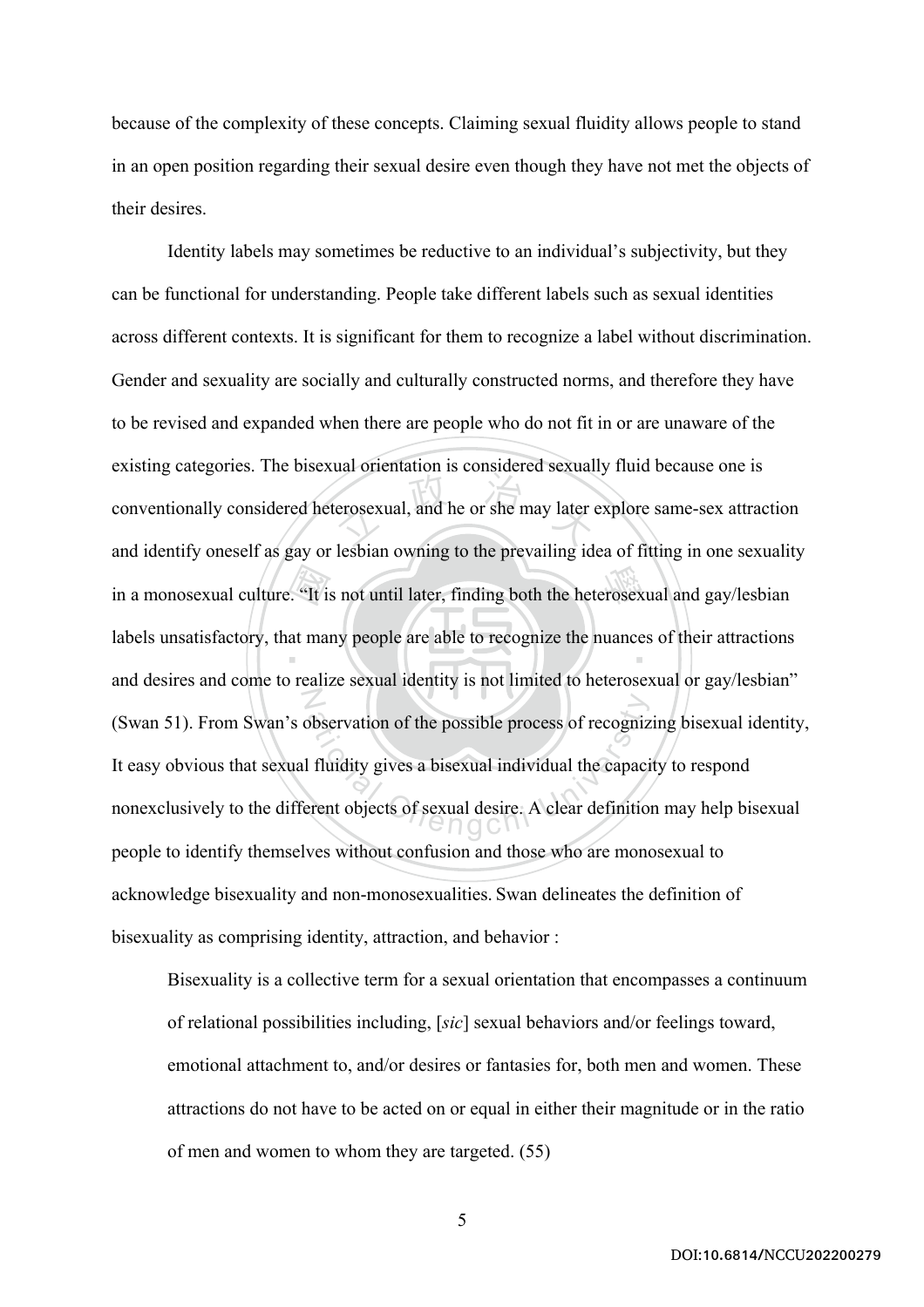because of the complexity of these concepts. Claiming sexual fluidity allows people to stand in an open position regarding their sexual desire even though they have not met the objects of their desires.

Identity labels may sometimes be reductive to an individual's subjectivity, but they can be functional for understanding. People take different labels such as sexual identities across different contexts. It is significant for them to recognize a label without discrimination. Gender and sexuality are socially and culturally constructed norms, and therefore they have to be revised and expanded when there are people who do not fit in or are unaware of the existing categories. The bisexual orientation is considered sexually fluid because one is conventionally considered heterosexual, and he or she may later explore same-sex attraction and identify oneself as gay or lesbian owning to the prevailing idea of fitting in one sexuality in a monosexual culture. "It is not until later, finding both the heterosexual and gay/lesbian labels unsatisfactory, that many people are able to recognize the nuances of their attractions and desires and come to realize sexual identity is not limited to heterosexual or gay/lesbian" (Swan 51). From Swan's observation of the possible process of recognizing bisexual identity, It easy obvious that sexual fluidity gives a bisexual individual the capacity to respond nonexclusively to the different objects of sexual desire. A clear definition may help bisexual people to identify themselves without confusion and those who are monosexual to acknowledge bisexuality and non-monosexualities. Swan delineates the definition of bisexuality as comprising identity, attraction, and behavior :

> Bisexuality is a collective term for a sexual orientation that encompasses a continuum of relational possibilities including, [*sic*] sexual behaviors and/or feelings toward, emotional attachment to, and/or desires or fantasies for, both men and women. These attractions do not have to be acted on or equal in either their magnitude or in the ratio of men and women to whom they are targeted. (55)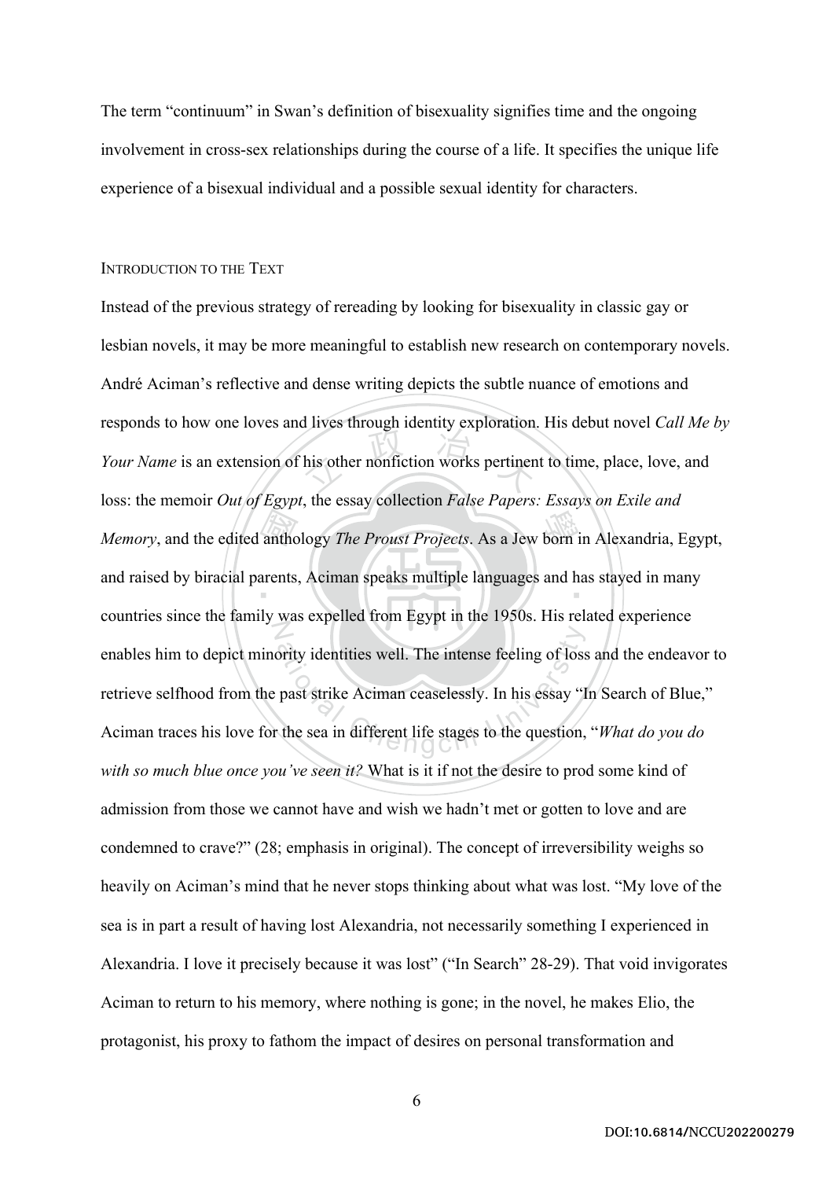The term "continuum" in Swan's definition of bisexuality signifies time and the ongoing involvement in cross-sex relationships during the course of a life. It specifies the unique life experience of a bisexual individual and a possible sexual identity for characters.

## INTRODUCTION TO THE TEXT

Instead of the previous strategy of rereading by looking for bisexuality in classic gay or lesbian novels, it may be more meaningful to establish new research on contemporary novels. André Aciman's reflective and dense writing depicts the subtle nuance of emotions and responds to how one loves and lives through identity exploration. His debut novel *Call Me by Your Name* is an extension of his other nonfiction works pertinent to time, place, love, and loss: the memoir *Out of Egypt*, the essay collection *False Papers: Essays on Exile and Memory*, and the edited anthology *The Proust Projects*. As a Jew born in Alexandria, Egypt, and raised by biracial parents, Aciman speaks multiple languages and has stayed in many countries since the family was expelled from Egypt in the 1950s. His related experience enables him to depict minority identities well. The intense feeling of loss and the endeavor to retrieve selfhood from the past strike Aciman ceaselessly. In his essay "In Search of Blue," Aciman traces his love for the sea in different life stages to the question, "*What do you do with so much blue once you've seen it?* What is it if not the desire to prod some kind of admission from those we cannot have and wish we hadn't met or gotten to love and are condemned to crave?" (28; emphasis in original). The concept of irreversibility weighs so heavily on Aciman's mind that he never stops thinking about what was lost. "My love of the sea is in part a result of having lost Alexandria, not necessarily something I experienced in Alexandria. I love it precisely because it was lost" ("In Search" 28-29). That void invigorates Aciman to return to his memory, where nothing is gone; in the novel, he makes Elio, the protagonist, his proxy to fathom the impact of desires on personal transformation and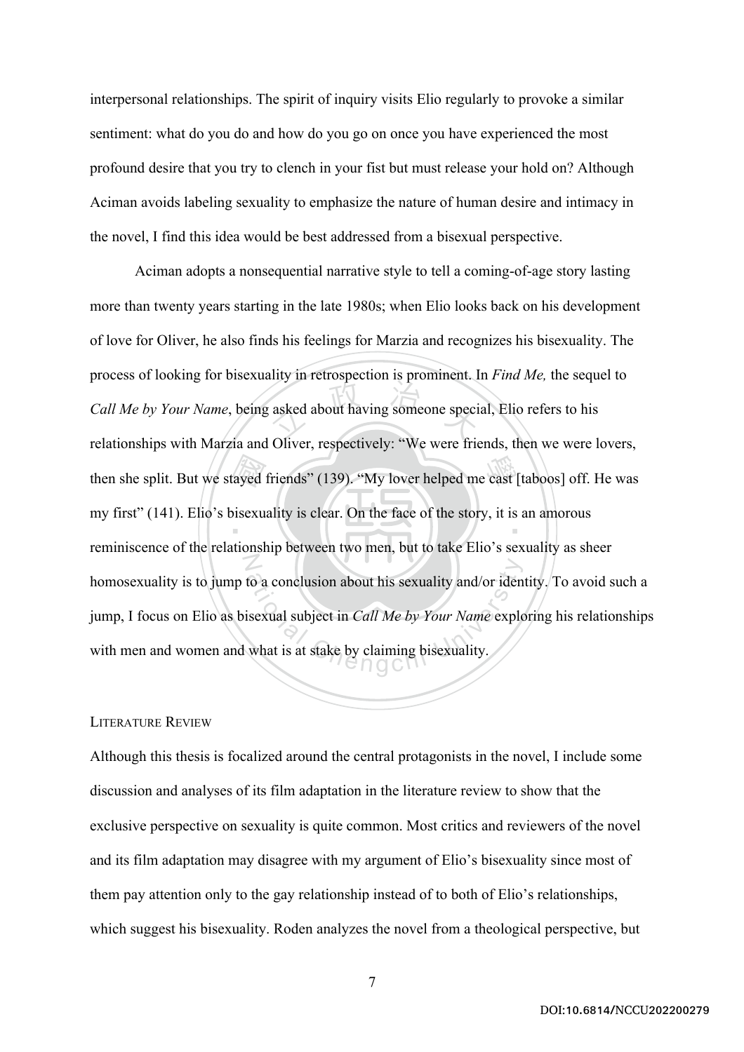interpersonal relationships. The spirit of inquiry visits Elio regularly to provoke a similar sentiment: what do you do and how do you go on once you have experienced the most profound desire that you try to clench in your fist but must release your hold on? Although Aciman avoids labeling sexuality to emphasize the nature of human desire and intimacy in the novel, I find this idea would be best addressed from a bisexual perspective.

Aciman adopts a nonsequential narrative style to tell a coming-of-age story lasting more than twenty years starting in the late 1980s; when Elio looks back on his development of love for Oliver, he also finds his feelings for Marzia and recognizes his bisexuality. The process of looking for bisexuality in retrospection is prominent. In *Find Me,* the sequel to *Call Me by Your Name*, being asked about having someone special, Elio refers to his relationships with Marzia and Oliver, respectively: "We were friends, then we were lovers, then she split. But we stayed friends" (139). "My lover helped me cast [taboos] off. He was my first" (141). Elio's bisexuality is clear. On the face of the story, it is an amorous reminiscence of the relationship between two men, but to take Elio's sexuality as sheer homosexuality is to jump to a conclusion about his sexuality and/or identity. To avoid such a jump, I focus on Elio as bisexual subject in *Call Me by Your Name* exploring his relationships with men and women and what is at stake by claiming bisexuality.

## LITERATURE REVIEW

Although this thesis is focalized around the central protagonists in the novel, I include some discussion and analyses of its film adaptation in the literature review to show that the exclusive perspective on sexuality is quite common. Most critics and reviewers of the novel and its film adaptation may disagree with my argument of Elio's bisexuality since most of them pay attention only to the gay relationship instead of to both of Elio's relationships, which suggest his bisexuality. Roden analyzes the novel from a theological perspective, but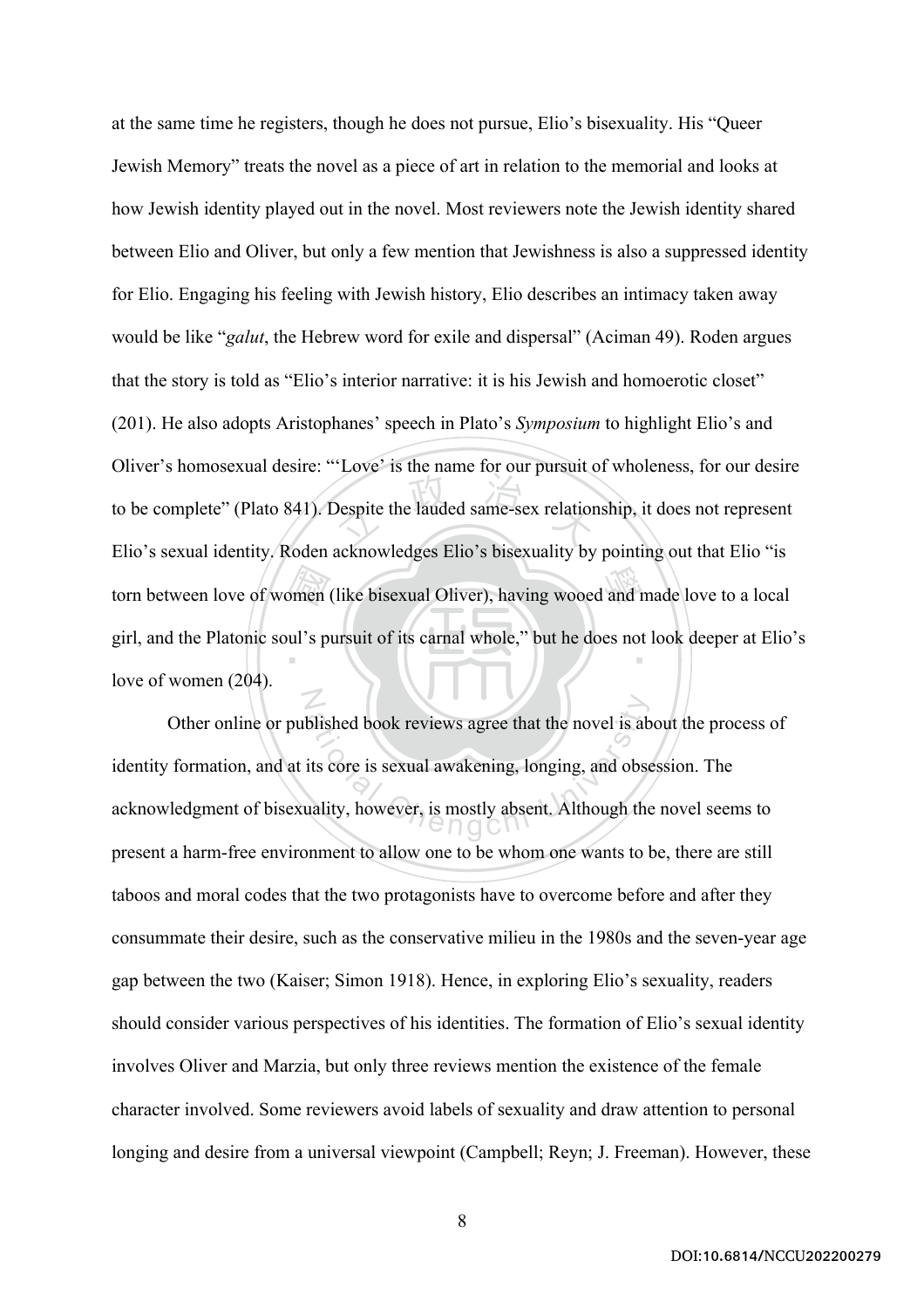at the same time he registers, though he does not pursue, Elio's bisexuality. His "Queer Jewish Memory" treats the novel as a piece of art in relation to the memorial and looks at how Jewish identity played out in the novel. Most reviewers note the Jewish identity shared between Elio and Oliver, but only a few mention that Jewishness is also a suppressed identity for Elio. Engaging his feeling with Jewish history, Elio describes an intimacy taken away would be like "*galut*, the Hebrew word for exile and dispersal" (Aciman 49). Roden argues that the story is told as "Elio's interior narrative: it is his Jewish and homoerotic closet" (201). He also adopts Aristophanes' speech in Plato's *Symposium* to highlight Elio's and Oliver's homosexual desire: "'Love' is the name for our pursuit of wholeness, for our desire to be complete" (Plato 841). Despite the lauded same-sex relationship, it does not represent Elio's sexual identity. Roden acknowledges Elio's bisexuality by pointing out that Elio "is torn between love of women (like bisexual Oliver), having wooed and made love to a local girl, and the Platonic soul's pursuit of its carnal whole," but he does not look deeper at Elio's love of women (204).

Other online or published book reviews agree that the novel is about the process of identity formation, and at its core is sexual awakening, longing, and obsession. The acknowledgment of bisexuality, however, is mostly absent. Although the novel seems to present a harm-free environment to allow one to be whom one wants to be, there are still taboos and moral codes that the two protagonists have to overcome before and after they consummate their desire, such as the conservative milieu in the 1980s and the seven-year age gap between the two (Kaiser; Simon 1918). Hence, in exploring Elio's sexuality, readers should consider various perspectives of his identities. The formation of Elio's sexual identity involves Oliver and Marzia, but only three reviews mention the existence of the female character involved. Some reviewers avoid labels of sexuality and draw attention to personal longing and desire from a universal viewpoint (Campbell; Reyn; J. Freeman). However, these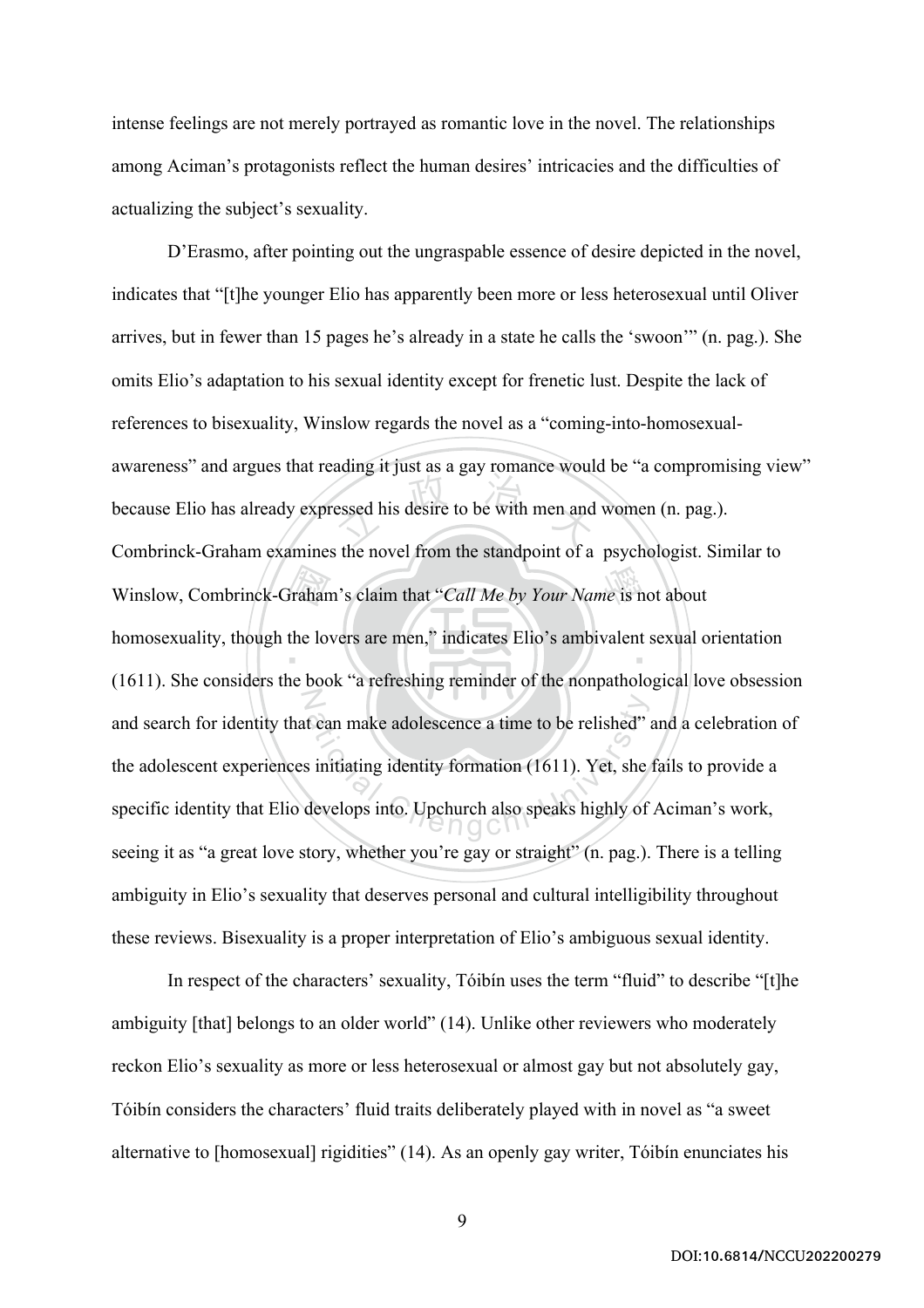intense feelings are not merely portrayed as romantic love in the novel. The relationships among Aciman's protagonists reflect the human desires' intricacies and the difficulties of actualizing the subject's sexuality.

D'Erasmo, after pointing out the ungraspable essence of desire depicted in the novel, indicates that "[t]he younger Elio has apparently been more or less heterosexual until Oliver arrives, but in fewer than 15 pages he's already in a state he calls the 'swoon'" (n. pag.). She omits Elio's adaptation to his sexual identity except for frenetic lust. Despite the lack of references to bisexuality, Winslow regards the novel as a "coming-into-homosexual-awareness" and argues that reading it just as a gay romance would be "a compromising view" because Elio has already expressed his desire to be with men and women (n. pag.). Combrinck-Graham examines the novel from the standpoint of a psychologist. Similar to Winslow, Combrinck-Graham's claim that "*Call Me by Your Name* is not about homosexuality, though the lovers are men," indicates Elio's ambivalent sexual orientation (1611). She considers the book "a refreshing reminder of the nonpathological love obsession and search for identity that can make adolescence a time to be relished" and a celebration of the adolescent experiences initiating identity formation (1611). Yet, she fails to provide a specific identity that Elio develops into. Upchurch also speaks highly of Aciman's work, seeing it as "a great love story, whether you're gay or straight" (n. pag.). There is a telling ambiguity in Elio's sexuality that deserves personal and cultural intelligibility throughout these reviews. Bisexuality is a proper interpretation of Elio's ambiguous sexual identity.

In respect of the characters' sexuality, Tóibín uses the term "fluid" to describe "[t]he ambiguity [that] belongs to an older world" (14). Unlike other reviewers who moderately reckon Elio's sexuality as more or less heterosexual or almost gay but not absolutely gay, Tóibín considers the characters' fluid traits deliberately played with in novel as "a sweet alternative to [homosexual] rigidities" (14). As an openly gay writer, Tóibín enunciates his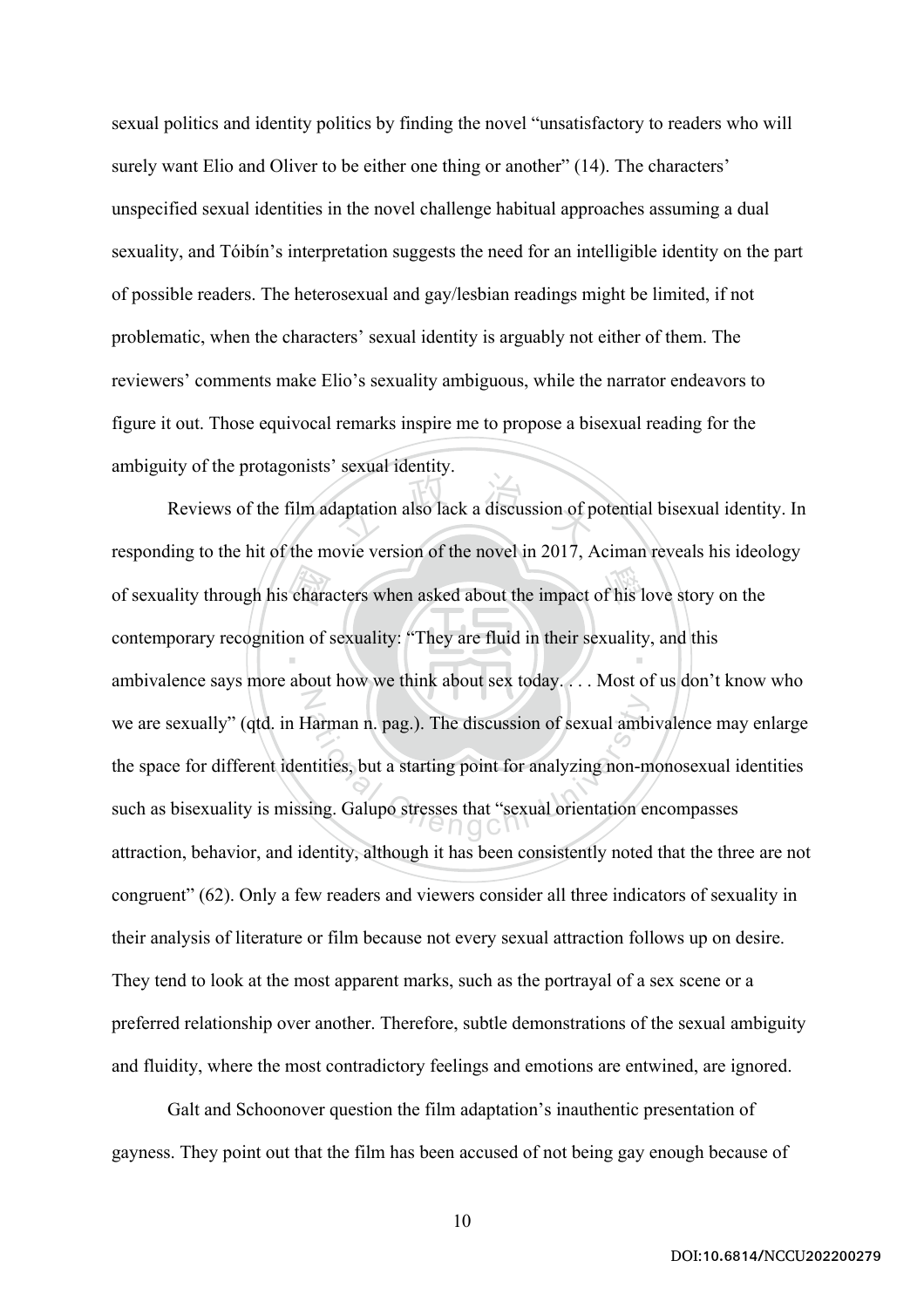sexual politics and identity politics by finding the novel "unsatisfactory to readers who will surely want Elio and Oliver to be either one thing or another" (14). The characters' unspecified sexual identities in the novel challenge habitual approaches assuming a dual sexuality, and Tóibín's interpretation suggests the need for an intelligible identity on the part of possible readers. The heterosexual and gay/lesbian readings might be limited, if not problematic, when the characters' sexual identity is arguably not either of them. The reviewers' comments make Elio's sexuality ambiguous, while the narrator endeavors to figure it out. Those equivocal remarks inspire me to propose a bisexual reading for the ambiguity of the protagonists' sexual identity.

Reviews of the film adaptation also lack a discussion of potential bisexual identity. In responding to the hit of the movie version of the novel in 2017, Aciman reveals his ideology of sexuality through his characters when asked about the impact of his love story on the contemporary recognition of sexuality: "They are fluid in their sexuality, and this ambivalence says more about how we think about sex today. . . . Most of us don't know who we are sexually" (qtd. in Harman n. pag.). The discussion of sexual ambivalence may enlarge the space for different identities, but a starting point for analyzing non-monosexual identities such as bisexuality is missing. Galupo stresses that "sexual orientation encompasses attraction, behavior, and identity, although it has been consistently noted that the three are not congruent" (62). Only a few readers and viewers consider all three indicators of sexuality in their analysis of literature or film because not every sexual attraction follows up on desire. They tend to look at the most apparent marks, such as the portrayal of a sex scene or a preferred relationship over another. Therefore, subtle demonstrations of the sexual ambiguity and fluidity, where the most contradictory feelings and emotions are entwined, are ignored.

Galt and Schoonover question the film adaptation's inauthentic presentation of gayness. They point out that the film has been accused of not being gay enough because of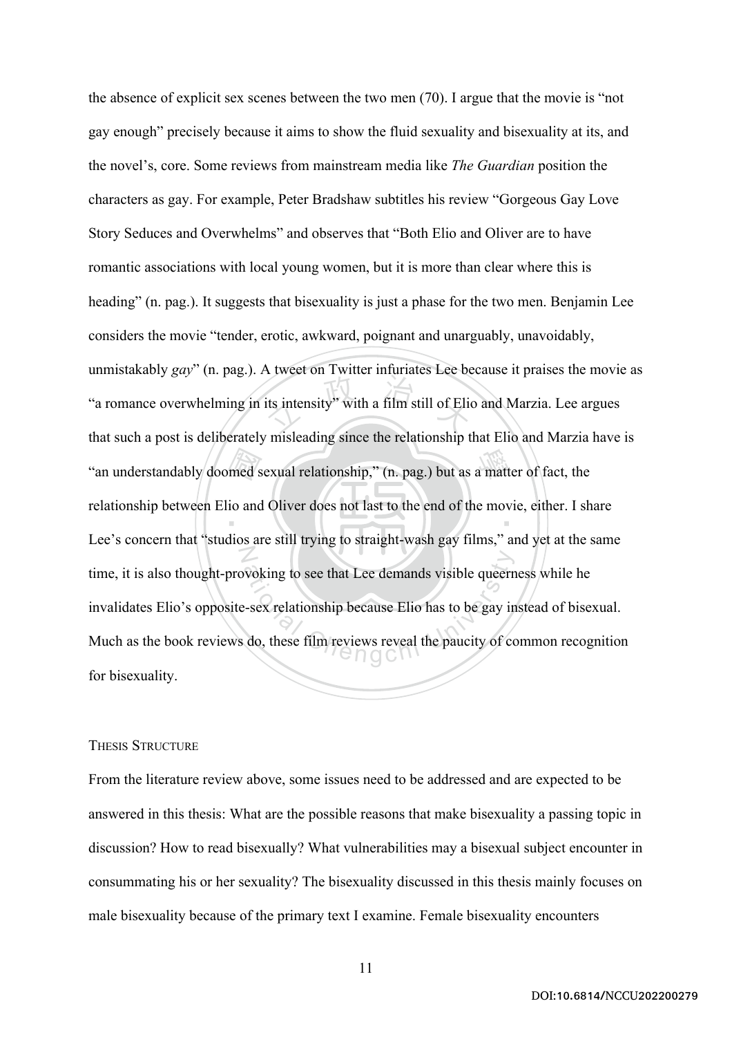the absence of explicit sex scenes between the two men (70). I argue that the movie is "not gay enough" precisely because it aims to show the fluid sexuality and bisexuality at its, and the novel's, core. Some reviews from mainstream media like *The Guardian* position the characters as gay. For example, Peter Bradshaw subtitles his review "Gorgeous Gay Love Story Seduces and Overwhelms" and observes that "Both Elio and Oliver are to have romantic associations with local young women, but it is more than clear where this is heading" (n. pag.). It suggests that bisexuality is just a phase for the two men. Benjamin Lee considers the movie "tender, erotic, awkward, poignant and unarguably, unavoidably, unmistakably *gay*" (n. pag.). A tweet on Twitter infuriates Lee because it praises the movie as "a romance overwhelming in its intensity" with a film still of Elio and Marzia. Lee argues that such a post is deliberately misleading since the relationship that Elio and Marzia have is "an understandably doomed sexual relationship," (n. pag.) but as a matter of fact, the relationship between Elio and Oliver does not last to the end of the movie, either. I share Lee's concern that "studios are still trying to straight-wash gay films," and yet at the same time, it is also thought-provoking to see that Lee demands visible queerness while he invalidates Elio's opposite-sex relationship because Elio has to be gay instead of bisexual. Much as the book reviews do, these film reviews reveal the paucity of common recognition for bisexuality.

## Thesis Structure

From the literature review above, some issues need to be addressed and are expected to be answered in this thesis: What are the possible reasons that make bisexuality a passing topic in discussion? How to read bisexually? What vulnerabilities may a bisexual subject encounter in consummating his or her sexuality? The bisexuality discussed in this thesis mainly focuses on male bisexuality because of the primary text I examine. Female bisexuality encounters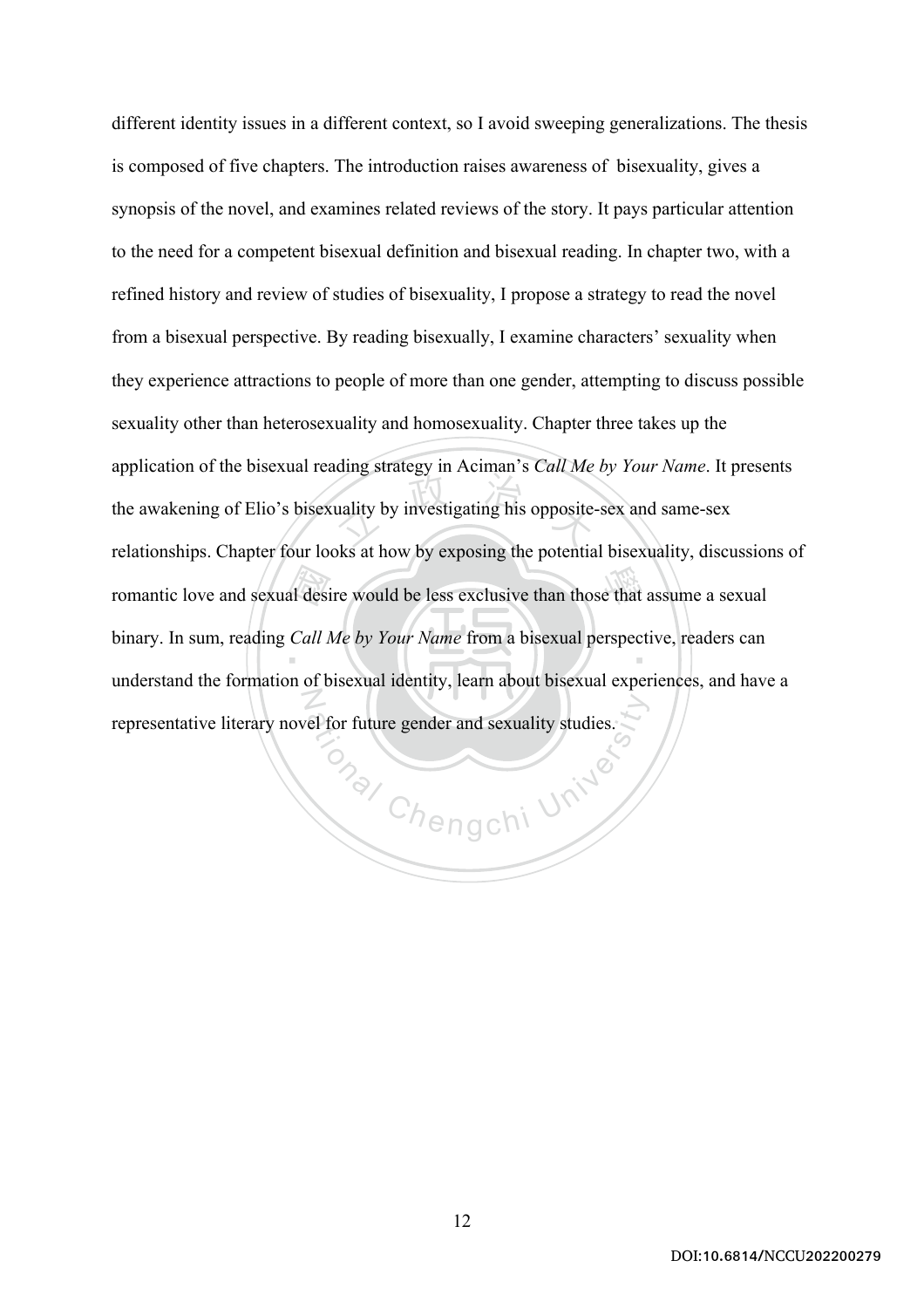different identity issues in a different context, so I avoid sweeping generalizations. The thesis is composed of five chapters. The introduction raises awareness of bisexuality, gives a synopsis of the novel, and examines related reviews of the story. It pays particular attention to the need for a competent bisexual definition and bisexual reading. In chapter two, with a refined history and review of studies of bisexuality, I propose a strategy to read the novel from a bisexual perspective. By reading bisexually, I examine characters' sexuality when they experience attractions to people of more than one gender, attempting to discuss possible sexuality other than heterosexuality and homosexuality. Chapter three takes up the application of the bisexual reading strategy in Aciman's *Call Me by Your Name*. It presents the awakening of Elio's bisexuality by investigating his opposite-sex and same-sex relationships. Chapter four looks at how by exposing the potential bisexuality, discussions of romantic love and sexual desire would be less exclusive than those that assume a sexual binary. In sum, reading *Call Me by Your Name* from a bisexual perspective, readers can understand the formation of bisexual identity, learn about bisexual experiences, and have a representative literary novel for future gender and sexuality studies.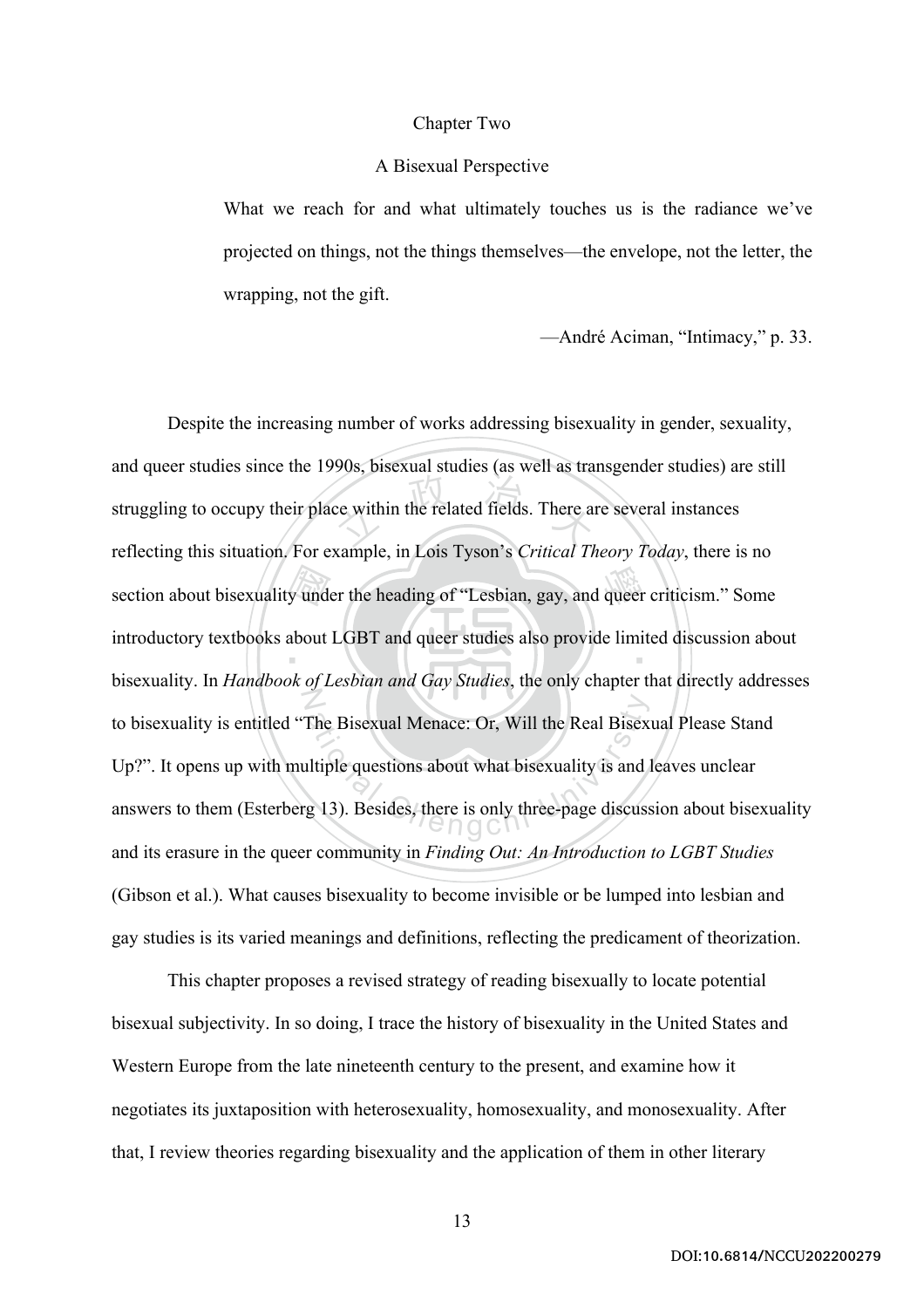# Chapter Two

## A Bisexual Perspective

> What we reach for and what ultimately touches us is the radiance we've projected on things, not the things themselves—the envelope, not the letter, the wrapping, not the gift.
>
> —André Aciman, "Intimacy," p. 33.

Despite the increasing number of works addressing bisexuality in gender, sexuality, and queer studies since the 1990s, bisexual studies (as well as transgender studies) are still struggling to occupy their place within the related fields. There are several instances reflecting this situation. For example, in Lois Tyson's *Critical Theory Today*, there is no section about bisexuality under the heading of "Lesbian, gay, and queer criticism." Some introductory textbooks about LGBT and queer studies also provide limited discussion about bisexuality. In *Handbook of Lesbian and Gay Studies*, the only chapter that directly addresses to bisexuality is entitled "The Bisexual Menace: Or, Will the Real Bisexual Please Stand Up?". It opens up with multiple questions about what bisexuality is and leaves unclear answers to them (Esterberg 13). Besides, there is only three-page discussion about bisexuality and its erasure in the queer community in *Finding Out: An Introduction to LGBT Studies* (Gibson et al.). What causes bisexuality to become invisible or be lumped into lesbian and gay studies is its varied meanings and definitions, reflecting the predicament of theorization.

This chapter proposes a revised strategy of reading bisexually to locate potential bisexual subjectivity. In so doing, I trace the history of bisexuality in the United States and Western Europe from the late nineteenth century to the present, and examine how it negotiates its juxtaposition with heterosexuality, homosexuality, and monosexuality. After that, I review theories regarding bisexuality and the application of them in other literary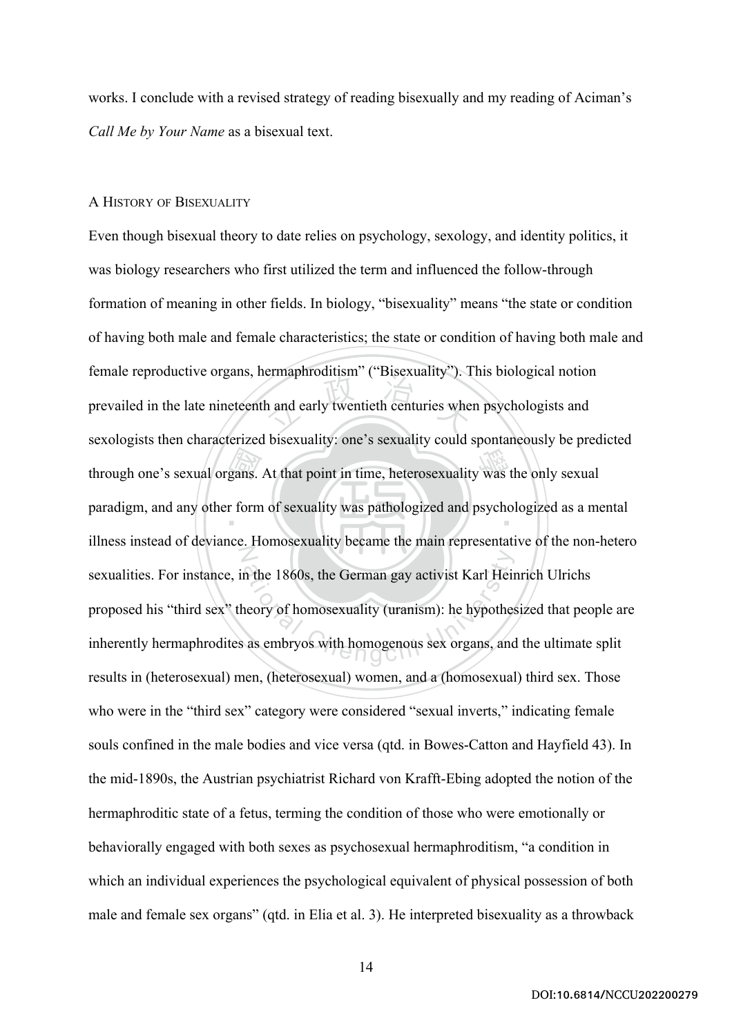works. I conclude with a revised strategy of reading bisexually and my reading of Aciman's *Call Me by Your Name* as a bisexual text.

## A History of Bisexuality

Even though bisexual theory to date relies on psychology, sexology, and identity politics, it was biology researchers who first utilized the term and influenced the follow-through formation of meaning in other fields. In biology, "bisexuality" means "the state or condition of having both male and female characteristics; the state or condition of having both male and female reproductive organs, hermaphroditism" ("Bisexuality"). This biological notion prevailed in the late nineteenth and early twentieth centuries when psychologists and sexologists then characterized bisexuality: one's sexuality could spontaneously be predicted through one's sexual organs. At that point in time, heterosexuality was the only sexual paradigm, and any other form of sexuality was pathologized and psychologized as a mental illness instead of deviance. Homosexuality became the main representative of the non-hetero sexualities. For instance, in the 1860s, the German gay activist Karl Heinrich Ulrichs proposed his "third sex" theory of homosexuality (uranism): he hypothesized that people are inherently hermaphrodites as embryos with homogenous sex organs, and the ultimate split results in (heterosexual) men, (heterosexual) women, and a (homosexual) third sex. Those who were in the "third sex" category were considered "sexual inverts," indicating female souls confined in the male bodies and vice versa (qtd. in Bowes-Catton and Hayfield 43). In the mid-1890s, the Austrian psychiatrist Richard von Krafft-Ebing adopted the notion of the hermaphroditic state of a fetus, terming the condition of those who were emotionally or behaviorally engaged with both sexes as psychosexual hermaphroditism, "a condition in which an individual experiences the psychological equivalent of physical possession of both male and female sex organs" (qtd. in Elia et al. 3). He interpreted bisexuality as a throwback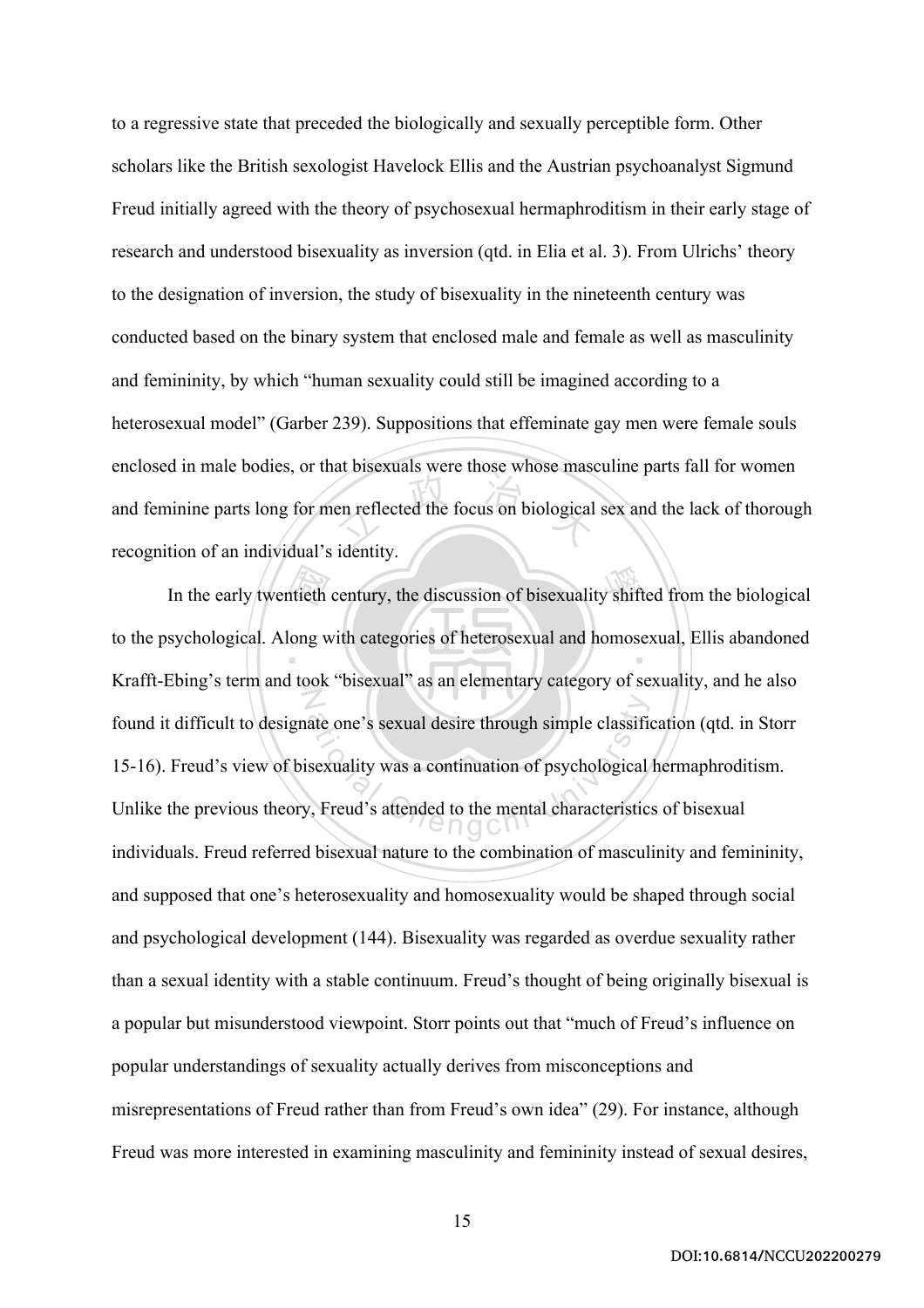to a regressive state that preceded the biologically and sexually perceptible form. Other scholars like the British sexologist Havelock Ellis and the Austrian psychoanalyst Sigmund Freud initially agreed with the theory of psychosexual hermaphroditism in their early stage of research and understood bisexuality as inversion (qtd. in Elia et al. 3). From Ulrichs' theory to the designation of inversion, the study of bisexuality in the nineteenth century was conducted based on the binary system that enclosed male and female as well as masculinity and femininity, by which "human sexuality could still be imagined according to a heterosexual model" (Garber 239). Suppositions that effeminate gay men were female souls enclosed in male bodies, or that bisexuals were those whose masculine parts fall for women and feminine parts long for men reflected the focus on biological sex and the lack of thorough recognition of an individual's identity.

In the early twentieth century, the discussion of bisexuality shifted from the biological to the psychological. Along with categories of heterosexual and homosexual, Ellis abandoned Krafft-Ebing's term and took "bisexual" as an elementary category of sexuality, and he also found it difficult to designate one's sexual desire through simple classification (qtd. in Storr 15-16). Freud's view of bisexuality was a continuation of psychological hermaphroditism. Unlike the previous theory, Freud's attended to the mental characteristics of bisexual individuals. Freud referred bisexual nature to the combination of masculinity and femininity, and supposed that one's heterosexuality and homosexuality would be shaped through social and psychological development (144). Bisexuality was regarded as overdue sexuality rather than a sexual identity with a stable continuum. Freud's thought of being originally bisexual is a popular but misunderstood viewpoint. Storr points out that "much of Freud's influence on popular understandings of sexuality actually derives from misconceptions and misrepresentations of Freud rather than from Freud's own idea" (29). For instance, although Freud was more interested in examining masculinity and femininity instead of sexual desires,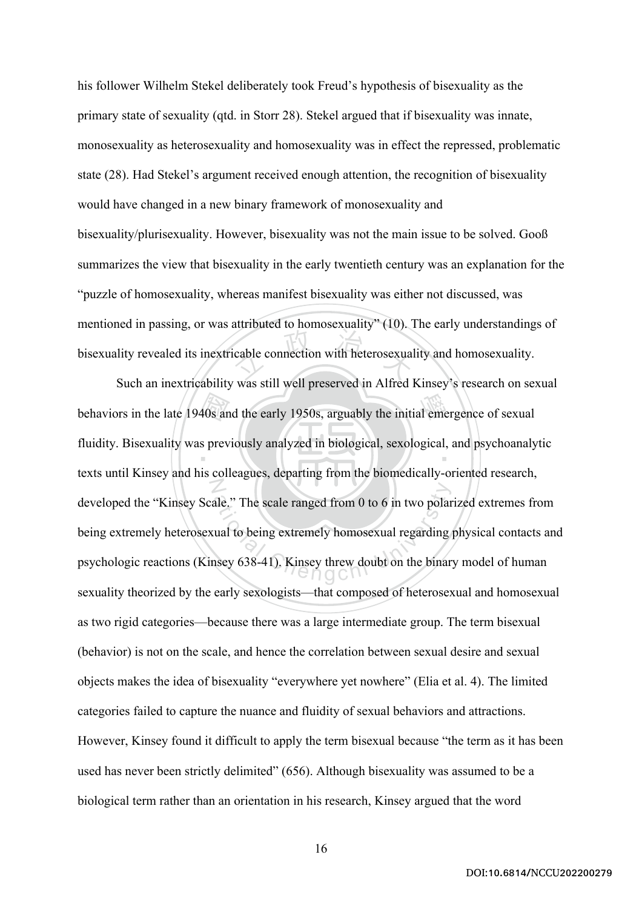his follower Wilhelm Stekel deliberately took Freud's hypothesis of bisexuality as the primary state of sexuality (qtd. in Storr 28). Stekel argued that if bisexuality was innate, monosexuality as heterosexuality and homosexuality was in effect the repressed, problematic state (28). Had Stekel's argument received enough attention, the recognition of bisexuality would have changed in a new binary framework of monosexuality and bisexuality/plurisexuality. However, bisexuality was not the main issue to be solved. Gooß summarizes the view that bisexuality in the early twentieth century was an explanation for the "puzzle of homosexuality, whereas manifest bisexuality was either not discussed, was mentioned in passing, or was attributed to homosexuality" (10). The early understandings of bisexuality revealed its inextricable connection with heterosexuality and homosexuality.

Such an inextricability was still well preserved in Alfred Kinsey's research on sexual behaviors in the late 1940s and the early 1950s, arguably the initial emergence of sexual fluidity. Bisexuality was previously analyzed in biological, sexological, and psychoanalytic texts until Kinsey and his colleagues, departing from the biomedically-oriented research, developed the "Kinsey Scale." The scale ranged from 0 to 6 in two polarized extremes from being extremely heterosexual to being extremely homosexual regarding physical contacts and psychologic reactions (Kinsey 638-41). Kinsey threw doubt on the binary model of human sexuality theorized by the early sexologists—that composed of heterosexual and homosexual as two rigid categories—because there was a large intermediate group. The term bisexual (behavior) is not on the scale, and hence the correlation between sexual desire and sexual objects makes the idea of bisexuality "everywhere yet nowhere" (Elia et al. 4). The limited categories failed to capture the nuance and fluidity of sexual behaviors and attractions. However, Kinsey found it difficult to apply the term bisexual because "the term as it has been used has never been strictly delimited" (656). Although bisexuality was assumed to be a biological term rather than an orientation in his research, Kinsey argued that the word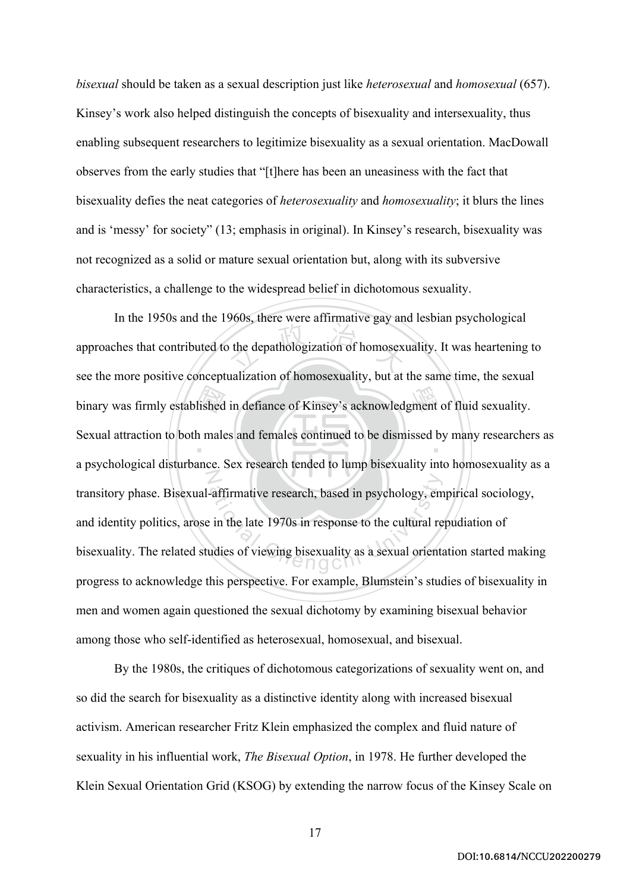*bisexual* should be taken as a sexual description just like *heterosexual* and *homosexual* (657). Kinsey's work also helped distinguish the concepts of bisexuality and intersexuality, thus enabling subsequent researchers to legitimize bisexuality as a sexual orientation. MacDowall observes from the early studies that "[t]here has been an uneasiness with the fact that bisexuality defies the neat categories of *heterosexuality* and *homosexuality*; it blurs the lines and is 'messy' for society" (13; emphasis in original). In Kinsey's research, bisexuality was not recognized as a solid or mature sexual orientation but, along with its subversive characteristics, a challenge to the widespread belief in dichotomous sexuality.

In the 1950s and the 1960s, there were affirmative gay and lesbian psychological approaches that contributed to the depathologization of homosexuality. It was heartening to see the more positive conceptualization of homosexuality, but at the same time, the sexual binary was firmly established in defiance of Kinsey's acknowledgment of fluid sexuality. Sexual attraction to both males and females continued to be dismissed by many researchers as a psychological disturbance. Sex research tended to lump bisexuality into homosexuality as a transitory phase. Bisexual-affirmative research, based in psychology, empirical sociology, and identity politics, arose in the late 1970s in response to the cultural repudiation of bisexuality. The related studies of viewing bisexuality as a sexual orientation started making progress to acknowledge this perspective. For example, Blumstein's studies of bisexuality in men and women again questioned the sexual dichotomy by examining bisexual behavior among those who self-identified as heterosexual, homosexual, and bisexual.

By the 1980s, the critiques of dichotomous categorizations of sexuality went on, and so did the search for bisexuality as a distinctive identity along with increased bisexual activism. American researcher Fritz Klein emphasized the complex and fluid nature of sexuality in his influential work, *The Bisexual Option*, in 1978. He further developed the Klein Sexual Orientation Grid (KSOG) by extending the narrow focus of the Kinsey Scale on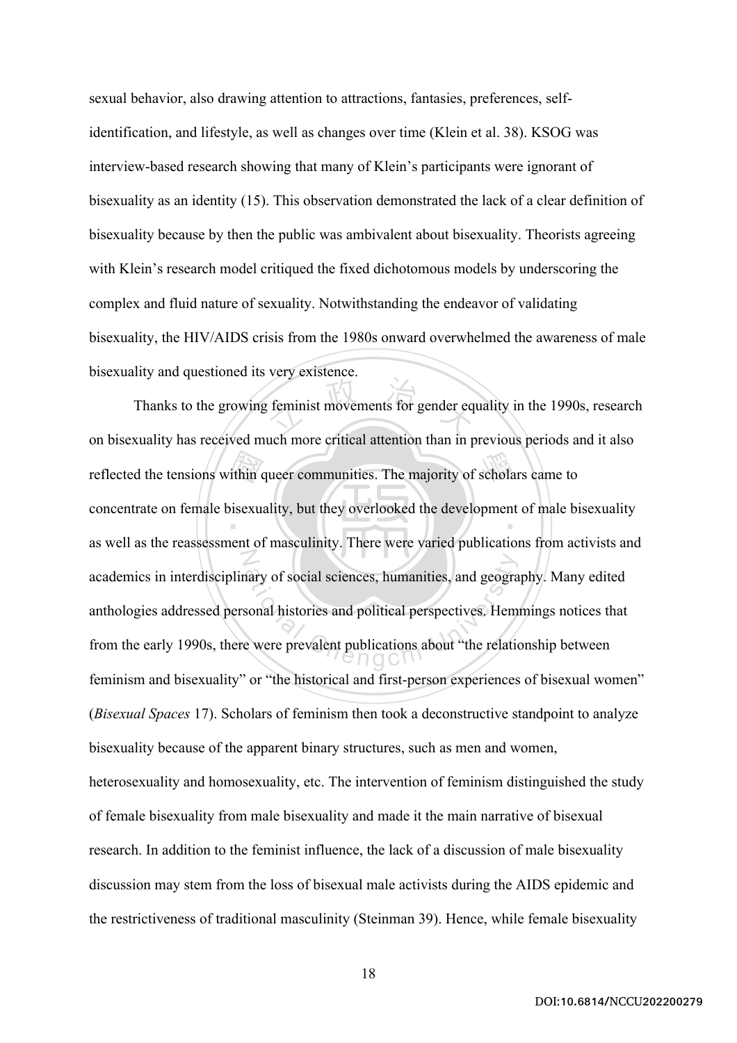sexual behavior, also drawing attention to attractions, fantasies, preferences, self-identification, and lifestyle, as well as changes over time (Klein et al. 38). KSOG was interview-based research showing that many of Klein's participants were ignorant of bisexuality as an identity (15). This observation demonstrated the lack of a clear definition of bisexuality because by then the public was ambivalent about bisexuality. Theorists agreeing with Klein's research model critiqued the fixed dichotomous models by underscoring the complex and fluid nature of sexuality. Notwithstanding the endeavor of validating bisexuality, the HIV/AIDS crisis from the 1980s onward overwhelmed the awareness of male bisexuality and questioned its very existence.

Thanks to the growing feminist movements for gender equality in the 1990s, research on bisexuality has received much more critical attention than in previous periods and it also reflected the tensions within queer communities. The majority of scholars came to concentrate on female bisexuality, but they overlooked the development of male bisexuality as well as the reassessment of masculinity. There were varied publications from activists and academics in interdisciplinary of social sciences, humanities, and geography. Many edited anthologies addressed personal histories and political perspectives. Hemmings notices that from the early 1990s, there were prevalent publications about "the relationship between feminism and bisexuality" or "the historical and first-person experiences of bisexual women" (*Bisexual Spaces* 17). Scholars of feminism then took a deconstructive standpoint to analyze bisexuality because of the apparent binary structures, such as men and women, heterosexuality and homosexuality, etc. The intervention of feminism distinguished the study of female bisexuality from male bisexuality and made it the main narrative of bisexual research. In addition to the feminist influence, the lack of a discussion of male bisexuality discussion may stem from the loss of bisexual male activists during the AIDS epidemic and the restrictiveness of traditional masculinity (Steinman 39). Hence, while female bisexuality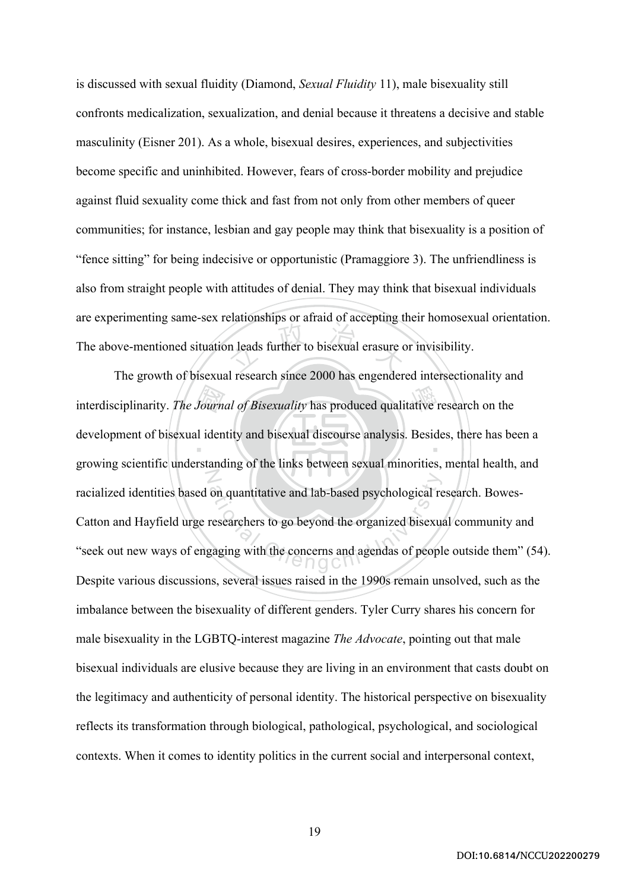is discussed with sexual fluidity (Diamond, *Sexual Fluidity* 11), male bisexuality still confronts medicalization, sexualization, and denial because it threatens a decisive and stable masculinity (Eisner 201). As a whole, bisexual desires, experiences, and subjectivities become specific and uninhibited. However, fears of cross-border mobility and prejudice against fluid sexuality come thick and fast from not only from other members of queer communities; for instance, lesbian and gay people may think that bisexuality is a position of "fence sitting" for being indecisive or opportunistic (Pramaggiore 3). The unfriendliness is also from straight people with attitudes of denial. They may think that bisexual individuals are experimenting same-sex relationships or afraid of accepting their homosexual orientation. The above-mentioned situation leads further to bisexual erasure or invisibility.

The growth of bisexual research since 2000 has engendered intersectionality and interdisciplinarity. *The Journal of Bisexuality* has produced qualitative research on the development of bisexual identity and bisexual discourse analysis. Besides, there has been a growing scientific understanding of the links between sexual minorities, mental health, and racialized identities based on quantitative and lab-based psychological research. Bowes-Catton and Hayfield urge researchers to go beyond the organized bisexual community and "seek out new ways of engaging with the concerns and agendas of people outside them" (54). Despite various discussions, several issues raised in the 1990s remain unsolved, such as the imbalance between the bisexuality of different genders. Tyler Curry shares his concern for male bisexuality in the LGBTQ-interest magazine *The Advocate*, pointing out that male bisexual individuals are elusive because they are living in an environment that casts doubt on the legitimacy and authenticity of personal identity. The historical perspective on bisexuality reflects its transformation through biological, pathological, psychological, and sociological contexts. When it comes to identity politics in the current social and interpersonal context,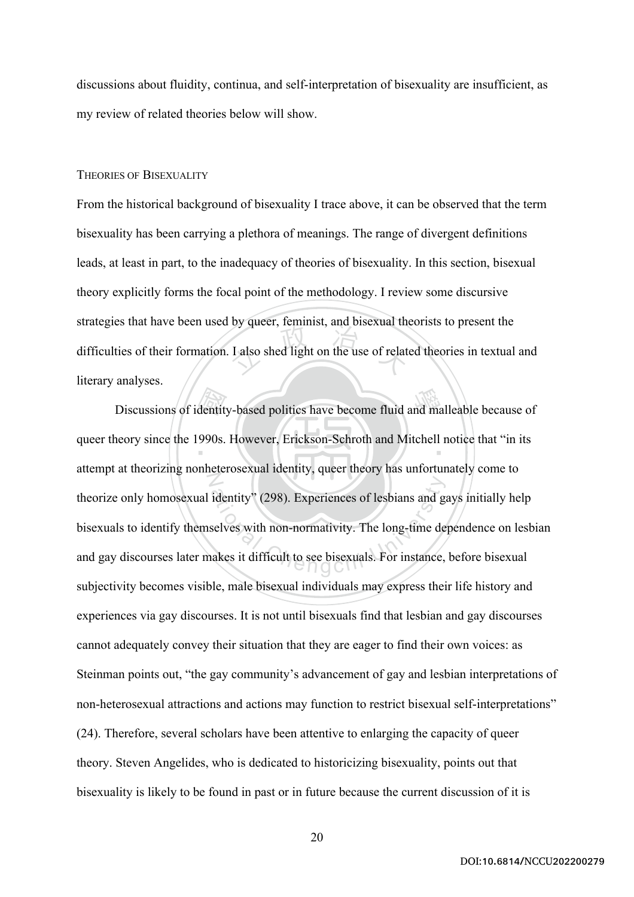discussions about fluidity, continua, and self-interpretation of bisexuality are insufficient, as my review of related theories below will show.

### THEORIES OF BISEXUALITY

From the historical background of bisexuality I trace above, it can be observed that the term bisexuality has been carrying a plethora of meanings. The range of divergent definitions leads, at least in part, to the inadequacy of theories of bisexuality. In this section, bisexual theory explicitly forms the focal point of the methodology. I review some discursive strategies that have been used by queer, feminist, and bisexual theorists to present the difficulties of their formation. I also shed light on the use of related theories in textual and literary analyses.

Discussions of identity-based politics have become fluid and malleable because of queer theory since the 1990s. However, Erickson-Schroth and Mitchell notice that "in its attempt at theorizing nonheterosexual identity, queer theory has unfortunately come to theorize only homosexual identity" (298). Experiences of lesbians and gays initially help bisexuals to identify themselves with non-normativity. The long-time dependence on lesbian and gay discourses later makes it difficult to see bisexuals. For instance, before bisexual subjectivity becomes visible, male bisexual individuals may express their life history and experiences via gay discourses. It is not until bisexuals find that lesbian and gay discourses cannot adequately convey their situation that they are eager to find their own voices: as Steinman points out, "the gay community's advancement of gay and lesbian interpretations of non-heterosexual attractions and actions may function to restrict bisexual self-interpretations" (24). Therefore, several scholars have been attentive to enlarging the capacity of queer theory. Steven Angelides, who is dedicated to historicizing bisexuality, points out that bisexuality is likely to be found in past or in future because the current discussion of it is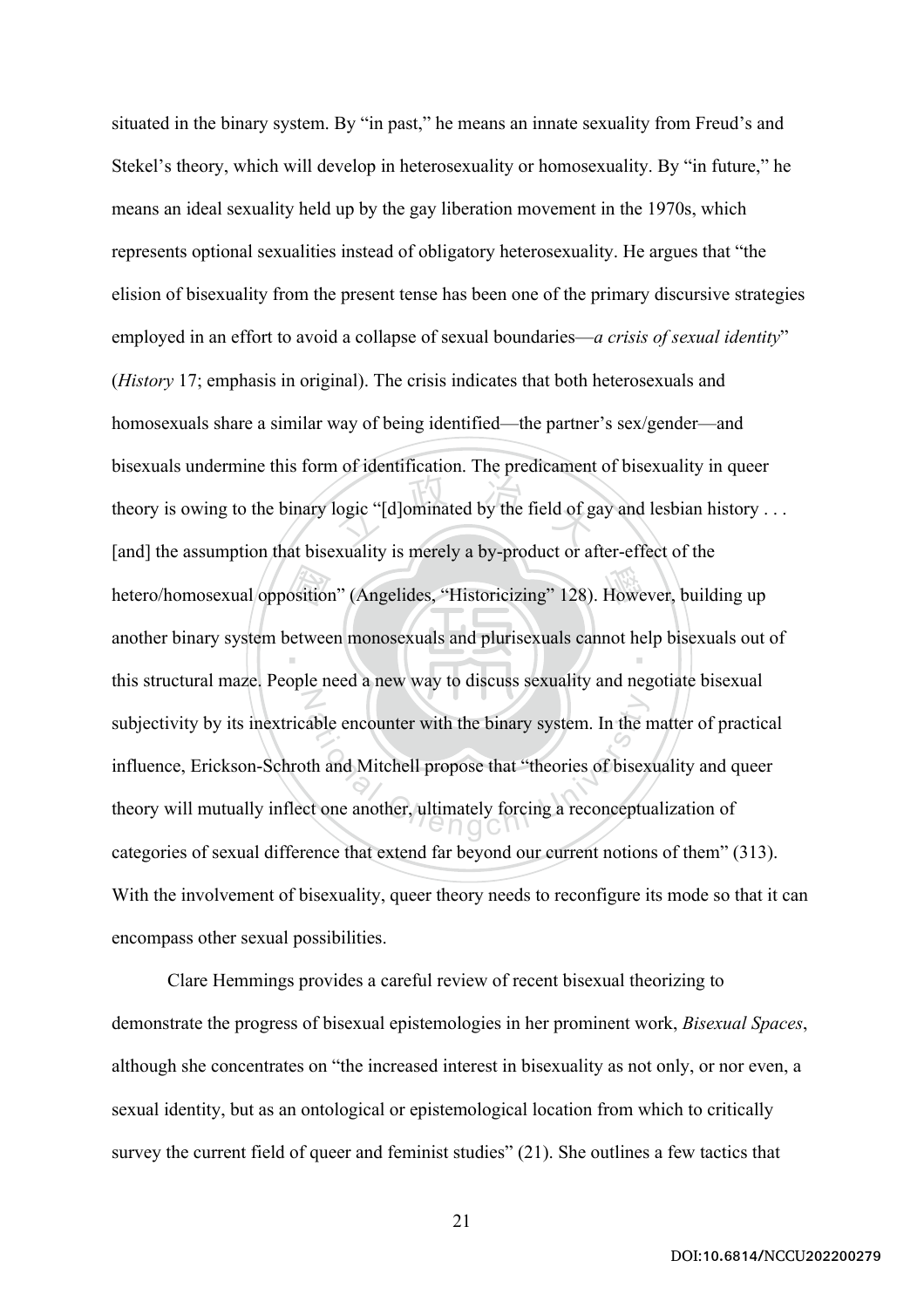situated in the binary system. By "in past," he means an innate sexuality from Freud's and Stekel's theory, which will develop in heterosexuality or homosexuality. By "in future," he means an ideal sexuality held up by the gay liberation movement in the 1970s, which represents optional sexualities instead of obligatory heterosexuality. He argues that "the elision of bisexuality from the present tense has been one of the primary discursive strategies employed in an effort to avoid a collapse of sexual boundaries—*a crisis of sexual identity*" (*History* 17; emphasis in original). The crisis indicates that both heterosexuals and homosexuals share a similar way of being identified—the partner's sex/gender—and bisexuals undermine this form of identification. The predicament of bisexuality in queer theory is owing to the binary logic "[d]ominated by the field of gay and lesbian history . . . [and] the assumption that bisexuality is merely a by-product or after-effect of the hetero/homosexual opposition" (Angelides, "Historicizing" 128). However, building up another binary system between monosexuals and plurisexuals cannot help bisexuals out of this structural maze. People need a new way to discuss sexuality and negotiate bisexual subjectivity by its inextricable encounter with the binary system. In the matter of practical influence, Erickson-Schroth and Mitchell propose that "theories of bisexuality and queer theory will mutually inflect one another, ultimately forcing a reconceptualization of categories of sexual difference that extend far beyond our current notions of them" (313). With the involvement of bisexuality, queer theory needs to reconfigure its mode so that it can encompass other sexual possibilities.

Clare Hemmings provides a careful review of recent bisexual theorizing to demonstrate the progress of bisexual epistemologies in her prominent work, *Bisexual Spaces*, although she concentrates on "the increased interest in bisexuality as not only, or nor even, a sexual identity, but as an ontological or epistemological location from which to critically survey the current field of queer and feminist studies" (21). She outlines a few tactics that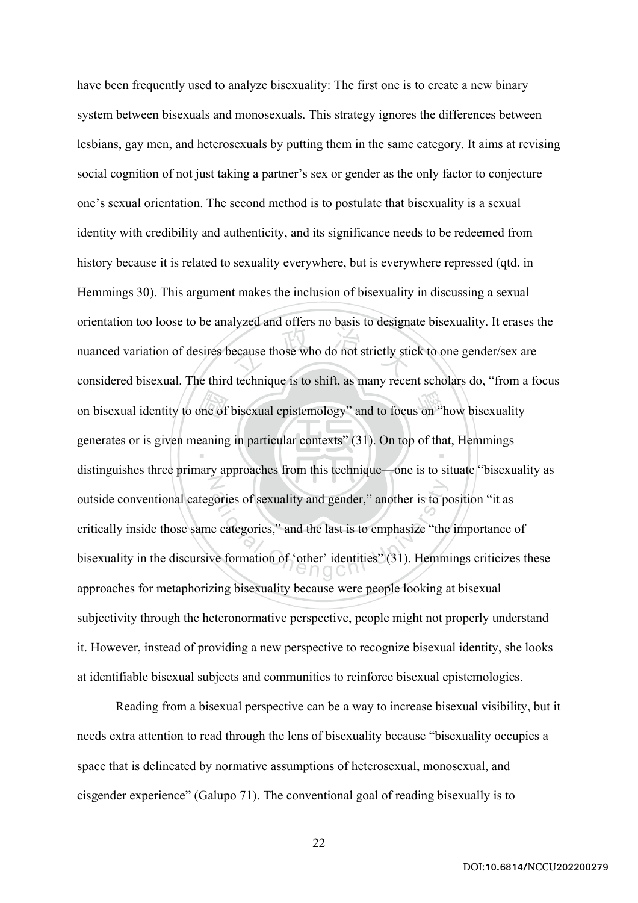have been frequently used to analyze bisexuality: The first one is to create a new binary system between bisexuals and monosexuals. This strategy ignores the differences between lesbians, gay men, and heterosexuals by putting them in the same category. It aims at revising social cognition of not just taking a partner's sex or gender as the only factor to conjecture one's sexual orientation. The second method is to postulate that bisexuality is a sexual identity with credibility and authenticity, and its significance needs to be redeemed from history because it is related to sexuality everywhere, but is everywhere repressed (qtd. in Hemmings 30). This argument makes the inclusion of bisexuality in discussing a sexual orientation too loose to be analyzed and offers no basis to designate bisexuality. It erases the nuanced variation of desires because those who do not strictly stick to one gender/sex are considered bisexual. The third technique is to shift, as many recent scholars do, "from a focus on bisexual identity to one of bisexual epistemology" and to focus on "how bisexuality generates or is given meaning in particular contexts" (31). On top of that, Hemmings distinguishes three primary approaches from this technique—one is to situate "bisexuality as outside conventional categories of sexuality and gender," another is to position "it as critically inside those same categories," and the last is to emphasize "the importance of bisexuality in the discursive formation of 'other' identities" (31). Hemmings criticizes these approaches for metaphorizing bisexuality because were people looking at bisexual subjectivity through the heteronormative perspective, people might not properly understand it. However, instead of providing a new perspective to recognize bisexual identity, she looks at identifiable bisexual subjects and communities to reinforce bisexual epistemologies.

Reading from a bisexual perspective can be a way to increase bisexual visibility, but it needs extra attention to read through the lens of bisexuality because "bisexuality occupies a space that is delineated by normative assumptions of heterosexual, monosexual, and cisgender experience" (Galupo 71). The conventional goal of reading bisexually is to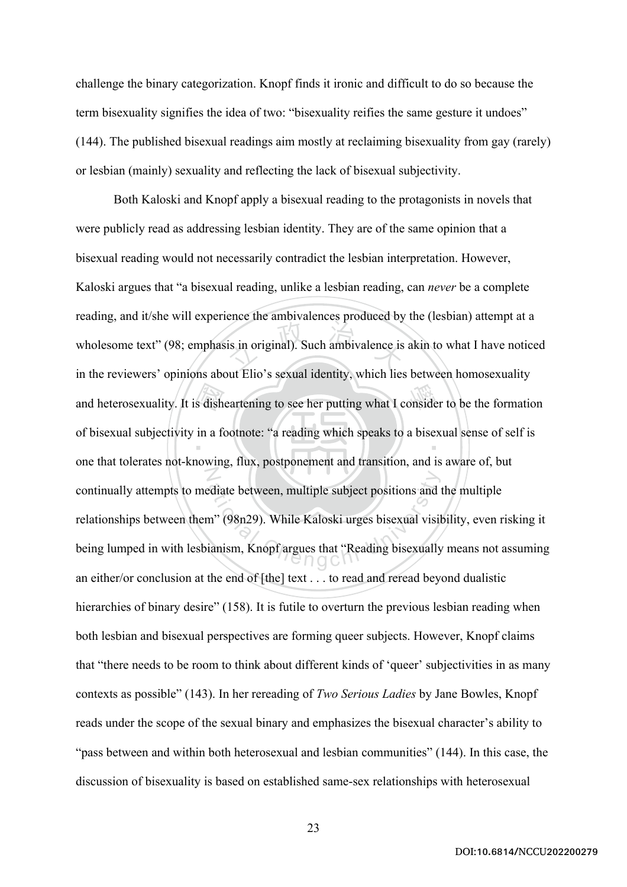challenge the binary categorization. Knopf finds it ironic and difficult to do so because the term bisexuality signifies the idea of two: "bisexuality reifies the same gesture it undoes" (144). The published bisexual readings aim mostly at reclaiming bisexuality from gay (rarely) or lesbian (mainly) sexuality and reflecting the lack of bisexual subjectivity.

Both Kaloski and Knopf apply a bisexual reading to the protagonists in novels that were publicly read as addressing lesbian identity. They are of the same opinion that a bisexual reading would not necessarily contradict the lesbian interpretation. However, Kaloski argues that "a bisexual reading, unlike a lesbian reading, can *never* be a complete reading, and it/she will experience the ambivalences produced by the (lesbian) attempt at a wholesome text" (98; emphasis in original). Such ambivalence is akin to what I have noticed in the reviewers' opinions about Elio's sexual identity, which lies between homosexuality and heterosexuality. It is disheartening to see her putting what I consider to be the formation of bisexual subjectivity in a footnote: "a reading which speaks to a bisexual sense of self is one that tolerates not-knowing, flux, postponement and transition, and is aware of, but continually attempts to mediate between, multiple subject positions and the multiple relationships between them" (98n29). While Kaloski urges bisexual visibility, even risking it being lumped in with lesbianism, Knopf argues that "Reading bisexually means not assuming an either/or conclusion at the end of [the] text . . . to read and reread beyond dualistic hierarchies of binary desire" (158). It is futile to overturn the previous lesbian reading when both lesbian and bisexual perspectives are forming queer subjects. However, Knopf claims that "there needs to be room to think about different kinds of 'queer' subjectivities in as many contexts as possible" (143). In her rereading of *Two Serious Ladies* by Jane Bowles, Knopf reads under the scope of the sexual binary and emphasizes the bisexual character's ability to "pass between and within both heterosexual and lesbian communities" (144). In this case, the discussion of bisexuality is based on established same-sex relationships with heterosexual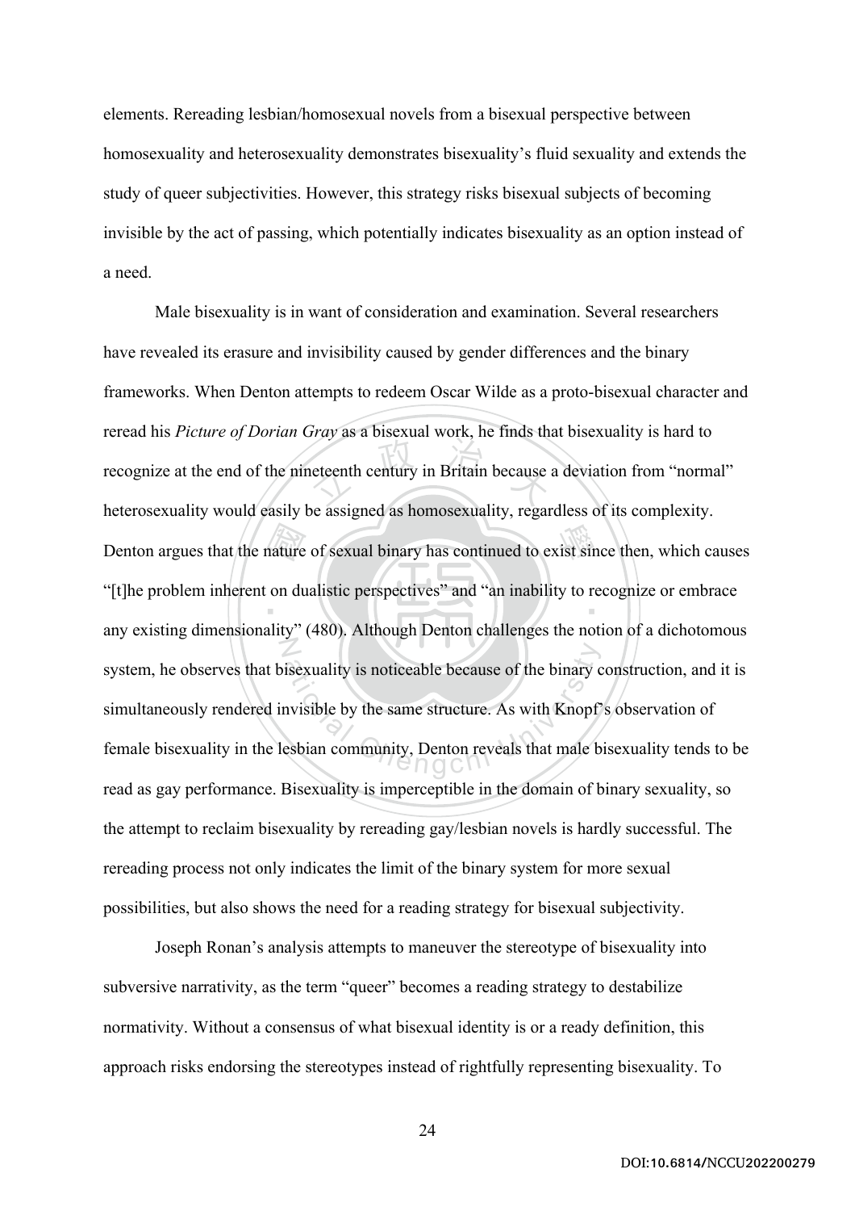elements. Rereading lesbian/homosexual novels from a bisexual perspective between homosexuality and heterosexuality demonstrates bisexuality's fluid sexuality and extends the study of queer subjectivities. However, this strategy risks bisexual subjects of becoming invisible by the act of passing, which potentially indicates bisexuality as an option instead of a need.

Male bisexuality is in want of consideration and examination. Several researchers have revealed its erasure and invisibility caused by gender differences and the binary frameworks. When Denton attempts to redeem Oscar Wilde as a proto-bisexual character and reread his *Picture of Dorian Gray* as a bisexual work, he finds that bisexuality is hard to recognize at the end of the nineteenth century in Britain because a deviation from "normal" heterosexuality would easily be assigned as homosexuality, regardless of its complexity. Denton argues that the nature of sexual binary has continued to exist since then, which causes "[t]he problem inherent on dualistic perspectives" and "an inability to recognize or embrace any existing dimensionality" (480). Although Denton challenges the notion of a dichotomous system, he observes that bisexuality is noticeable because of the binary construction, and it is simultaneously rendered invisible by the same structure. As with Knopf's observation of female bisexuality in the lesbian community, Denton reveals that male bisexuality tends to be read as gay performance. Bisexuality is imperceptible in the domain of binary sexuality, so the attempt to reclaim bisexuality by rereading gay/lesbian novels is hardly successful. The rereading process not only indicates the limit of the binary system for more sexual possibilities, but also shows the need for a reading strategy for bisexual subjectivity.

Joseph Ronan's analysis attempts to maneuver the stereotype of bisexuality into subversive narrativity, as the term "queer" becomes a reading strategy to destabilize normativity. Without a consensus of what bisexual identity is or a ready definition, this approach risks endorsing the stereotypes instead of rightfully representing bisexuality. To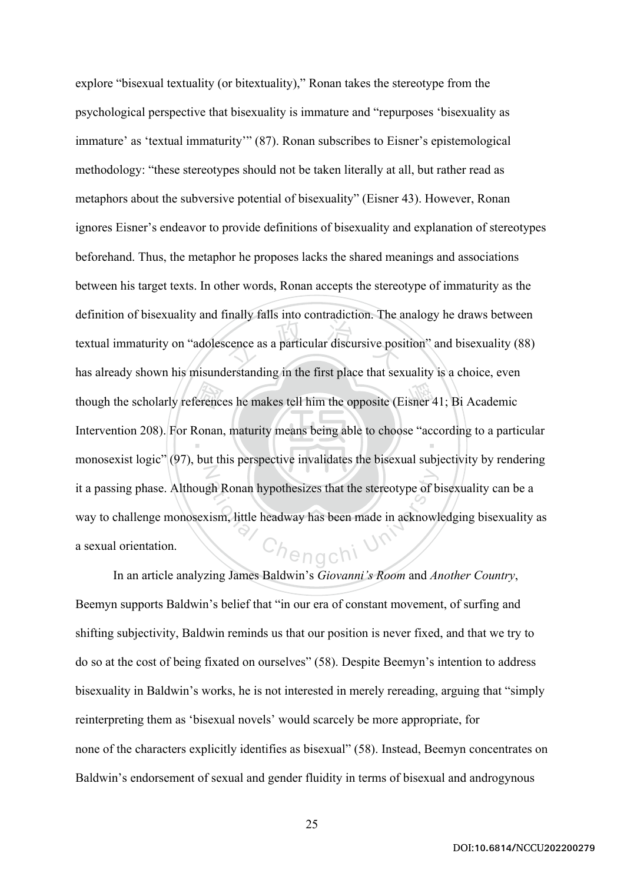explore "bisexual textuality (or bitextuality)," Ronan takes the stereotype from the psychological perspective that bisexuality is immature and "repurposes 'bisexuality as immature' as 'textual immaturity'" (87). Ronan subscribes to Eisner's epistemological methodology: "these stereotypes should not be taken literally at all, but rather read as metaphors about the subversive potential of bisexuality" (Eisner 43). However, Ronan ignores Eisner's endeavor to provide definitions of bisexuality and explanation of stereotypes beforehand. Thus, the metaphor he proposes lacks the shared meanings and associations between his target texts. In other words, Ronan accepts the stereotype of immaturity as the definition of bisexuality and finally falls into contradiction. The analogy he draws between textual immaturity on "adolescence as a particular discursive position" and bisexuality (88) has already shown his misunderstanding in the first place that sexuality is a choice, even though the scholarly references he makes tell him the opposite (Eisner 41; Bi Academic Intervention 208). For Ronan, maturity means being able to choose "according to a particular monosexist logic" (97), but this perspective invalidates the bisexual subjectivity by rendering it a passing phase. Although Ronan hypothesizes that the stereotype of bisexuality can be a way to challenge monosexism, little headway has been made in acknowledging bisexuality as a sexual orientation.

In an article analyzing James Baldwin's *Giovanni's Room* and *Another Country*, Beemyn supports Baldwin's belief that "in our era of constant movement, of surfing and shifting subjectivity, Baldwin reminds us that our position is never fixed, and that we try to do so at the cost of being fixated on ourselves" (58). Despite Beemyn's intention to address bisexuality in Baldwin's works, he is not interested in merely rereading, arguing that "simply reinterpreting them as 'bisexual novels' would scarcely be more appropriate, for none of the characters explicitly identifies as bisexual" (58). Instead, Beemyn concentrates on Baldwin's endorsement of sexual and gender fluidity in terms of bisexual and androgynous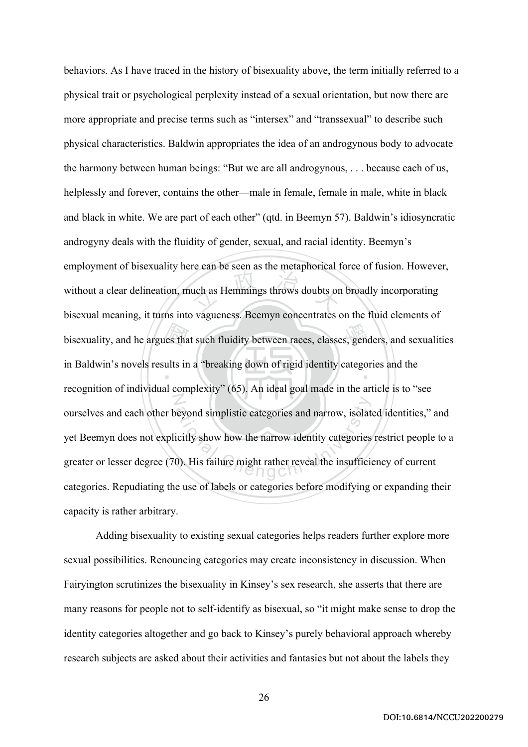behaviors. As I have traced in the history of bisexuality above, the term initially referred to a physical trait or psychological perplexity instead of a sexual orientation, but now there are more appropriate and precise terms such as "intersex" and "transsexual" to describe such physical characteristics. Baldwin appropriates the idea of an androgynous body to advocate the harmony between human beings: "But we are all androgynous, . . . because each of us, helplessly and forever, contains the other—male in female, female in male, white in black and black in white. We are part of each other" (qtd. in Beemyn 57). Baldwin's idiosyncratic androgyny deals with the fluidity of gender, sexual, and racial identity. Beemyn's employment of bisexuality here can be seen as the metaphorical force of fusion. However, without a clear delineation, much as Hemmings throws doubts on broadly incorporating bisexual meaning, it turns into vagueness. Beemyn concentrates on the fluid elements of bisexuality, and he argues that such fluidity between races, classes, genders, and sexualities in Baldwin's novels results in a "breaking down of rigid identity categories and the recognition of individual complexity" (65). An ideal goal made in the article is to "see ourselves and each other beyond simplistic categories and narrow, isolated identities," and yet Beemyn does not explicitly show how the narrow identity categories restrict people to a greater or lesser degree (70). His failure might rather reveal the insufficiency of current categories. Repudiating the use of labels or categories before modifying or expanding their capacity is rather arbitrary.

Adding bisexuality to existing sexual categories helps readers further explore more sexual possibilities. Renouncing categories may create inconsistency in discussion. When Fairyington scrutinizes the bisexuality in Kinsey's sex research, she asserts that there are many reasons for people not to self-identify as bisexual, so "it might make sense to drop the identity categories altogether and go back to Kinsey's purely behavioral approach whereby research subjects are asked about their activities and fantasies but not about the labels they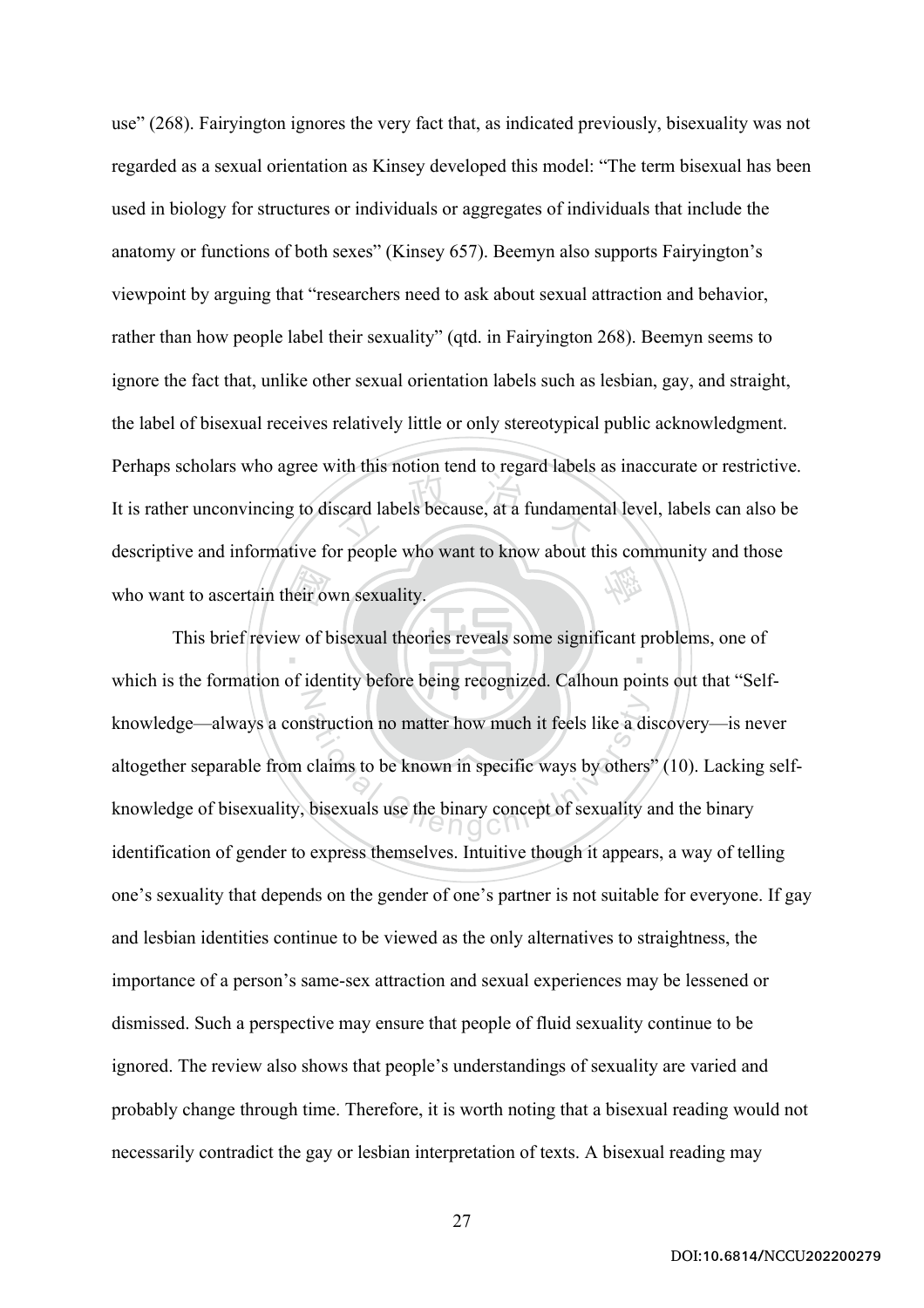use" (268). Fairyington ignores the very fact that, as indicated previously, bisexuality was not regarded as a sexual orientation as Kinsey developed this model: "The term bisexual has been used in biology for structures or individuals or aggregates of individuals that include the anatomy or functions of both sexes" (Kinsey 657). Beemyn also supports Fairyington's viewpoint by arguing that "researchers need to ask about sexual attraction and behavior, rather than how people label their sexuality" (qtd. in Fairyington 268). Beemyn seems to ignore the fact that, unlike other sexual orientation labels such as lesbian, gay, and straight, the label of bisexual receives relatively little or only stereotypical public acknowledgment. Perhaps scholars who agree with this notion tend to regard labels as inaccurate or restrictive. It is rather unconvincing to discard labels because, at a fundamental level, labels can also be descriptive and informative for people who want to know about this community and those who want to ascertain their own sexuality.

This brief review of bisexual theories reveals some significant problems, one of which is the formation of identity before being recognized. Calhoun points out that "Self-knowledge—always a construction no matter how much it feels like a discovery—is never altogether separable from claims to be known in specific ways by others" (10). Lacking self-knowledge of bisexuality, bisexuals use the binary concept of sexuality and the binary identification of gender to express themselves. Intuitive though it appears, a way of telling one's sexuality that depends on the gender of one's partner is not suitable for everyone. If gay and lesbian identities continue to be viewed as the only alternatives to straightness, the importance of a person's same-sex attraction and sexual experiences may be lessened or dismissed. Such a perspective may ensure that people of fluid sexuality continue to be ignored. The review also shows that people's understandings of sexuality are varied and probably change through time. Therefore, it is worth noting that a bisexual reading would not necessarily contradict the gay or lesbian interpretation of texts. A bisexual reading may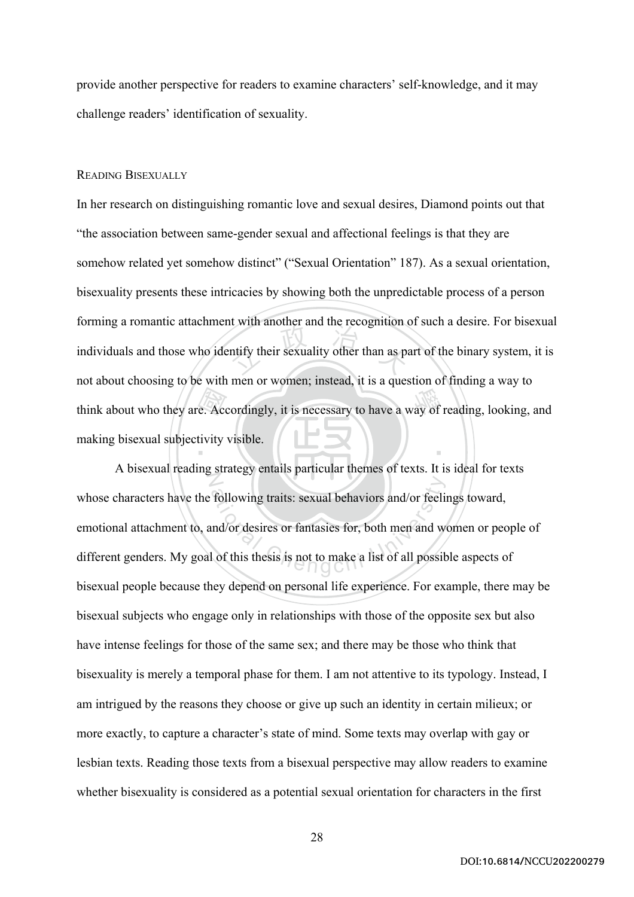provide another perspective for readers to examine characters' self-knowledge, and it may challenge readers' identification of sexuality.

### READING BISEXUALLY

In her research on distinguishing romantic love and sexual desires, Diamond points out that "the association between same-gender sexual and affectional feelings is that they are somehow related yet somehow distinct" ("Sexual Orientation" 187). As a sexual orientation, bisexuality presents these intricacies by showing both the unpredictable process of a person forming a romantic attachment with another and the recognition of such a desire. For bisexual individuals and those who identify their sexuality other than as part of the binary system, it is not about choosing to be with men or women; instead, it is a question of finding a way to think about who they are. Accordingly, it is necessary to have a way of reading, looking, and making bisexual subjectivity visible.

A bisexual reading strategy entails particular themes of texts. It is ideal for texts whose characters have the following traits: sexual behaviors and/or feelings toward, emotional attachment to, and/or desires or fantasies for, both men and women or people of different genders. My goal of this thesis is not to make a list of all possible aspects of bisexual people because they depend on personal life experience. For example, there may be bisexual subjects who engage only in relationships with those of the opposite sex but also have intense feelings for those of the same sex; and there may be those who think that bisexuality is merely a temporal phase for them. I am not attentive to its typology. Instead, I am intrigued by the reasons they choose or give up such an identity in certain milieux; or more exactly, to capture a character's state of mind. Some texts may overlap with gay or lesbian texts. Reading those texts from a bisexual perspective may allow readers to examine whether bisexuality is considered as a potential sexual orientation for characters in the first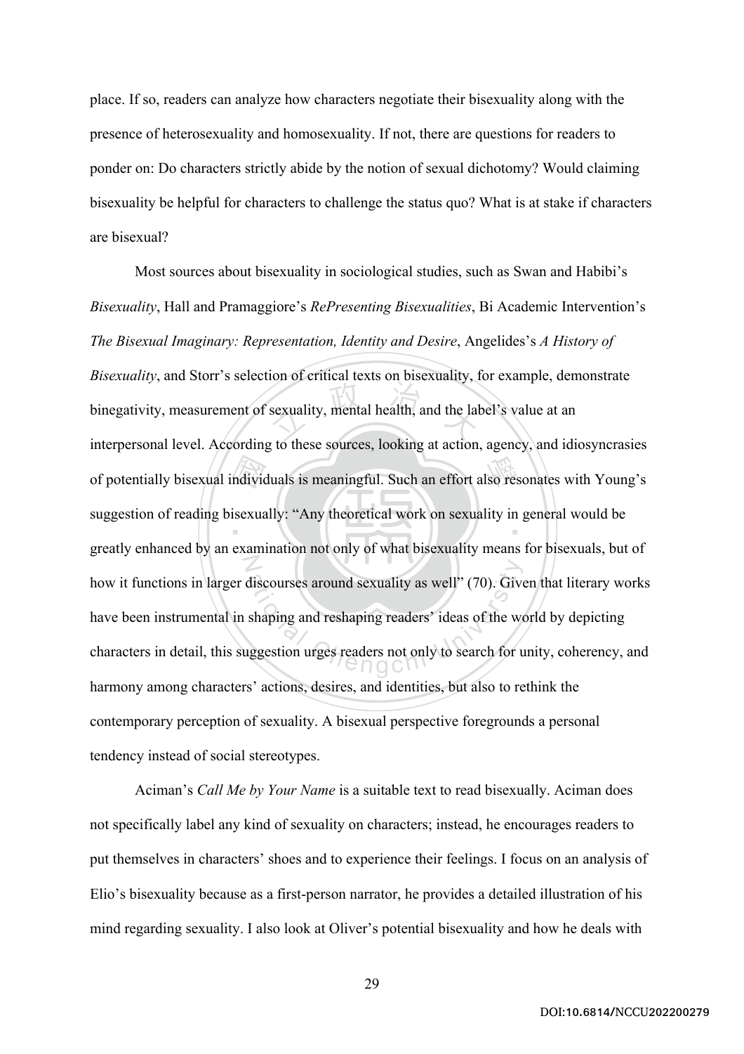place. If so, readers can analyze how characters negotiate their bisexuality along with the presence of heterosexuality and homosexuality. If not, there are questions for readers to ponder on: Do characters strictly abide by the notion of sexual dichotomy? Would claiming bisexuality be helpful for characters to challenge the status quo? What is at stake if characters are bisexual?

Most sources about bisexuality in sociological studies, such as Swan and Habibi's *Bisexuality*, Hall and Pramaggiore's *RePresenting Bisexualities*, Bi Academic Intervention's *The Bisexual Imaginary: Representation, Identity and Desire*, Angelides's *A History of Bisexuality*, and Storr's selection of critical texts on bisexuality, for example, demonstrate binegativity, measurement of sexuality, mental health, and the label's value at an interpersonal level. According to these sources, looking at action, agency, and idiosyncrasies of potentially bisexual individuals is meaningful. Such an effort also resonates with Young's suggestion of reading bisexually: "Any theoretical work on sexuality in general would be greatly enhanced by an examination not only of what bisexuality means for bisexuals, but of how it functions in larger discourses around sexuality as well" (70). Given that literary works have been instrumental in shaping and reshaping readers' ideas of the world by depicting characters in detail, this suggestion urges readers not only to search for unity, coherency, and harmony among characters' actions, desires, and identities, but also to rethink the contemporary perception of sexuality. A bisexual perspective foregrounds a personal tendency instead of social stereotypes.

Aciman's *Call Me by Your Name* is a suitable text to read bisexually. Aciman does not specifically label any kind of sexuality on characters; instead, he encourages readers to put themselves in characters' shoes and to experience their feelings. I focus on an analysis of Elio's bisexuality because as a first-person narrator, he provides a detailed illustration of his mind regarding sexuality. I also look at Oliver's potential bisexuality and how he deals with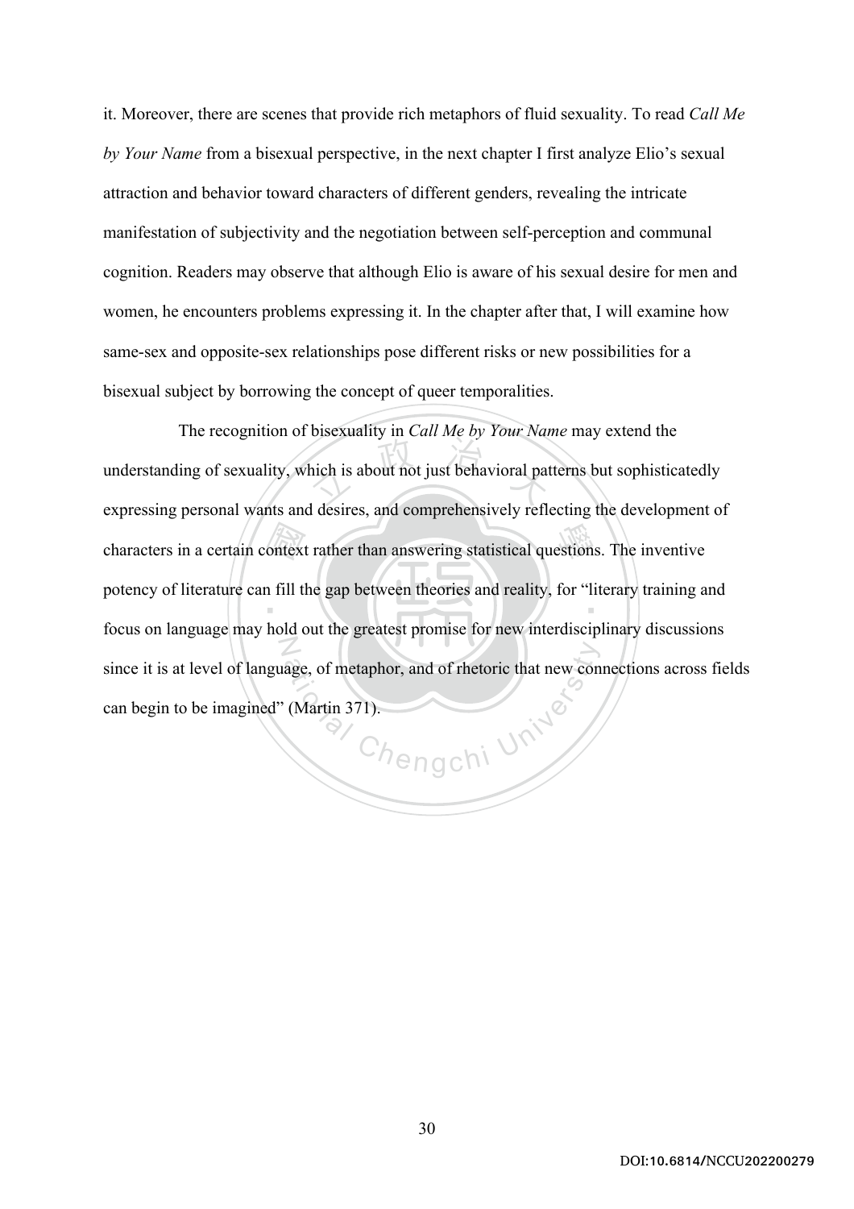it. Moreover, there are scenes that provide rich metaphors of fluid sexuality. To read *Call Me by Your Name* from a bisexual perspective, in the next chapter I first analyze Elio's sexual attraction and behavior toward characters of different genders, revealing the intricate manifestation of subjectivity and the negotiation between self-perception and communal cognition. Readers may observe that although Elio is aware of his sexual desire for men and women, he encounters problems expressing it. In the chapter after that, I will examine how same-sex and opposite-sex relationships pose different risks or new possibilities for a bisexual subject by borrowing the concept of queer temporalities.

The recognition of bisexuality in *Call Me by Your Name* may extend the understanding of sexuality, which is about not just behavioral patterns but sophisticatedly expressing personal wants and desires, and comprehensively reflecting the development of characters in a certain context rather than answering statistical questions. The inventive potency of literature can fill the gap between theories and reality, for "literary training and focus on language may hold out the greatest promise for new interdisciplinary discussions since it is at level of language, of metaphor, and of rhetoric that new connections across fields can begin to be imagined" (Martin 371).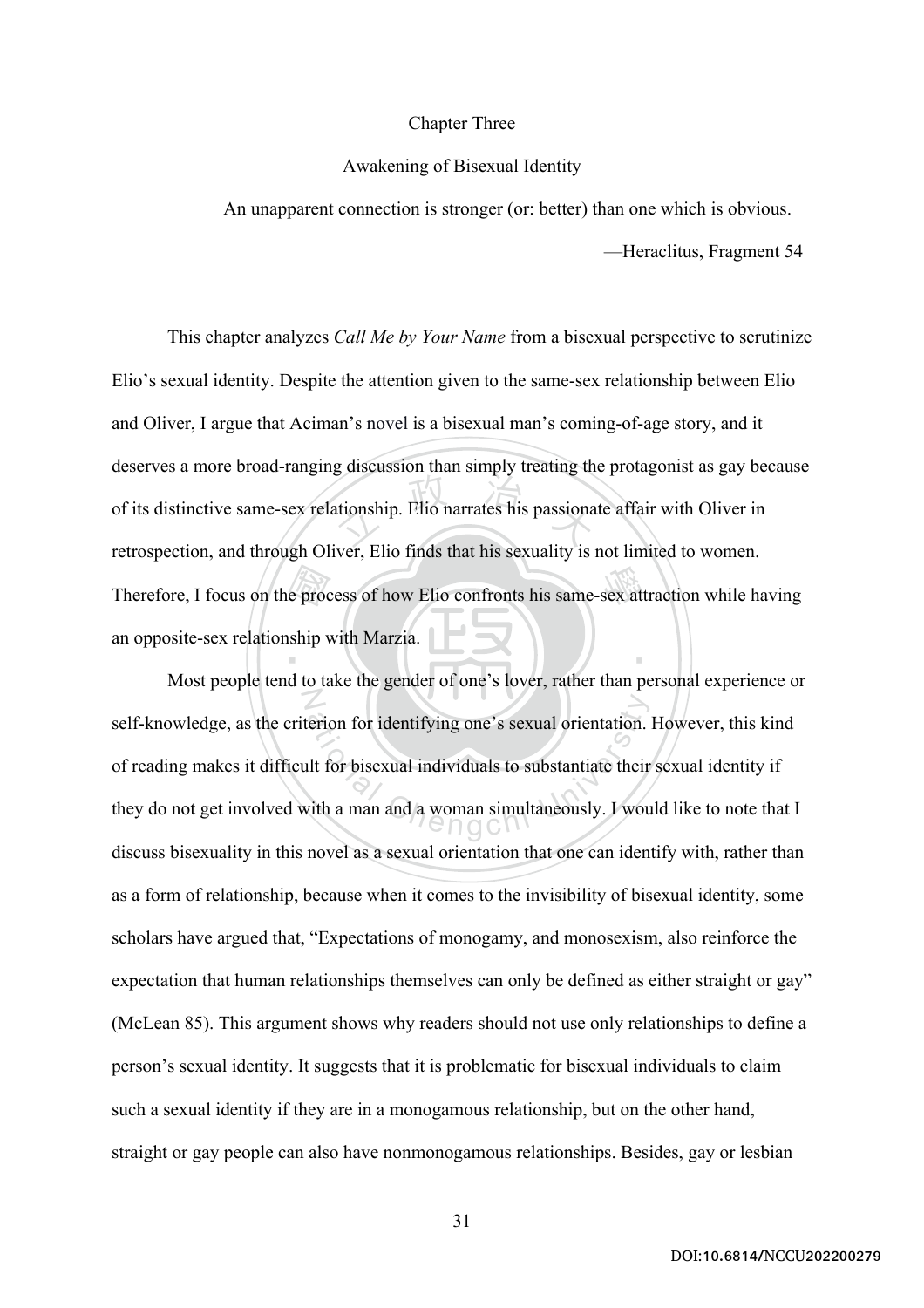# Chapter Three

## Awakening of Bisexual Identity

An unapparent connection is stronger (or: better) than one which is obvious.

—Heraclitus, Fragment 54

This chapter analyzes *Call Me by Your Name* from a bisexual perspective to scrutinize Elio's sexual identity. Despite the attention given to the same-sex relationship between Elio and Oliver, I argue that Aciman's novel is a bisexual man's coming-of-age story, and it deserves a more broad-ranging discussion than simply treating the protagonist as gay because of its distinctive same-sex relationship. Elio narrates his passionate affair with Oliver in retrospection, and through Oliver, Elio finds that his sexuality is not limited to women. Therefore, I focus on the process of how Elio confronts his same-sex attraction while having an opposite-sex relationship with Marzia.

Most people tend to take the gender of one's lover, rather than personal experience or self-knowledge, as the criterion for identifying one's sexual orientation. However, this kind of reading makes it difficult for bisexual individuals to substantiate their sexual identity if they do not get involved with a man and a woman simultaneously. I would like to note that I discuss bisexuality in this novel as a sexual orientation that one can identify with, rather than as a form of relationship, because when it comes to the invisibility of bisexual identity, some scholars have argued that, "Expectations of monogamy, and monosexism, also reinforce the expectation that human relationships themselves can only be defined as either straight or gay" (McLean 85). This argument shows why readers should not use only relationships to define a person's sexual identity. It suggests that it is problematic for bisexual individuals to claim such a sexual identity if they are in a monogamous relationship, but on the other hand, straight or gay people can also have nonmonogamous relationships. Besides, gay or lesbian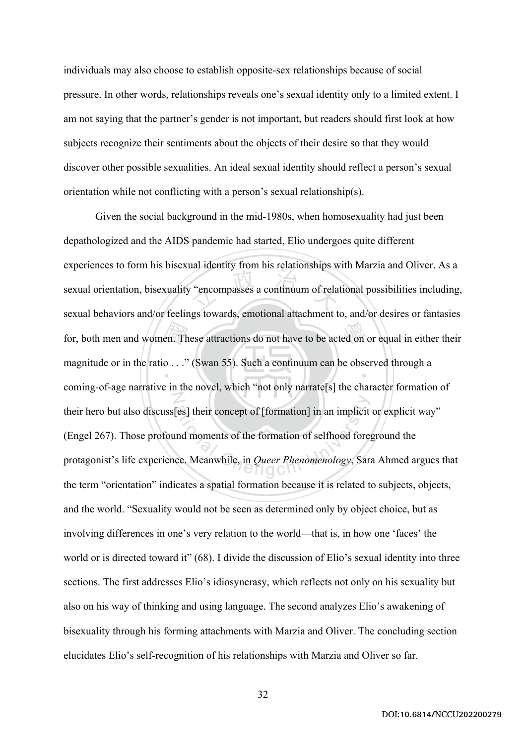individuals may also choose to establish opposite-sex relationships because of social pressure. In other words, relationships reveals one's sexual identity only to a limited extent. I am not saying that the partner's gender is not important, but readers should first look at how subjects recognize their sentiments about the objects of their desire so that they would discover other possible sexualities. An ideal sexual identity should reflect a person's sexual orientation while not conflicting with a person's sexual relationship(s).

Given the social background in the mid-1980s, when homosexuality had just been depathologized and the AIDS pandemic had started, Elio undergoes quite different experiences to form his bisexual identity from his relationships with Marzia and Oliver. As a sexual orientation, bisexuality "encompasses a continuum of relational possibilities including, sexual behaviors and/or feelings towards, emotional attachment to, and/or desires or fantasies for, both men and women. These attractions do not have to be acted on or equal in either their magnitude or in the ratio . . ." (Swan 55). Such a continuum can be observed through a coming-of-age narrative in the novel, which "not only narrate[s] the character formation of their hero but also discuss[es] their concept of [formation] in an implicit or explicit way" (Engel 267). Those profound moments of the formation of selfhood foreground the protagonist's life experience. Meanwhile, in *Queer Phenomenology*, Sara Ahmed argues that the term "orientation" indicates a spatial formation because it is related to subjects, objects, and the world. "Sexuality would not be seen as determined only by object choice, but as involving differences in one's very relation to the world—that is, in how one 'faces' the world or is directed toward it" (68). I divide the discussion of Elio's sexual identity into three sections. The first addresses Elio's idiosyncrasy, which reflects not only on his sexuality but also on his way of thinking and using language. The second analyzes Elio's awakening of bisexuality through his forming attachments with Marzia and Oliver. The concluding section elucidates Elio's self-recognition of his relationships with Marzia and Oliver so far.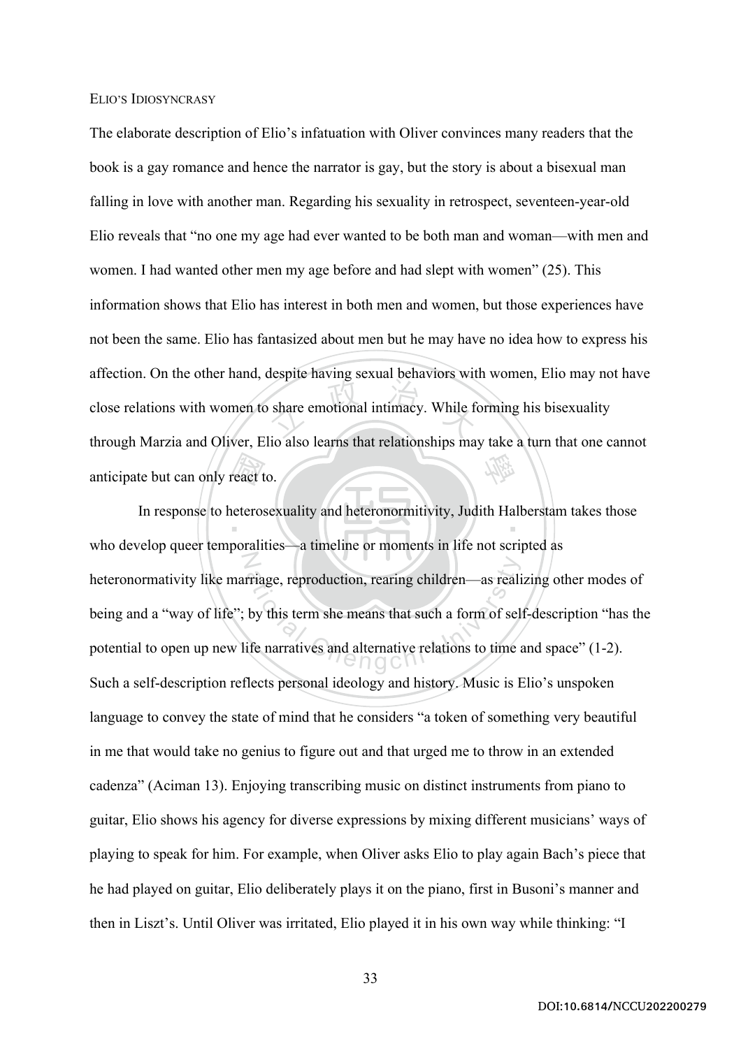### ELIO'S IDIOSYNCRASY

The elaborate description of Elio's infatuation with Oliver convinces many readers that the book is a gay romance and hence the narrator is gay, but the story is about a bisexual man falling in love with another man. Regarding his sexuality in retrospect, seventeen-year-old Elio reveals that "no one my age had ever wanted to be both man and woman—with men and women. I had wanted other men my age before and had slept with women" (25). This information shows that Elio has interest in both men and women, but those experiences have not been the same. Elio has fantasized about men but he may have no idea how to express his affection. On the other hand, despite having sexual behaviors with women, Elio may not have close relations with women to share emotional intimacy. While forming his bisexuality through Marzia and Oliver, Elio also learns that relationships may take a turn that one cannot anticipate but can only react to.

In response to heterosexuality and heteronormitivity, Judith Halberstam takes those who develop queer temporalities—a timeline or moments in life not scripted as heteronormativity like marriage, reproduction, rearing children—as realizing other modes of being and a "way of life"; by this term she means that such a form of self-description "has the potential to open up new life narratives and alternative relations to time and space" (1-2). Such a self-description reflects personal ideology and history. Music is Elio's unspoken language to convey the state of mind that he considers "a token of something very beautiful in me that would take no genius to figure out and that urged me to throw in an extended cadenza" (Aciman 13). Enjoying transcribing music on distinct instruments from piano to guitar, Elio shows his agency for diverse expressions by mixing different musicians' ways of playing to speak for him. For example, when Oliver asks Elio to play again Bach's piece that he had played on guitar, Elio deliberately plays it on the piano, first in Busoni's manner and then in Liszt's. Until Oliver was irritated, Elio played it in his own way while thinking: "I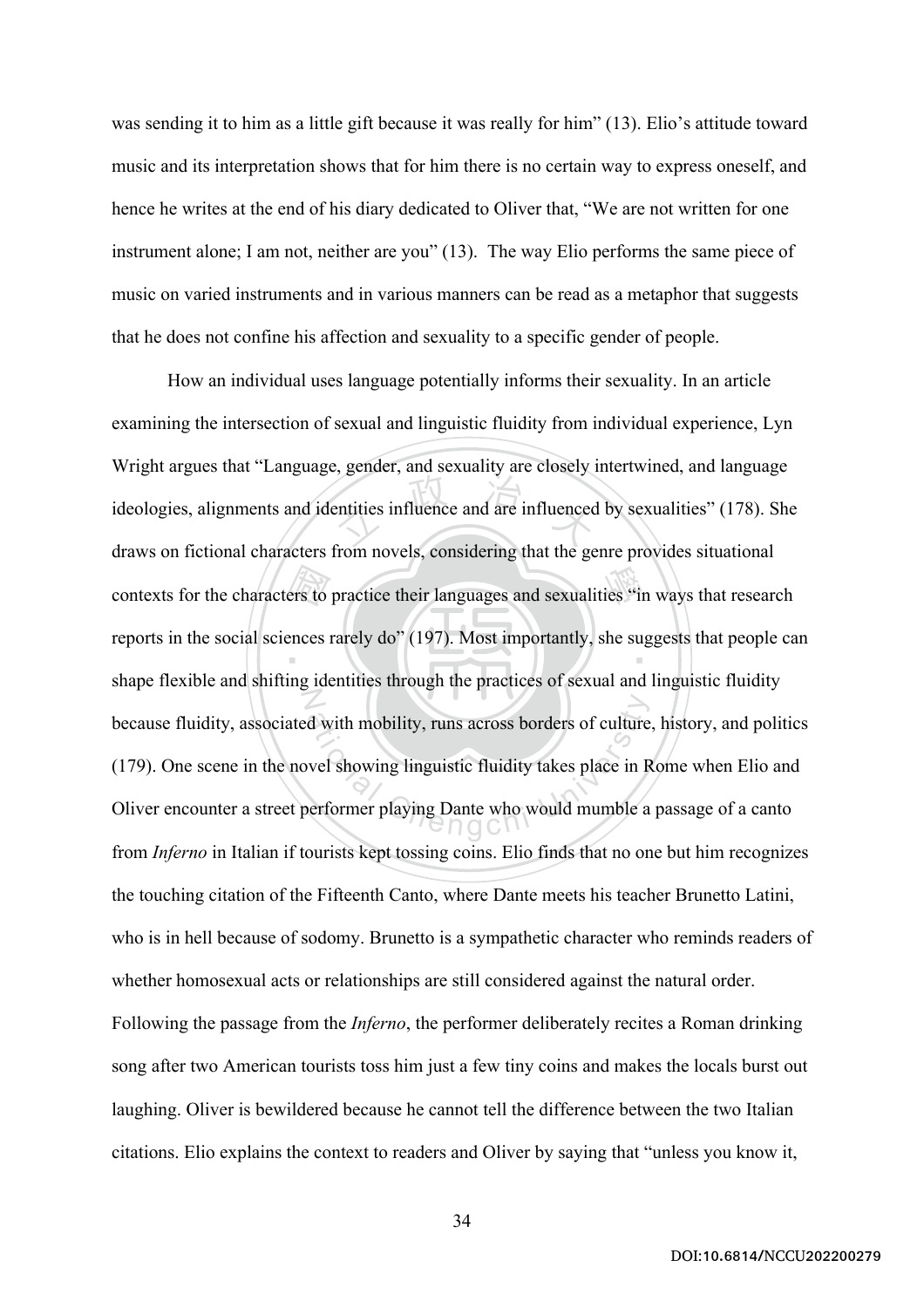was sending it to him as a little gift because it was really for him" (13). Elio's attitude toward music and its interpretation shows that for him there is no certain way to express oneself, and hence he writes at the end of his diary dedicated to Oliver that, "We are not written for one instrument alone; I am not, neither are you" (13). The way Elio performs the same piece of music on varied instruments and in various manners can be read as a metaphor that suggests that he does not confine his affection and sexuality to a specific gender of people.

How an individual uses language potentially informs their sexuality. In an article examining the intersection of sexual and linguistic fluidity from individual experience, Lyn Wright argues that "Language, gender, and sexuality are closely intertwined, and language ideologies, alignments and identities influence and are influenced by sexualities" (178). She draws on fictional characters from novels, considering that the genre provides situational contexts for the characters to practice their languages and sexualities "in ways that research reports in the social sciences rarely do" (197). Most importantly, she suggests that people can shape flexible and shifting identities through the practices of sexual and linguistic fluidity because fluidity, associated with mobility, runs across borders of culture, history, and politics (179). One scene in the novel showing linguistic fluidity takes place in Rome when Elio and Oliver encounter a street performer playing Dante who would mumble a passage of a canto from *Inferno* in Italian if tourists kept tossing coins. Elio finds that no one but him recognizes the touching citation of the Fifteenth Canto, where Dante meets his teacher Brunetto Latini, who is in hell because of sodomy. Brunetto is a sympathetic character who reminds readers of whether homosexual acts or relationships are still considered against the natural order. Following the passage from the *Inferno*, the performer deliberately recites a Roman drinking song after two American tourists toss him just a few tiny coins and makes the locals burst out laughing. Oliver is bewildered because he cannot tell the difference between the two Italian citations. Elio explains the context to readers and Oliver by saying that "unless you know it,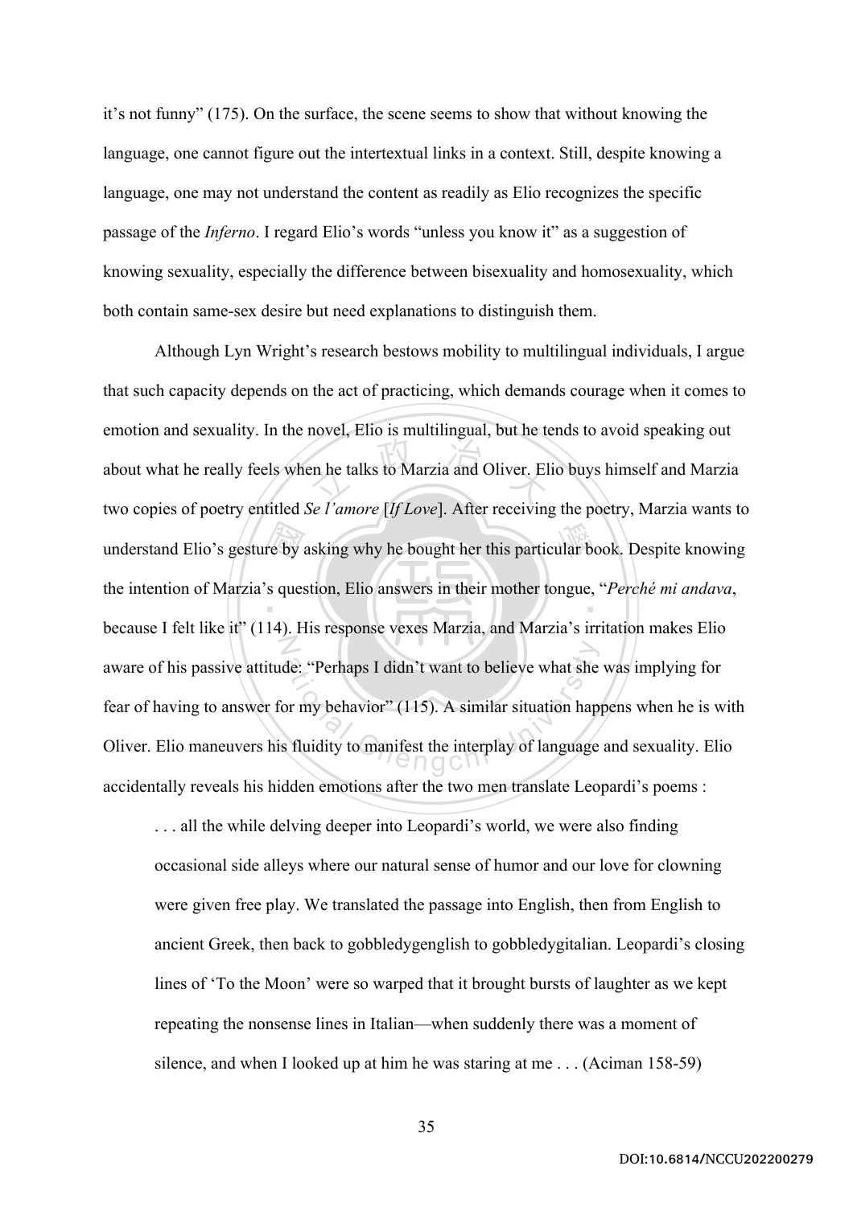it's not funny" (175). On the surface, the scene seems to show that without knowing the language, one cannot figure out the intertextual links in a context. Still, despite knowing a language, one may not understand the content as readily as Elio recognizes the specific passage of the *Inferno*. I regard Elio's words "unless you know it" as a suggestion of knowing sexuality, especially the difference between bisexuality and homosexuality, which both contain same-sex desire but need explanations to distinguish them.

Although Lyn Wright's research bestows mobility to multilingual individuals, I argue that such capacity depends on the act of practicing, which demands courage when it comes to emotion and sexuality. In the novel, Elio is multilingual, but he tends to avoid speaking out about what he really feels when he talks to Marzia and Oliver. Elio buys himself and Marzia two copies of poetry entitled *Se l'amore* [*If Love*]. After receiving the poetry, Marzia wants to understand Elio's gesture by asking why he bought her this particular book. Despite knowing the intention of Marzia's question, Elio answers in their mother tongue, "*Perché mi andava*, because I felt like it" (114). His response vexes Marzia, and Marzia's irritation makes Elio aware of his passive attitude: "Perhaps I didn't want to believe what she was implying for fear of having to answer for my behavior" (115). A similar situation happens when he is with Oliver. Elio maneuvers his fluidity to manifest the interplay of language and sexuality. Elio accidentally reveals his hidden emotions after the two men translate Leopardi's poems :

> . . . all the while delving deeper into Leopardi's world, we were also finding occasional side alleys where our natural sense of humor and our love for clowning were given free play. We translated the passage into English, then from English to ancient Greek, then back to gobbledygenglish to gobbledygitalian. Leopardi's closing lines of 'To the Moon' were so warped that it brought bursts of laughter as we kept repeating the nonsense lines in Italian—when suddenly there was a moment of silence, and when I looked up at him he was staring at me . . . (Aciman 158-59)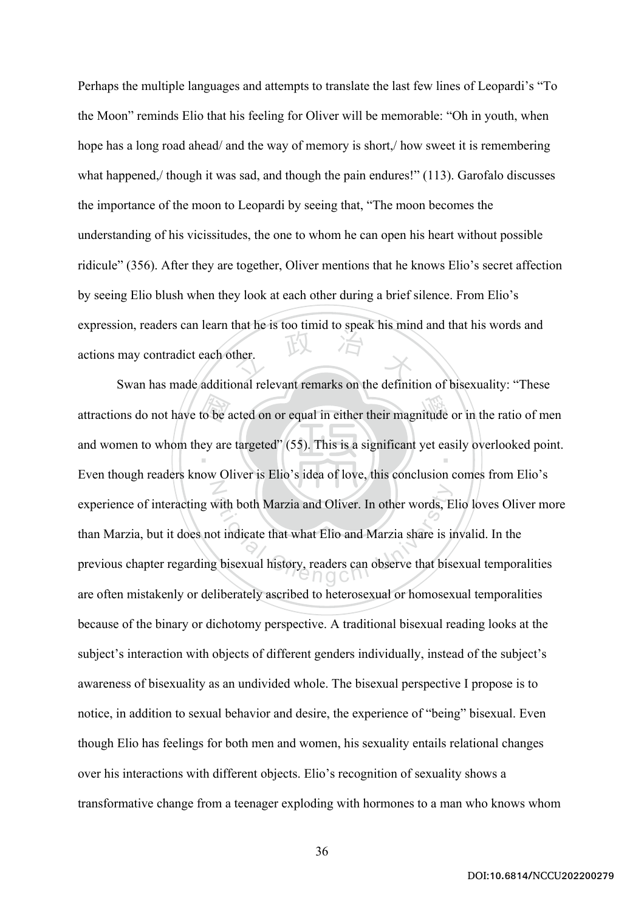Perhaps the multiple languages and attempts to translate the last few lines of Leopardi's "To the Moon" reminds Elio that his feeling for Oliver will be memorable: "Oh in youth, when hope has a long road ahead/ and the way of memory is short,/ how sweet it is remembering what happened,/ though it was sad, and though the pain endures!" (113). Garofalo discusses the importance of the moon to Leopardi by seeing that, "The moon becomes the understanding of his vicissitudes, the one to whom he can open his heart without possible ridicule" (356). After they are together, Oliver mentions that he knows Elio's secret affection by seeing Elio blush when they look at each other during a brief silence. From Elio's expression, readers can learn that he is too timid to speak his mind and that his words and actions may contradict each other.

Swan has made additional relevant remarks on the definition of bisexuality: "These attractions do not have to be acted on or equal in either their magnitude or in the ratio of men and women to whom they are targeted" (55). This is a significant yet easily overlooked point. Even though readers know Oliver is Elio's idea of love, this conclusion comes from Elio's experience of interacting with both Marzia and Oliver. In other words, Elio loves Oliver more than Marzia, but it does not indicate that what Elio and Marzia share is invalid. In the previous chapter regarding bisexual history, readers can observe that bisexual temporalities are often mistakenly or deliberately ascribed to heterosexual or homosexual temporalities because of the binary or dichotomy perspective. A traditional bisexual reading looks at the subject's interaction with objects of different genders individually, instead of the subject's awareness of bisexuality as an undivided whole. The bisexual perspective I propose is to notice, in addition to sexual behavior and desire, the experience of "being" bisexual. Even though Elio has feelings for both men and women, his sexuality entails relational changes over his interactions with different objects. Elio's recognition of sexuality shows a transformative change from a teenager exploding with hormones to a man who knows whom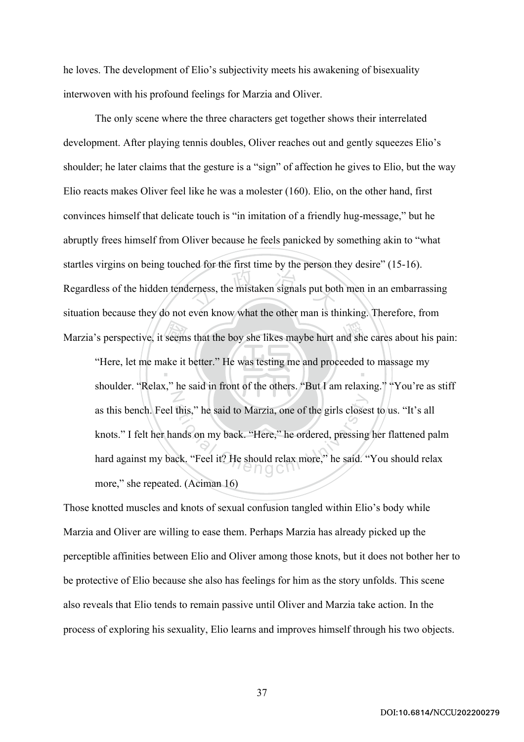he loves. The development of Elio's subjectivity meets his awakening of bisexuality interwoven with his profound feelings for Marzia and Oliver.

The only scene where the three characters get together shows their interrelated development. After playing tennis doubles, Oliver reaches out and gently squeezes Elio's shoulder; he later claims that the gesture is a "sign" of affection he gives to Elio, but the way Elio reacts makes Oliver feel like he was a molester (160). Elio, on the other hand, first convinces himself that delicate touch is "in imitation of a friendly hug-message," but he abruptly frees himself from Oliver because he feels panicked by something akin to "what startles virgins on being touched for the first time by the person they desire" (15-16). Regardless of the hidden tenderness, the mistaken signals put both men in an embarrassing situation because they do not even know what the other man is thinking. Therefore, from Marzia's perspective, it seems that the boy she likes maybe hurt and she cares about his pain:

> "Here, let me make it better." He was testing me and proceeded to massage my shoulder. "Relax," he said in front of the others. "But I am relaxing." "You're as stiff as this bench. Feel this," he said to Marzia, one of the girls closest to us. "It's all knots." I felt her hands on my back. "Here," he ordered, pressing her flattened palm hard against my back. "Feel it? He should relax more," he said. "You should relax more," she repeated. (Aciman 16)

Those knotted muscles and knots of sexual confusion tangled within Elio's body while Marzia and Oliver are willing to ease them. Perhaps Marzia has already picked up the perceptible affinities between Elio and Oliver among those knots, but it does not bother her to be protective of Elio because she also has feelings for him as the story unfolds. This scene also reveals that Elio tends to remain passive until Oliver and Marzia take action. In the process of exploring his sexuality, Elio learns and improves himself through his two objects.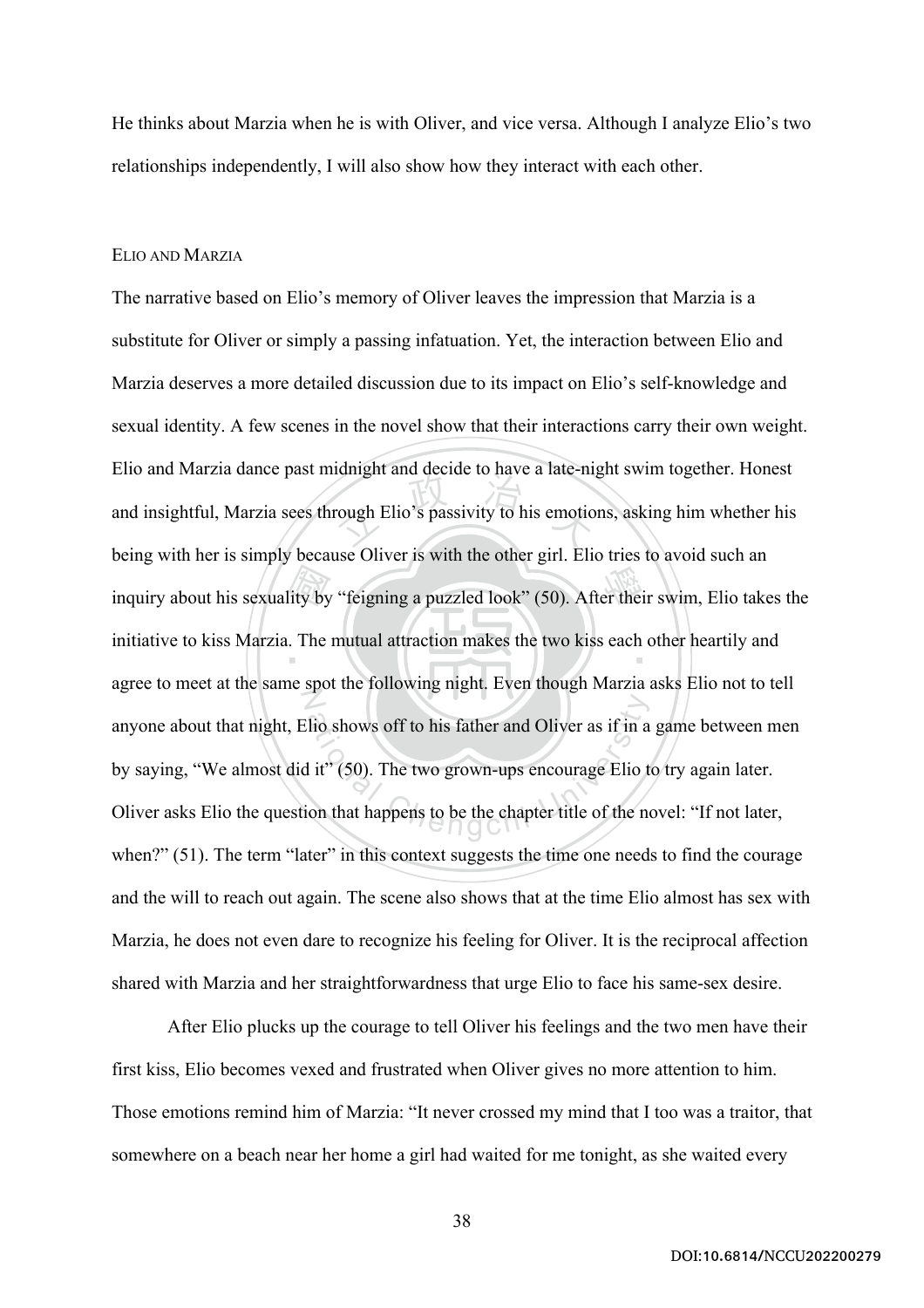He thinks about Marzia when he is with Oliver, and vice versa. Although I analyze Elio's two relationships independently, I will also show how they interact with each other.

### ELIO AND MARZIA

The narrative based on Elio's memory of Oliver leaves the impression that Marzia is a substitute for Oliver or simply a passing infatuation. Yet, the interaction between Elio and Marzia deserves a more detailed discussion due to its impact on Elio's self-knowledge and sexual identity. A few scenes in the novel show that their interactions carry their own weight. Elio and Marzia dance past midnight and decide to have a late-night swim together. Honest and insightful, Marzia sees through Elio's passivity to his emotions, asking him whether his being with her is simply because Oliver is with the other girl. Elio tries to avoid such an inquiry about his sexuality by "feigning a puzzled look" (50). After their swim, Elio takes the initiative to kiss Marzia. The mutual attraction makes the two kiss each other heartily and agree to meet at the same spot the following night. Even though Marzia asks Elio not to tell anyone about that night, Elio shows off to his father and Oliver as if in a game between men by saying, "We almost did it" (50). The two grown-ups encourage Elio to try again later. Oliver asks Elio the question that happens to be the chapter title of the novel: "If not later, when?" (51). The term "later" in this context suggests the time one needs to find the courage and the will to reach out again. The scene also shows that at the time Elio almost has sex with Marzia, he does not even dare to recognize his feeling for Oliver. It is the reciprocal affection shared with Marzia and her straightforwardness that urge Elio to face his same-sex desire.

After Elio plucks up the courage to tell Oliver his feelings and the two men have their first kiss, Elio becomes vexed and frustrated when Oliver gives no more attention to him. Those emotions remind him of Marzia: "It never crossed my mind that I too was a traitor, that somewhere on a beach near her home a girl had waited for me tonight, as she waited every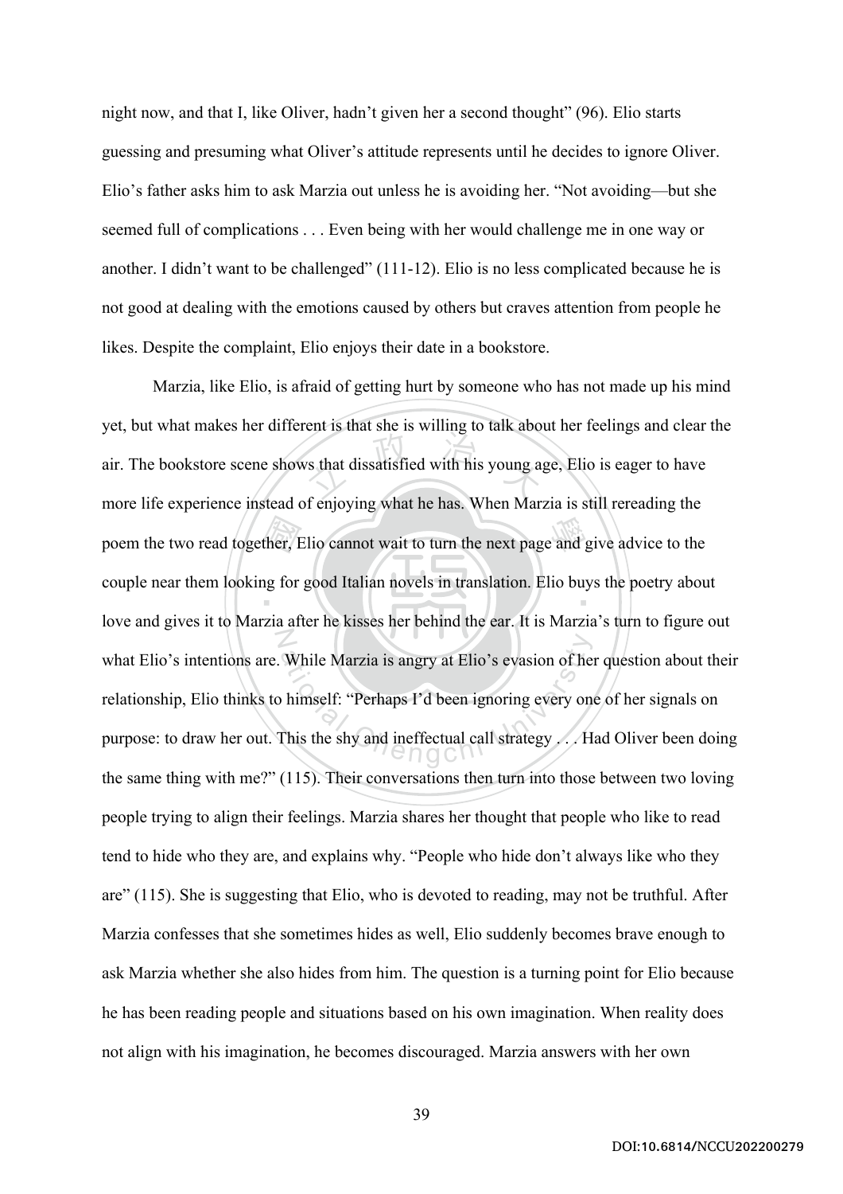night now, and that I, like Oliver, hadn't given her a second thought" (96). Elio starts guessing and presuming what Oliver's attitude represents until he decides to ignore Oliver. Elio's father asks him to ask Marzia out unless he is avoiding her. "Not avoiding—but she seemed full of complications . . . Even being with her would challenge me in one way or another. I didn't want to be challenged" (111-12). Elio is no less complicated because he is not good at dealing with the emotions caused by others but craves attention from people he likes. Despite the complaint, Elio enjoys their date in a bookstore.

Marzia, like Elio, is afraid of getting hurt by someone who has not made up his mind yet, but what makes her different is that she is willing to talk about her feelings and clear the air. The bookstore scene shows that dissatisfied with his young age, Elio is eager to have more life experience instead of enjoying what he has. When Marzia is still rereading the poem the two read together, Elio cannot wait to turn the next page and give advice to the couple near them looking for good Italian novels in translation. Elio buys the poetry about love and gives it to Marzia after he kisses her behind the ear. It is Marzia's turn to figure out what Elio's intentions are. While Marzia is angry at Elio's evasion of her question about their relationship, Elio thinks to himself: "Perhaps I'd been ignoring every one of her signals on purpose: to draw her out. This the shy and ineffectual call strategy . . . Had Oliver been doing the same thing with me?" (115). Their conversations then turn into those between two loving people trying to align their feelings. Marzia shares her thought that people who like to read tend to hide who they are, and explains why. "People who hide don't always like who they are" (115). She is suggesting that Elio, who is devoted to reading, may not be truthful. After Marzia confesses that she sometimes hides as well, Elio suddenly becomes brave enough to ask Marzia whether she also hides from him. The question is a turning point for Elio because he has been reading people and situations based on his own imagination. When reality does not align with his imagination, he becomes discouraged. Marzia answers with her own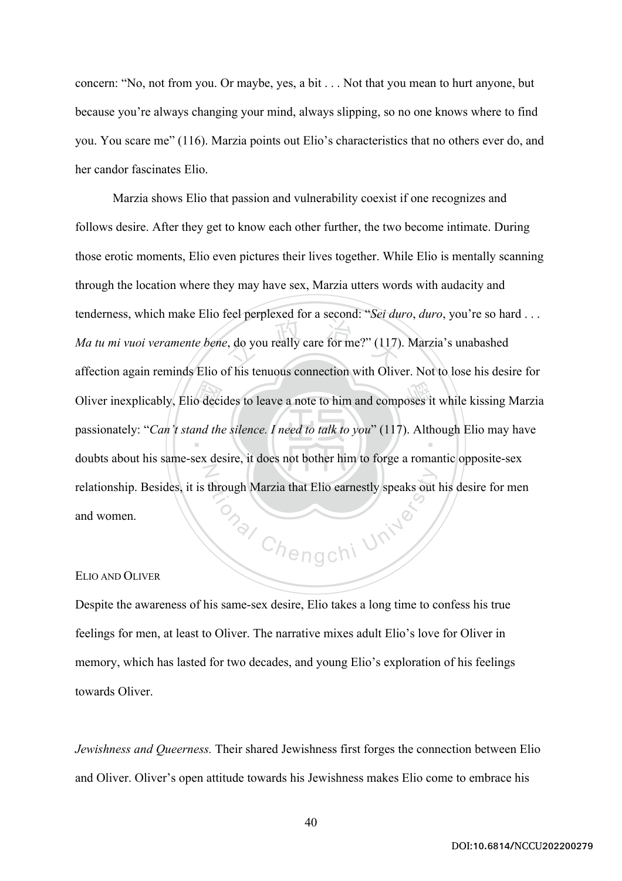concern: "No, not from you. Or maybe, yes, a bit . . . Not that you mean to hurt anyone, but because you're always changing your mind, always slipping, so no one knows where to find you. You scare me" (116). Marzia points out Elio's characteristics that no others ever do, and her candor fascinates Elio.

Marzia shows Elio that passion and vulnerability coexist if one recognizes and follows desire. After they get to know each other further, the two become intimate. During those erotic moments, Elio even pictures their lives together. While Elio is mentally scanning through the location where they may have sex, Marzia utters words with audacity and tenderness, which make Elio feel perplexed for a second: "*Sei duro*, *duro*, you're so hard . . . *Ma tu mi vuoi veramente bene*, do you really care for me?" (117). Marzia's unabashed affection again reminds Elio of his tenuous connection with Oliver. Not to lose his desire for Oliver inexplicably, Elio decides to leave a note to him and composes it while kissing Marzia passionately: "*Can't stand the silence. I need to talk to you*" (117). Although Elio may have doubts about his same-sex desire, it does not bother him to forge a romantic opposite-sex relationship. Besides, it is through Marzia that Elio earnestly speaks out his desire for men and women.

### ELIO AND OLIVER

Despite the awareness of his same-sex desire, Elio takes a long time to confess his true feelings for men, at least to Oliver. The narrative mixes adult Elio's love for Oliver in memory, which has lasted for two decades, and young Elio's exploration of his feelings towards Oliver.

*Jewishness and Queerness.* Their shared Jewishness first forges the connection between Elio and Oliver. Oliver's open attitude towards his Jewishness makes Elio come to embrace his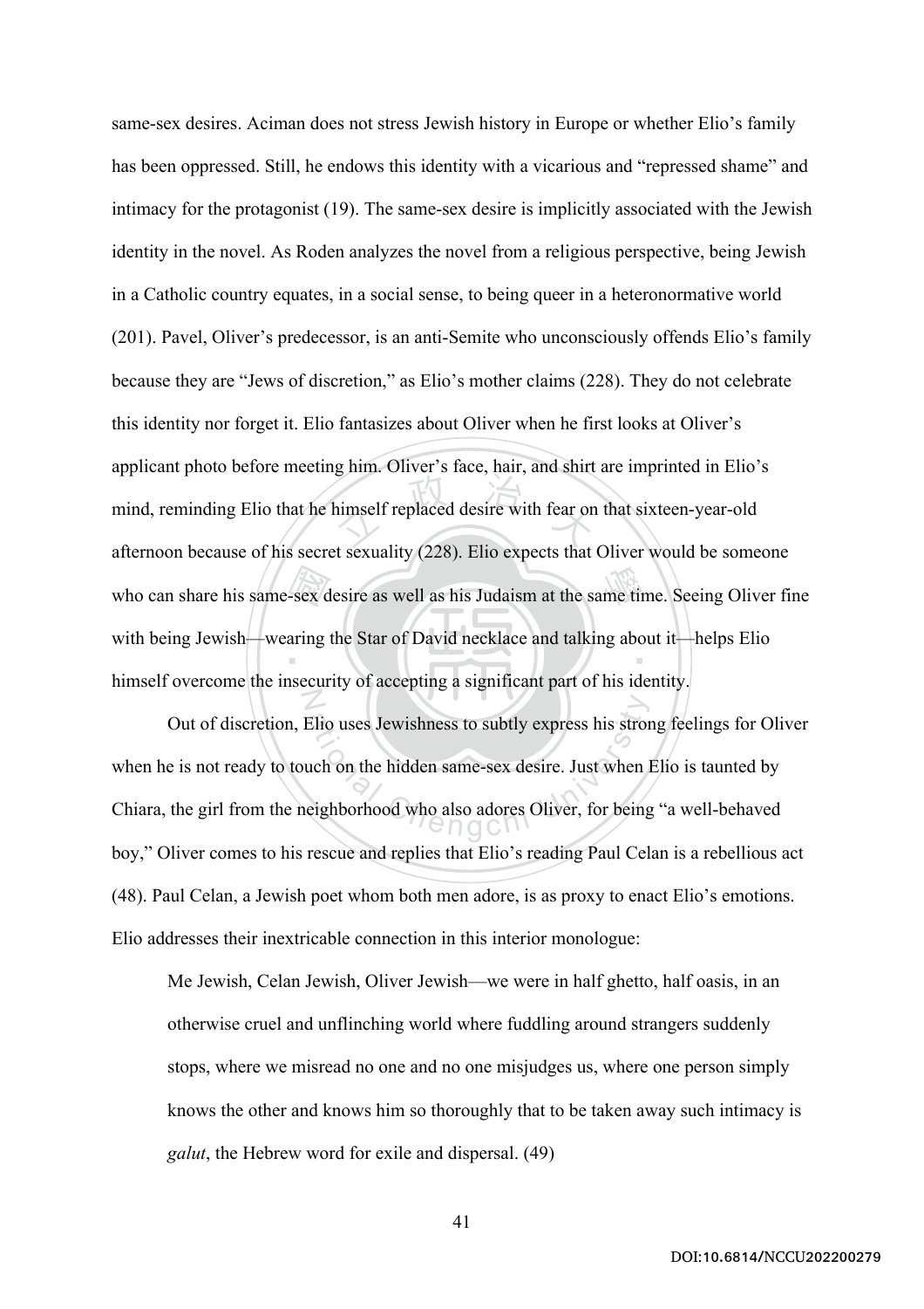same-sex desires. Aciman does not stress Jewish history in Europe or whether Elio's family has been oppressed. Still, he endows this identity with a vicarious and "repressed shame" and intimacy for the protagonist (19). The same-sex desire is implicitly associated with the Jewish identity in the novel. As Roden analyzes the novel from a religious perspective, being Jewish in a Catholic country equates, in a social sense, to being queer in a heteronormative world (201). Pavel, Oliver's predecessor, is an anti-Semite who unconsciously offends Elio's family because they are "Jews of discretion," as Elio's mother claims (228). They do not celebrate this identity nor forget it. Elio fantasizes about Oliver when he first looks at Oliver's applicant photo before meeting him. Oliver's face, hair, and shirt are imprinted in Elio's mind, reminding Elio that he himself replaced desire with fear on that sixteen-year-old afternoon because of his secret sexuality (228). Elio expects that Oliver would be someone who can share his same-sex desire as well as his Judaism at the same time. Seeing Oliver fine with being Jewish—wearing the Star of David necklace and talking about it—helps Elio himself overcome the insecurity of accepting a significant part of his identity.

Out of discretion, Elio uses Jewishness to subtly express his strong feelings for Oliver when he is not ready to touch on the hidden same-sex desire. Just when Elio is taunted by Chiara, the girl from the neighborhood who also adores Oliver, for being "a well-behaved boy," Oliver comes to his rescue and replies that Elio's reading Paul Celan is a rebellious act (48). Paul Celan, a Jewish poet whom both men adore, is as proxy to enact Elio's emotions. Elio addresses their inextricable connection in this interior monologue:

> Me Jewish, Celan Jewish, Oliver Jewish—we were in half ghetto, half oasis, in an otherwise cruel and unflinching world where fuddling around strangers suddenly stops, where we misread no one and no one misjudges us, where one person simply knows the other and knows him so thoroughly that to be taken away such intimacy is *galut*, the Hebrew word for exile and dispersal. (49)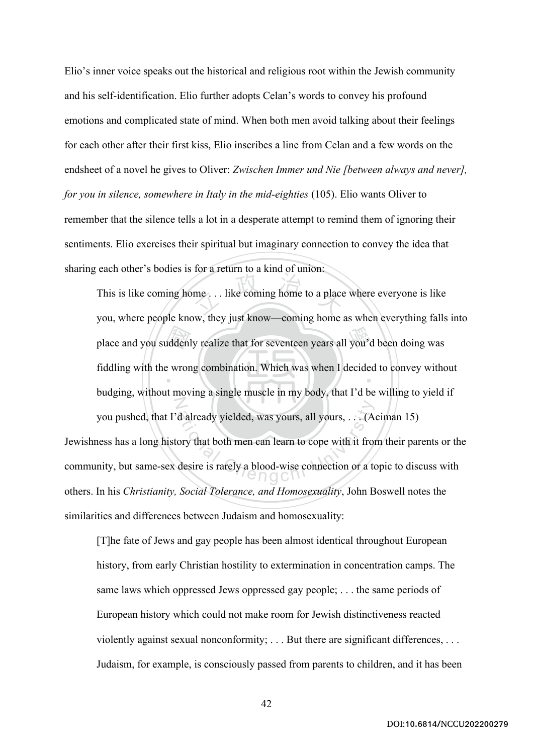Elio's inner voice speaks out the historical and religious root within the Jewish community and his self-identification. Elio further adopts Celan's words to convey his profound emotions and complicated state of mind. When both men avoid talking about their feelings for each other after their first kiss, Elio inscribes a line from Celan and a few words on the endsheet of a novel he gives to Oliver: *Zwischen Immer und Nie [between always and never], for you in silence, somewhere in Italy in the mid-eighties* (105). Elio wants Oliver to remember that the silence tells a lot in a desperate attempt to remind them of ignoring their sentiments. Elio exercises their spiritual but imaginary connection to convey the idea that sharing each other's bodies is for a return to a kind of union:

> This is like coming home . . . like coming home to a place where everyone is like you, where people know, they just know—coming home as when everything falls into place and you suddenly realize that for seventeen years all you'd been doing was fiddling with the wrong combination. Which was when I decided to convey without budging, without moving a single muscle in my body, that I'd be willing to yield if you pushed, that I'd already yielded, was yours, all yours, . . . (Aciman 15)

Jewishness has a long history that both men can learn to cope with it from their parents or the community, but same-sex desire is rarely a blood-wise connection or a topic to discuss with others. In his *Christianity, Social Tolerance, and Homosexuality*, John Boswell notes the similarities and differences between Judaism and homosexuality:

> [T]he fate of Jews and gay people has been almost identical throughout European history, from early Christian hostility to extermination in concentration camps. The same laws which oppressed Jews oppressed gay people; . . . the same periods of European history which could not make room for Jewish distinctiveness reacted violently against sexual nonconformity; . . . But there are significant differences, . . . Judaism, for example, is consciously passed from parents to children, and it has been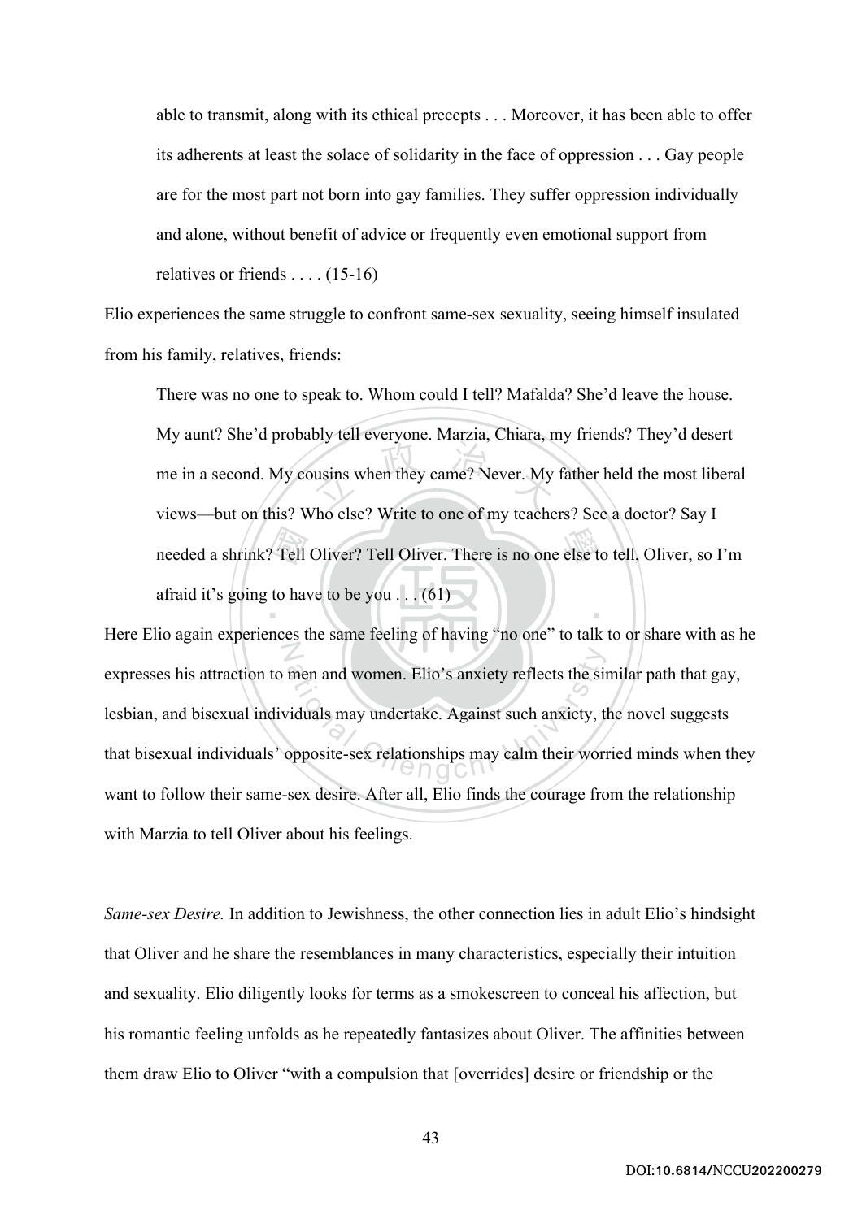> able to transmit, along with its ethical precepts . . . Moreover, it has been able to offer its adherents at least the solace of solidarity in the face of oppression . . . Gay people are for the most part not born into gay families. They suffer oppression individually and alone, without benefit of advice or frequently even emotional support from relatives or friends . . . . (15-16)

Elio experiences the same struggle to confront same-sex sexuality, seeing himself insulated from his family, relatives, friends:

> There was no one to speak to. Whom could I tell? Mafalda? She'd leave the house. My aunt? She'd probably tell everyone. Marzia, Chiara, my friends? They'd desert me in a second. My cousins when they came? Never. My father held the most liberal views—but on this? Who else? Write to one of my teachers? See a doctor? Say I needed a shrink? Tell Oliver? Tell Oliver. There is no one else to tell, Oliver, so I'm afraid it's going to have to be you . . . (61)

Here Elio again experiences the same feeling of having "no one" to talk to or share with as he expresses his attraction to men and women. Elio's anxiety reflects the similar path that gay, lesbian, and bisexual individuals may undertake. Against such anxiety, the novel suggests that bisexual individuals' opposite-sex relationships may calm their worried minds when they want to follow their same-sex desire. After all, Elio finds the courage from the relationship with Marzia to tell Oliver about his feelings.

*Same-sex Desire.* In addition to Jewishness, the other connection lies in adult Elio's hindsight that Oliver and he share the resemblances in many characteristics, especially their intuition and sexuality. Elio diligently looks for terms as a smokescreen to conceal his affection, but his romantic feeling unfolds as he repeatedly fantasizes about Oliver. The affinities between them draw Elio to Oliver "with a compulsion that [overrides] desire or friendship or the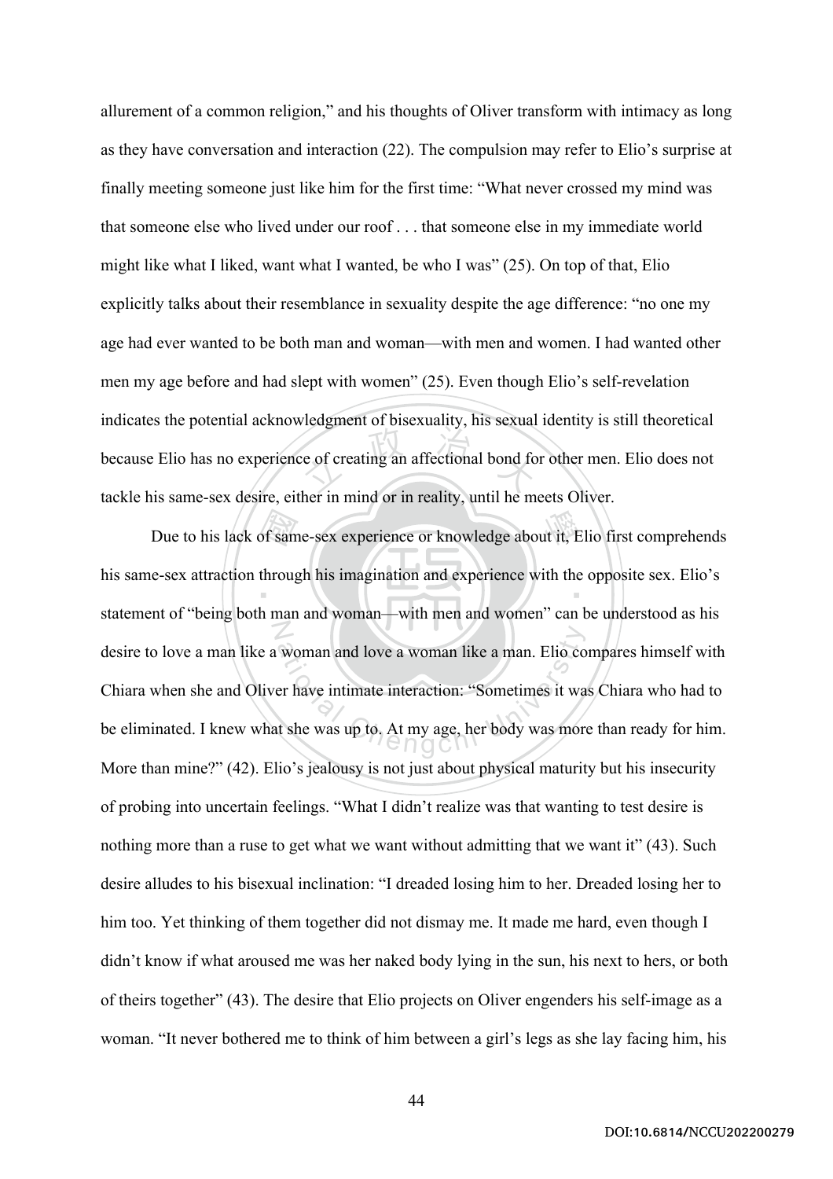allurement of a common religion," and his thoughts of Oliver transform with intimacy as long as they have conversation and interaction (22). The compulsion may refer to Elio's surprise at finally meeting someone just like him for the first time: "What never crossed my mind was that someone else who lived under our roof . . . that someone else in my immediate world might like what I liked, want what I wanted, be who I was" (25). On top of that, Elio explicitly talks about their resemblance in sexuality despite the age difference: "no one my age had ever wanted to be both man and woman—with men and women. I had wanted other men my age before and had slept with women" (25). Even though Elio's self-revelation indicates the potential acknowledgment of bisexuality, his sexual identity is still theoretical because Elio has no experience of creating an affectional bond for other men. Elio does not tackle his same-sex desire, either in mind or in reality, until he meets Oliver.

Due to his lack of same-sex experience or knowledge about it, Elio first comprehends his same-sex attraction through his imagination and experience with the opposite sex. Elio's statement of "being both man and woman—with men and women" can be understood as his desire to love a man like a woman and love a woman like a man. Elio compares himself with Chiara when she and Oliver have intimate interaction: "Sometimes it was Chiara who had to be eliminated. I knew what she was up to. At my age, her body was more than ready for him. More than mine?" (42). Elio's jealousy is not just about physical maturity but his insecurity of probing into uncertain feelings. "What I didn't realize was that wanting to test desire is nothing more than a ruse to get what we want without admitting that we want it" (43). Such desire alludes to his bisexual inclination: "I dreaded losing him to her. Dreaded losing her to him too. Yet thinking of them together did not dismay me. It made me hard, even though I didn't know if what aroused me was her naked body lying in the sun, his next to hers, or both of theirs together" (43). The desire that Elio projects on Oliver engenders his self-image as a woman. "It never bothered me to think of him between a girl's legs as she lay facing him, his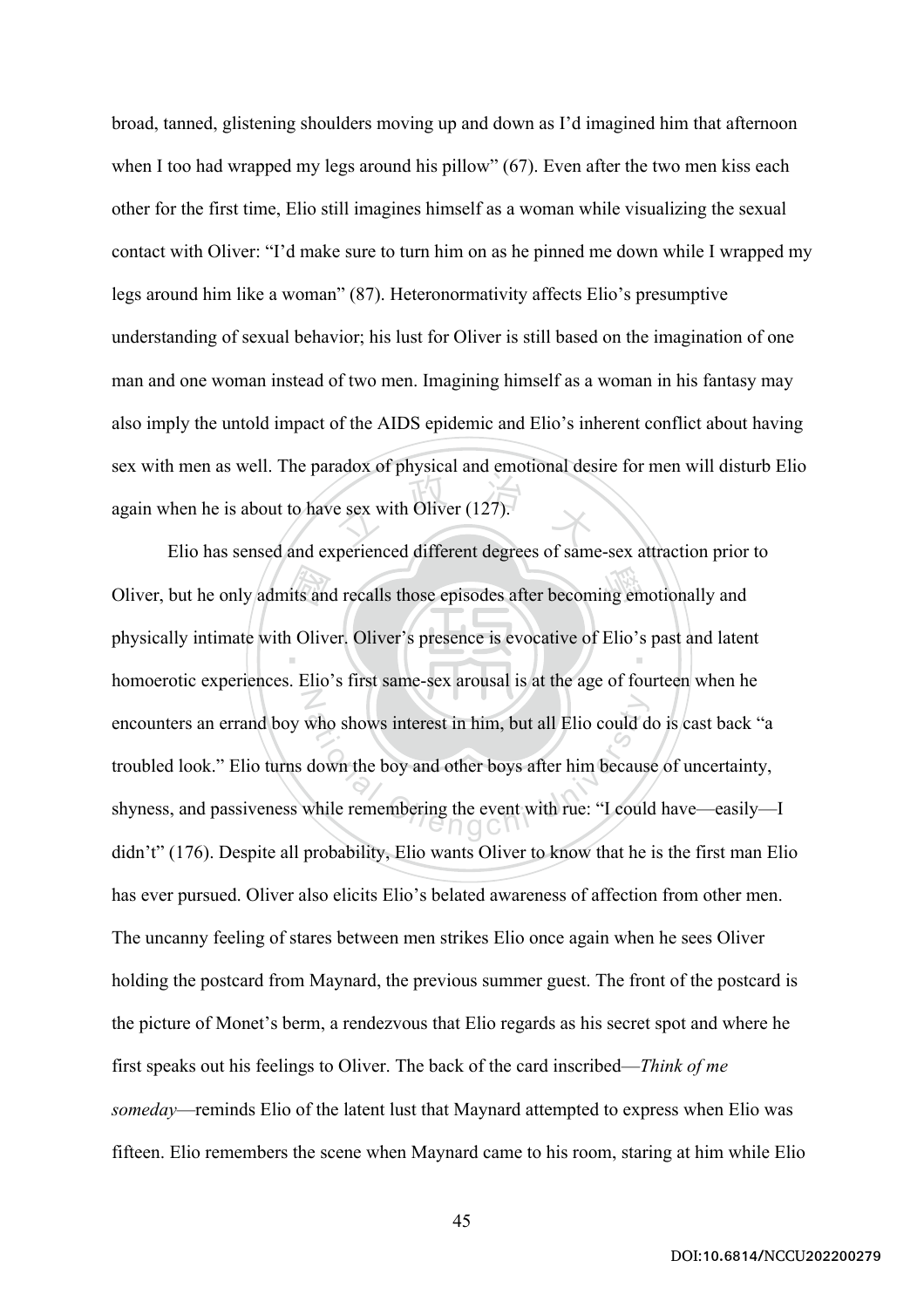broad, tanned, glistening shoulders moving up and down as I'd imagined him that afternoon when I too had wrapped my legs around his pillow" (67). Even after the two men kiss each other for the first time, Elio still imagines himself as a woman while visualizing the sexual contact with Oliver: "I'd make sure to turn him on as he pinned me down while I wrapped my legs around him like a woman" (87). Heteronormativity affects Elio's presumptive understanding of sexual behavior; his lust for Oliver is still based on the imagination of one man and one woman instead of two men. Imagining himself as a woman in his fantasy may also imply the untold impact of the AIDS epidemic and Elio's inherent conflict about having sex with men as well. The paradox of physical and emotional desire for men will disturb Elio again when he is about to have sex with Oliver (127).

Elio has sensed and experienced different degrees of same-sex attraction prior to Oliver, but he only admits and recalls those episodes after becoming emotionally and physically intimate with Oliver. Oliver's presence is evocative of Elio's past and latent homoerotic experiences. Elio's first same-sex arousal is at the age of fourteen when he encounters an errand boy who shows interest in him, but all Elio could do is cast back "a troubled look." Elio turns down the boy and other boys after him because of uncertainty, shyness, and passiveness while remembering the event with rue: "I could have—easily—I didn't" (176). Despite all probability, Elio wants Oliver to know that he is the first man Elio has ever pursued. Oliver also elicits Elio's belated awareness of affection from other men. The uncanny feeling of stares between men strikes Elio once again when he sees Oliver holding the postcard from Maynard, the previous summer guest. The front of the postcard is the picture of Monet's berm, a rendezvous that Elio regards as his secret spot and where he first speaks out his feelings to Oliver. The back of the card inscribed—*Think of me someday*—reminds Elio of the latent lust that Maynard attempted to express when Elio was fifteen. Elio remembers the scene when Maynard came to his room, staring at him while Elio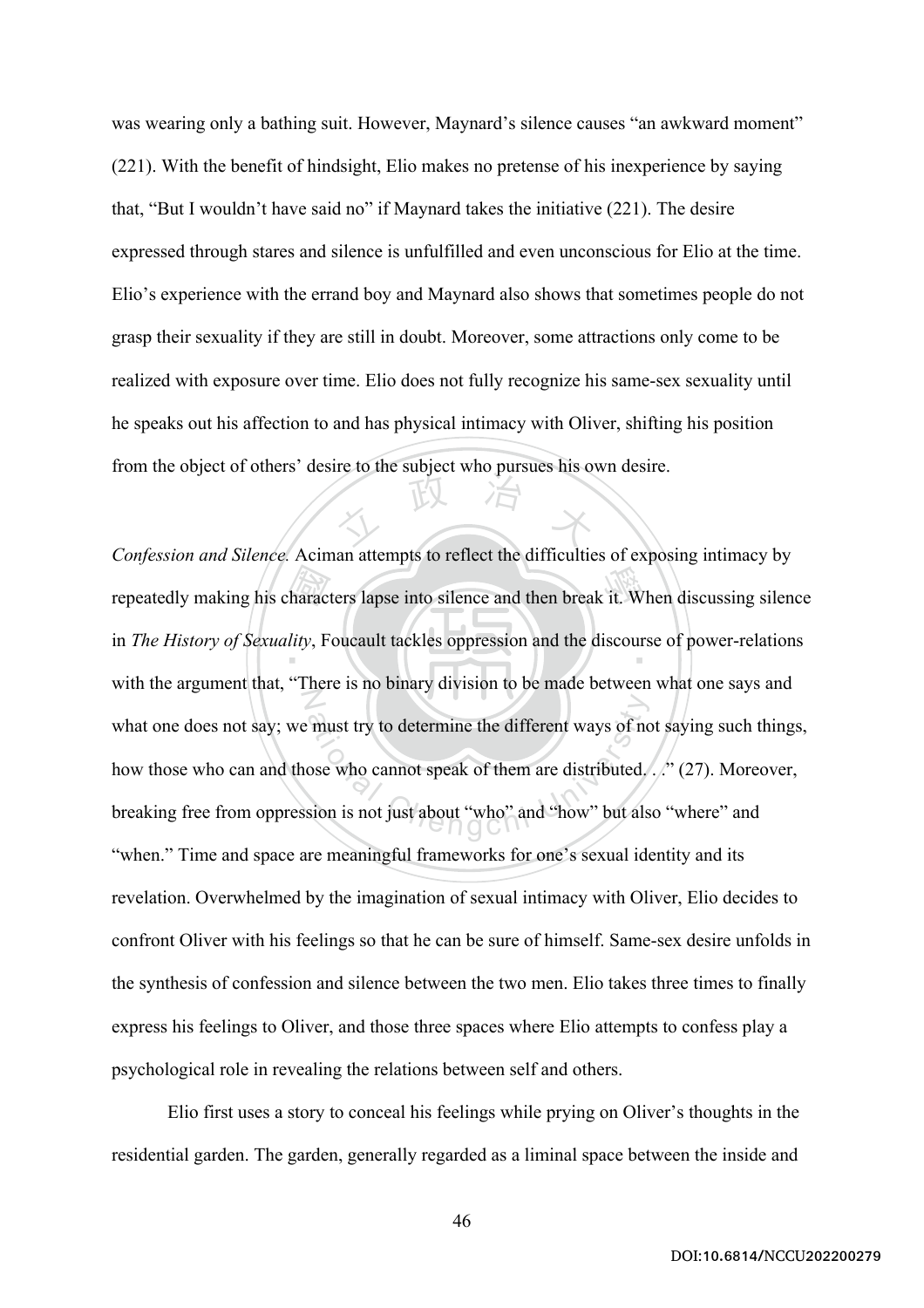was wearing only a bathing suit. However, Maynard's silence causes "an awkward moment" (221). With the benefit of hindsight, Elio makes no pretense of his inexperience by saying that, "But I wouldn't have said no" if Maynard takes the initiative (221). The desire expressed through stares and silence is unfulfilled and even unconscious for Elio at the time. Elio's experience with the errand boy and Maynard also shows that sometimes people do not grasp their sexuality if they are still in doubt. Moreover, some attractions only come to be realized with exposure over time. Elio does not fully recognize his same-sex sexuality until he speaks out his affection to and has physical intimacy with Oliver, shifting his position from the object of others' desire to the subject who pursues his own desire.

*Confession and Silence.* Aciman attempts to reflect the difficulties of exposing intimacy by repeatedly making his characters lapse into silence and then break it. When discussing silence in *The History of Sexuality*, Foucault tackles oppression and the discourse of power-relations with the argument that, "There is no binary division to be made between what one says and what one does not say; we must try to determine the different ways of not saying such things, how those who can and those who cannot speak of them are distributed. . ." (27). Moreover, breaking free from oppression is not just about "who" and "how" but also "where" and "when." Time and space are meaningful frameworks for one's sexual identity and its revelation. Overwhelmed by the imagination of sexual intimacy with Oliver, Elio decides to confront Oliver with his feelings so that he can be sure of himself. Same-sex desire unfolds in the synthesis of confession and silence between the two men. Elio takes three times to finally express his feelings to Oliver, and those three spaces where Elio attempts to confess play a psychological role in revealing the relations between self and others.

Elio first uses a story to conceal his feelings while prying on Oliver's thoughts in the residential garden. The garden, generally regarded as a liminal space between the inside and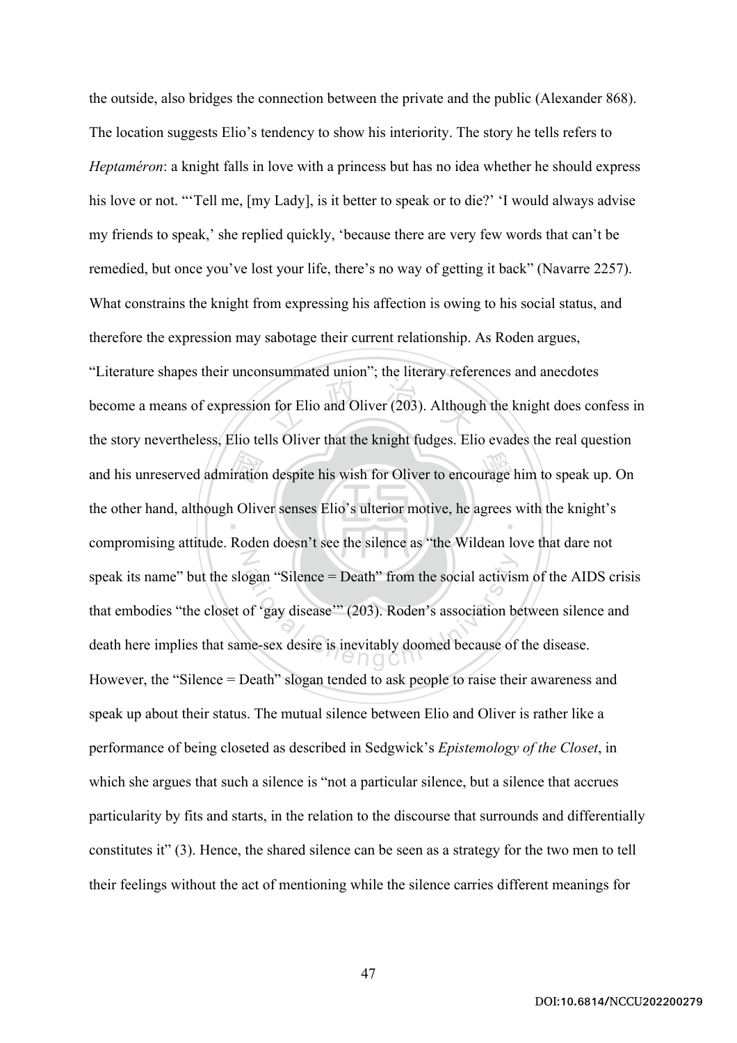the outside, also bridges the connection between the private and the public (Alexander 868). The location suggests Elio's tendency to show his interiority. The story he tells refers to *Heptaméron*: a knight falls in love with a princess but has no idea whether he should express his love or not. "'Tell me, [my Lady], is it better to speak or to die?' 'I would always advise my friends to speak,' she replied quickly, 'because there are very few words that can't be remedied, but once you've lost your life, there's no way of getting it back" (Navarre 2257). What constrains the knight from expressing his affection is owing to his social status, and therefore the expression may sabotage their current relationship. As Roden argues, "Literature shapes their unconsummated union"; the literary references and anecdotes become a means of expression for Elio and Oliver (203). Although the knight does confess in the story nevertheless, Elio tells Oliver that the knight fudges. Elio evades the real question and his unreserved admiration despite his wish for Oliver to encourage him to speak up. On the other hand, although Oliver senses Elio's ulterior motive, he agrees with the knight's compromising attitude. Roden doesn't see the silence as "the Wildean love that dare not speak its name" but the slogan "Silence = Death" from the social activism of the AIDS crisis that embodies "the closet of 'gay disease'" (203). Roden's association between silence and death here implies that same-sex desire is inevitably doomed because of the disease. However, the "Silence = Death" slogan tended to ask people to raise their awareness and speak up about their status. The mutual silence between Elio and Oliver is rather like a performance of being closeted as described in Sedgwick's *Epistemology of the Closet*, in which she argues that such a silence is "not a particular silence, but a silence that accrues particularity by fits and starts, in the relation to the discourse that surrounds and differentially constitutes it" (3). Hence, the shared silence can be seen as a strategy for the two men to tell their feelings without the act of mentioning while the silence carries different meanings for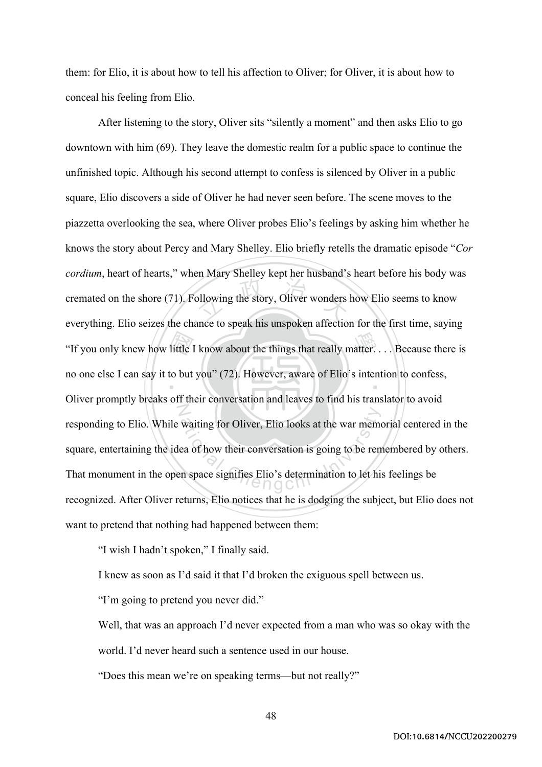them: for Elio, it is about how to tell his affection to Oliver; for Oliver, it is about how to conceal his feeling from Elio.

After listening to the story, Oliver sits "silently a moment" and then asks Elio to go downtown with him (69). They leave the domestic realm for a public space to continue the unfinished topic. Although his second attempt to confess is silenced by Oliver in a public square, Elio discovers a side of Oliver he had never seen before. The scene moves to the piazzetta overlooking the sea, where Oliver probes Elio's feelings by asking him whether he knows the story about Percy and Mary Shelley. Elio briefly retells the dramatic episode "*Cor cordium*, heart of hearts," when Mary Shelley kept her husband's heart before his body was cremated on the shore (71). Following the story, Oliver wonders how Elio seems to know everything. Elio seizes the chance to speak his unspoken affection for the first time, saying "If you only knew how little I know about the things that really matter. . . . Because there is no one else I can say it to but you" (72). However, aware of Elio's intention to confess, Oliver promptly breaks off their conversation and leaves to find his translator to avoid responding to Elio. While waiting for Oliver, Elio looks at the war memorial centered in the square, entertaining the idea of how their conversation is going to be remembered by others. That monument in the open space signifies Elio's determination to let his feelings be recognized. After Oliver returns, Elio notices that he is dodging the subject, but Elio does not want to pretend that nothing had happened between them:

> "I wish I hadn't spoken," I finally said.
>
> I knew as soon as I'd said it that I'd broken the exiguous spell between us.
>
> "I'm going to pretend you never did."
>
> Well, that was an approach I'd never expected from a man who was so okay with the world. I'd never heard such a sentence used in our house.
>
> "Does this mean we're on speaking terms—but not really?"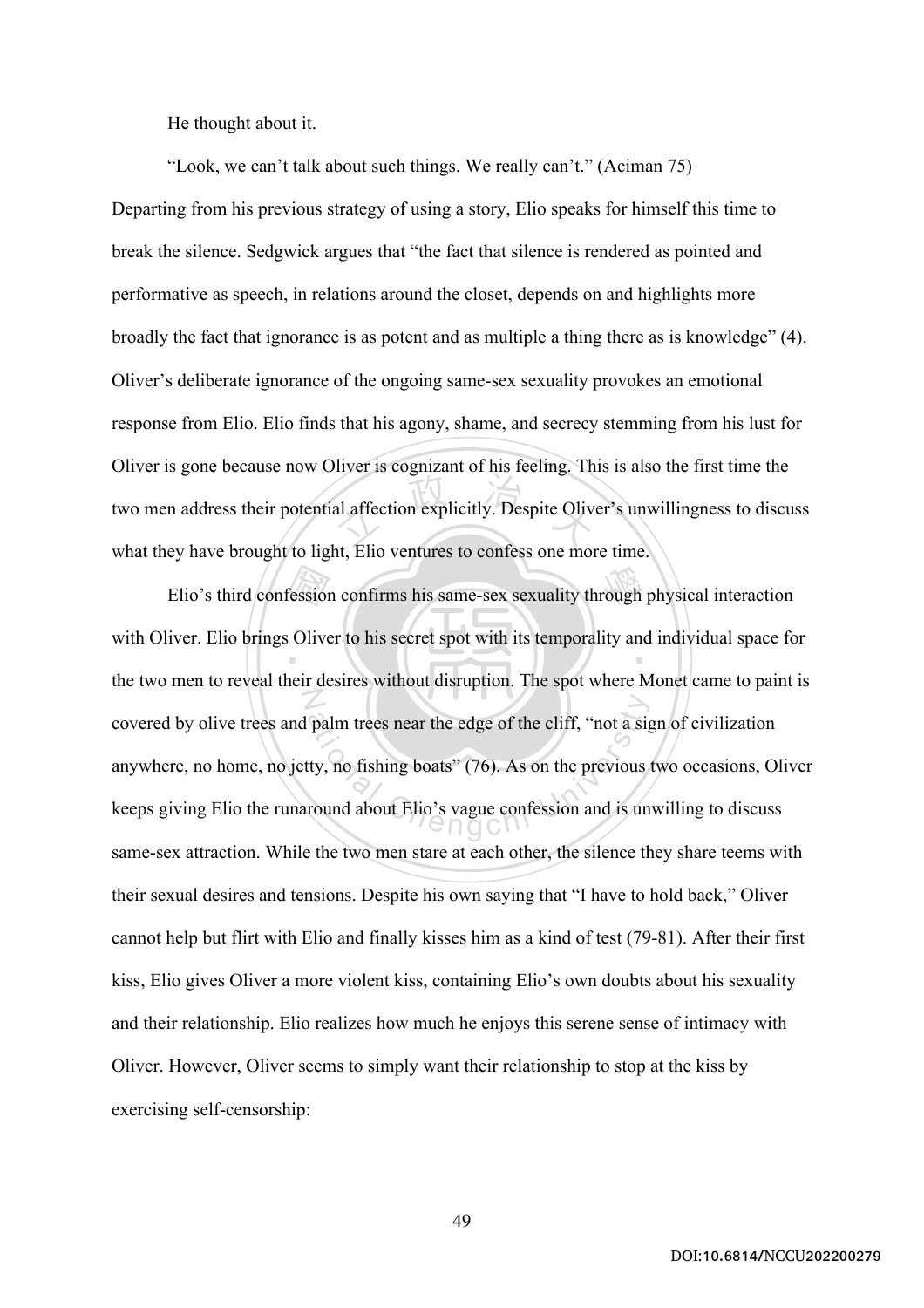He thought about it.

"Look, we can't talk about such things. We really can't." (Aciman 75)

Departing from his previous strategy of using a story, Elio speaks for himself this time to break the silence. Sedgwick argues that "the fact that silence is rendered as pointed and performative as speech, in relations around the closet, depends on and highlights more broadly the fact that ignorance is as potent and as multiple a thing there as is knowledge" (4). Oliver's deliberate ignorance of the ongoing same-sex sexuality provokes an emotional response from Elio. Elio finds that his agony, shame, and secrecy stemming from his lust for Oliver is gone because now Oliver is cognizant of his feeling. This is also the first time the two men address their potential affection explicitly. Despite Oliver's unwillingness to discuss what they have brought to light, Elio ventures to confess one more time.

Elio's third confession confirms his same-sex sexuality through physical interaction with Oliver. Elio brings Oliver to his secret spot with its temporality and individual space for the two men to reveal their desires without disruption. The spot where Monet came to paint is covered by olive trees and palm trees near the edge of the cliff, "not a sign of civilization anywhere, no home, no jetty, no fishing boats" (76). As on the previous two occasions, Oliver keeps giving Elio the runaround about Elio's vague confession and is unwilling to discuss same-sex attraction. While the two men stare at each other, the silence they share teems with their sexual desires and tensions. Despite his own saying that "I have to hold back," Oliver cannot help but flirt with Elio and finally kisses him as a kind of test (79-81). After their first kiss, Elio gives Oliver a more violent kiss, containing Elio's own doubts about his sexuality and their relationship. Elio realizes how much he enjoys this serene sense of intimacy with Oliver. However, Oliver seems to simply want their relationship to stop at the kiss by exercising self-censorship: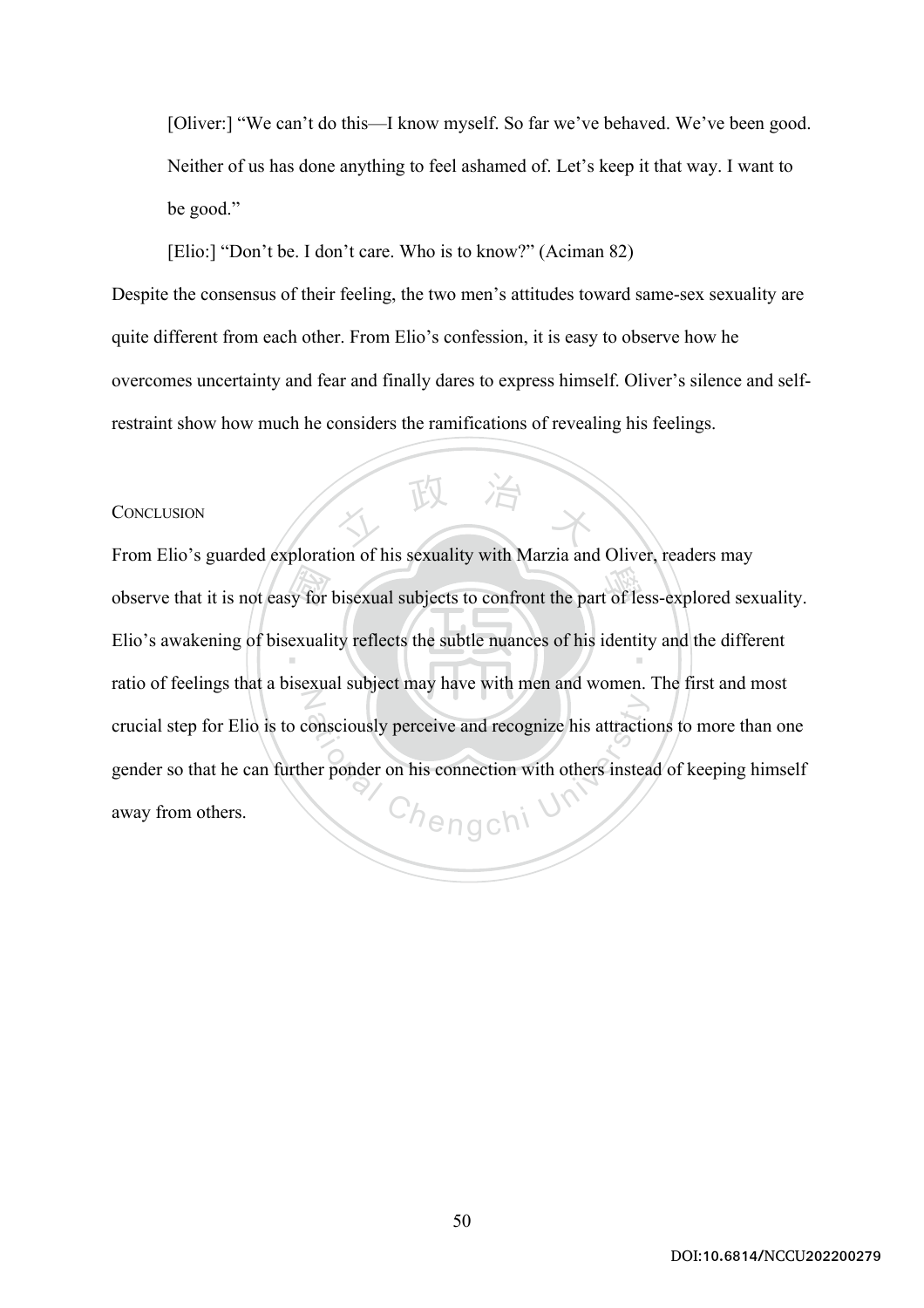> [Oliver:] "We can't do this—I know myself. So far we've behaved. We've been good. Neither of us has done anything to feel ashamed of. Let's keep it that way. I want to be good."
>
> [Elio:] "Don't be. I don't care. Who is to know?" (Aciman 82)

Despite the consensus of their feeling, the two men's attitudes toward same-sex sexuality are quite different from each other. From Elio's confession, it is easy to observe how he overcomes uncertainty and fear and finally dares to express himself. Oliver's silence and self-restraint show how much he considers the ramifications of revealing his feelings.

## Conclusion

From Elio's guarded exploration of his sexuality with Marzia and Oliver, readers may observe that it is not easy for bisexual subjects to confront the part of less-explored sexuality. Elio's awakening of bisexuality reflects the subtle nuances of his identity and the different ratio of feelings that a bisexual subject may have with men and women. The first and most crucial step for Elio is to consciously perceive and recognize his attractions to more than one gender so that he can further ponder on his connection with others instead of keeping himself away from others.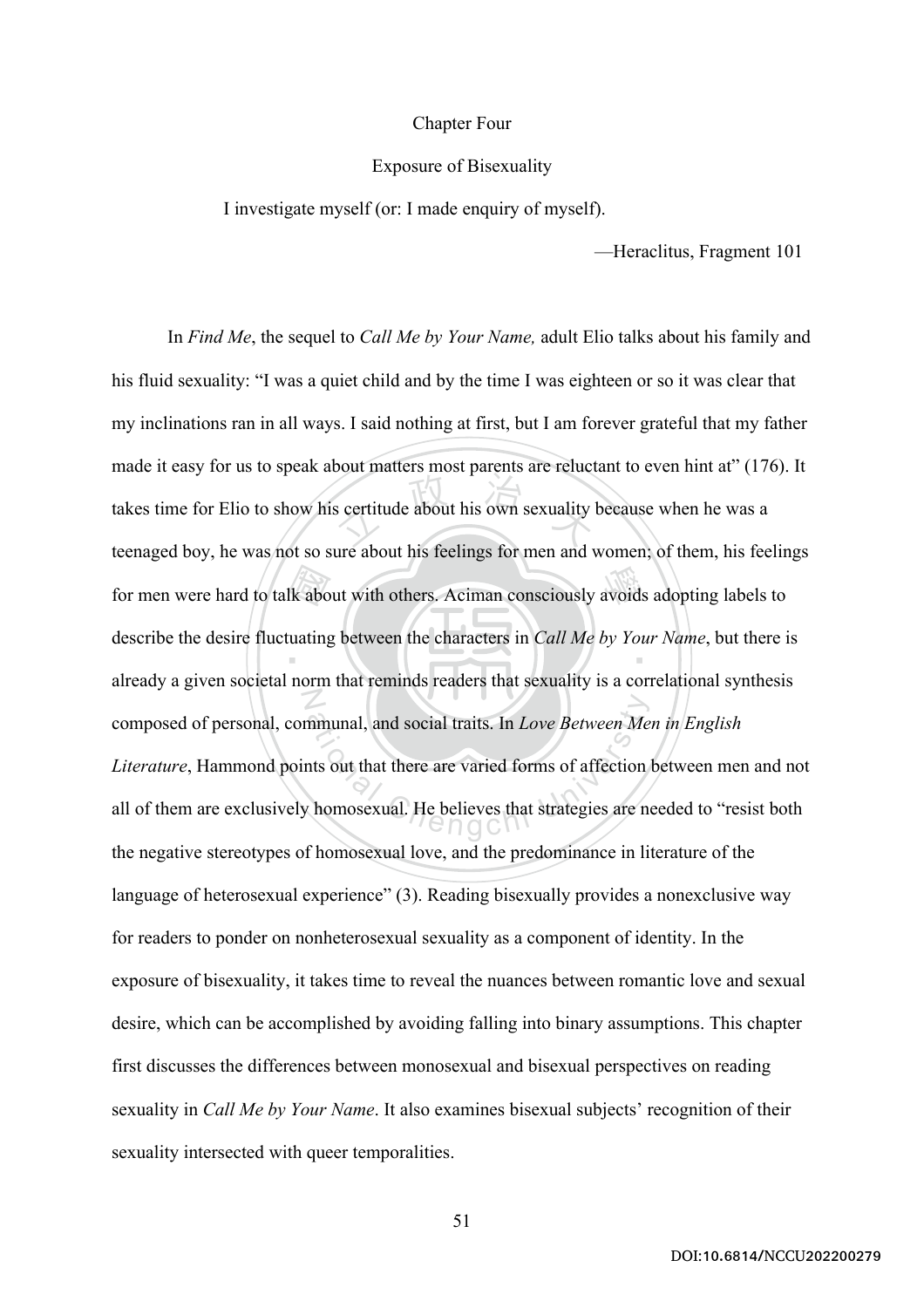# Chapter Four

## Exposure of Bisexuality

I investigate myself (or: I made enquiry of myself).

—Heraclitus, Fragment 101

In *Find Me*, the sequel to *Call Me by Your Name,* adult Elio talks about his family and his fluid sexuality: "I was a quiet child and by the time I was eighteen or so it was clear that my inclinations ran in all ways. I said nothing at first, but I am forever grateful that my father made it easy for us to speak about matters most parents are reluctant to even hint at" (176). It takes time for Elio to show his certitude about his own sexuality because when he was a teenaged boy, he was not so sure about his feelings for men and women; of them, his feelings for men were hard to talk about with others. Aciman consciously avoids adopting labels to describe the desire fluctuating between the characters in *Call Me by Your Name*, but there is already a given societal norm that reminds readers that sexuality is a correlational synthesis composed of personal, communal, and social traits. In *Love Between Men in English Literature*, Hammond points out that there are varied forms of affection between men and not all of them are exclusively homosexual. He believes that strategies are needed to "resist both the negative stereotypes of homosexual love, and the predominance in literature of the language of heterosexual experience" (3). Reading bisexually provides a nonexclusive way for readers to ponder on nonheterosexual sexuality as a component of identity. In the exposure of bisexuality, it takes time to reveal the nuances between romantic love and sexual desire, which can be accomplished by avoiding falling into binary assumptions. This chapter first discusses the differences between monosexual and bisexual perspectives on reading sexuality in *Call Me by Your Name*. It also examines bisexual subjects' recognition of their sexuality intersected with queer temporalities.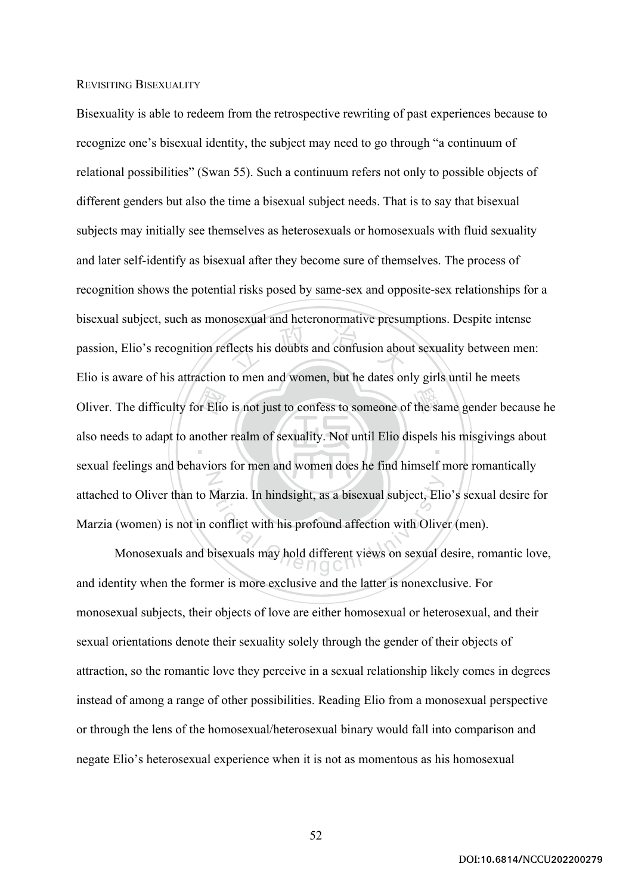## Revisiting Bisexuality

Bisexuality is able to redeem from the retrospective rewriting of past experiences because to recognize one's bisexual identity, the subject may need to go through "a continuum of relational possibilities" (Swan 55). Such a continuum refers not only to possible objects of different genders but also the time a bisexual subject needs. That is to say that bisexual subjects may initially see themselves as heterosexuals or homosexuals with fluid sexuality and later self-identify as bisexual after they become sure of themselves. The process of recognition shows the potential risks posed by same-sex and opposite-sex relationships for a bisexual subject, such as monosexual and heteronormative presumptions. Despite intense passion, Elio's recognition reflects his doubts and confusion about sexuality between men: Elio is aware of his attraction to men and women, but he dates only girls until he meets Oliver. The difficulty for Elio is not just to confess to someone of the same gender because he also needs to adapt to another realm of sexuality. Not until Elio dispels his misgivings about sexual feelings and behaviors for men and women does he find himself more romantically attached to Oliver than to Marzia. In hindsight, as a bisexual subject, Elio's sexual desire for Marzia (women) is not in conflict with his profound affection with Oliver (men).

Monosexuals and bisexuals may hold different views on sexual desire, romantic love, and identity when the former is more exclusive and the latter is nonexclusive. For monosexual subjects, their objects of love are either homosexual or heterosexual, and their sexual orientations denote their sexuality solely through the gender of their objects of attraction, so the romantic love they perceive in a sexual relationship likely comes in degrees instead of among a range of other possibilities. Reading Elio from a monosexual perspective or through the lens of the homosexual/heterosexual binary would fall into comparison and negate Elio's heterosexual experience when it is not as momentous as his homosexual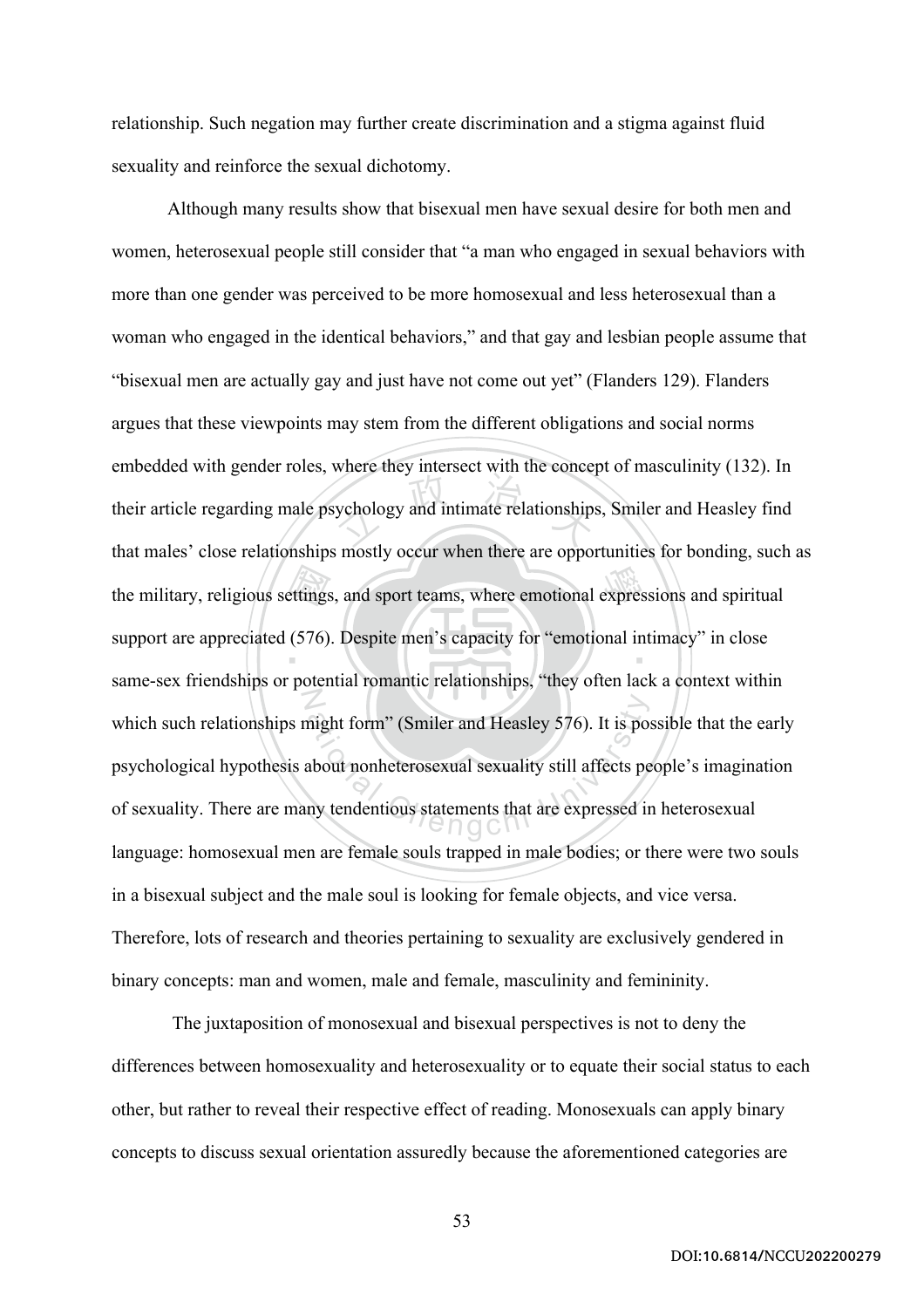relationship. Such negation may further create discrimination and a stigma against fluid sexuality and reinforce the sexual dichotomy.

Although many results show that bisexual men have sexual desire for both men and women, heterosexual people still consider that "a man who engaged in sexual behaviors with more than one gender was perceived to be more homosexual and less heterosexual than a woman who engaged in the identical behaviors," and that gay and lesbian people assume that "bisexual men are actually gay and just have not come out yet" (Flanders 129). Flanders argues that these viewpoints may stem from the different obligations and social norms embedded with gender roles, where they intersect with the concept of masculinity (132). In their article regarding male psychology and intimate relationships, Smiler and Heasley find that males' close relationships mostly occur when there are opportunities for bonding, such as the military, religious settings, and sport teams, where emotional expressions and spiritual support are appreciated (576). Despite men's capacity for "emotional intimacy" in close same-sex friendships or potential romantic relationships, "they often lack a context within which such relationships might form" (Smiler and Heasley 576). It is possible that the early psychological hypothesis about nonheterosexual sexuality still affects people's imagination of sexuality. There are many tendentious statements that are expressed in heterosexual language: homosexual men are female souls trapped in male bodies; or there were two souls in a bisexual subject and the male soul is looking for female objects, and vice versa. Therefore, lots of research and theories pertaining to sexuality are exclusively gendered in binary concepts: man and women, male and female, masculinity and femininity.

The juxtaposition of monosexual and bisexual perspectives is not to deny the differences between homosexuality and heterosexuality or to equate their social status to each other, but rather to reveal their respective effect of reading. Monosexuals can apply binary concepts to discuss sexual orientation assuredly because the aforementioned categories are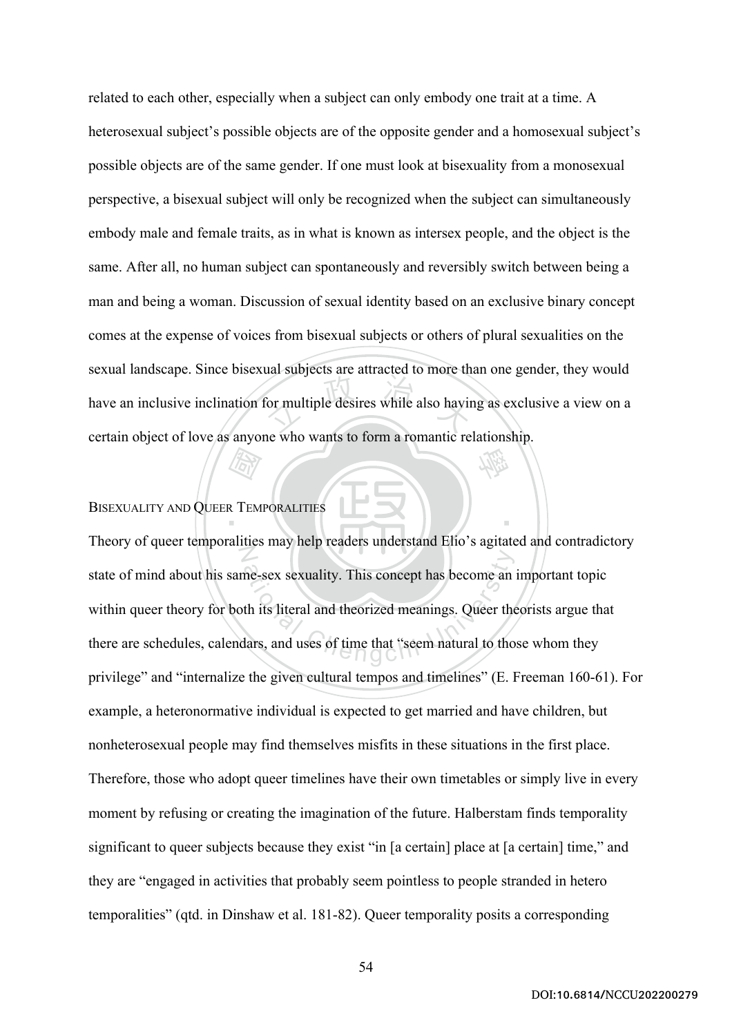related to each other, especially when a subject can only embody one trait at a time. A heterosexual subject's possible objects are of the opposite gender and a homosexual subject's possible objects are of the same gender. If one must look at bisexuality from a monosexual perspective, a bisexual subject will only be recognized when the subject can simultaneously embody male and female traits, as in what is known as intersex people, and the object is the same. After all, no human subject can spontaneously and reversibly switch between being a man and being a woman. Discussion of sexual identity based on an exclusive binary concept comes at the expense of voices from bisexual subjects or others of plural sexualities on the sexual landscape. Since bisexual subjects are attracted to more than one gender, they would have an inclusive inclination for multiple desires while also having as exclusive a view on a certain object of love as anyone who wants to form a romantic relationship.

## Bisexuality and Queer Temporalities

Theory of queer temporalities may help readers understand Elio's agitated and contradictory state of mind about his same-sex sexuality. This concept has become an important topic within queer theory for both its literal and theorized meanings. Queer theorists argue that there are schedules, calendars, and uses of time that "seem natural to those whom they privilege" and "internalize the given cultural tempos and timelines" (E. Freeman 160-61). For example, a heteronormative individual is expected to get married and have children, but nonheterosexual people may find themselves misfits in these situations in the first place. Therefore, those who adopt queer timelines have their own timetables or simply live in every moment by refusing or creating the imagination of the future. Halberstam finds temporality significant to queer subjects because they exist "in [a certain] place at [a certain] time," and they are "engaged in activities that probably seem pointless to people stranded in hetero temporalities" (qtd. in Dinshaw et al. 181-82). Queer temporality posits a corresponding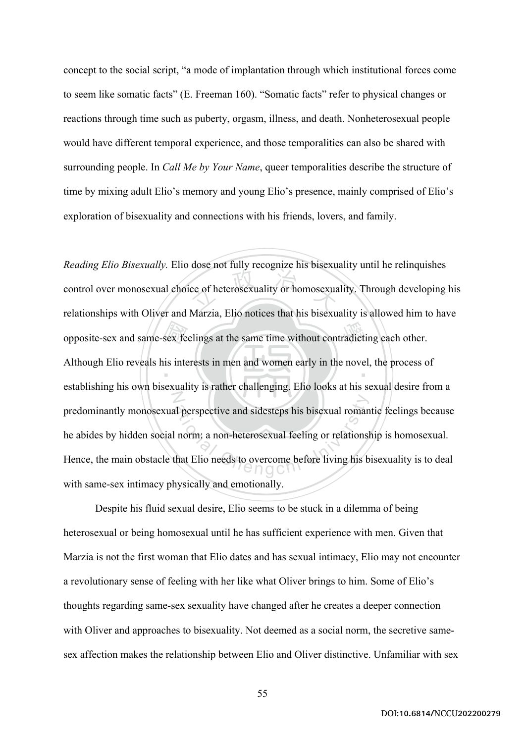concept to the social script, "a mode of implantation through which institutional forces come to seem like somatic facts" (E. Freeman 160). "Somatic facts" refer to physical changes or reactions through time such as puberty, orgasm, illness, and death. Nonheterosexual people would have different temporal experience, and those temporalities can also be shared with surrounding people. In *Call Me by Your Name*, queer temporalities describe the structure of time by mixing adult Elio's memory and young Elio's presence, mainly comprised of Elio's exploration of bisexuality and connections with his friends, lovers, and family.

*Reading Elio Bisexually.* Elio dose not fully recognize his bisexuality until he relinquishes control over monosexual choice of heterosexuality or homosexuality. Through developing his relationships with Oliver and Marzia, Elio notices that his bisexuality is allowed him to have opposite-sex and same-sex feelings at the same time without contradicting each other. Although Elio reveals his interests in men and women early in the novel, the process of establishing his own bisexuality is rather challenging. Elio looks at his sexual desire from a predominantly monosexual perspective and sidesteps his bisexual romantic feelings because he abides by hidden social norm: a non-heterosexual feeling or relationship is homosexual. Hence, the main obstacle that Elio needs to overcome before living his bisexuality is to deal with same-sex intimacy physically and emotionally.

Despite his fluid sexual desire, Elio seems to be stuck in a dilemma of being heterosexual or being homosexual until he has sufficient experience with men. Given that Marzia is not the first woman that Elio dates and has sexual intimacy, Elio may not encounter a revolutionary sense of feeling with her like what Oliver brings to him. Some of Elio's thoughts regarding same-sex sexuality have changed after he creates a deeper connection with Oliver and approaches to bisexuality. Not deemed as a social norm, the secretive same-sex affection makes the relationship between Elio and Oliver distinctive. Unfamiliar with sex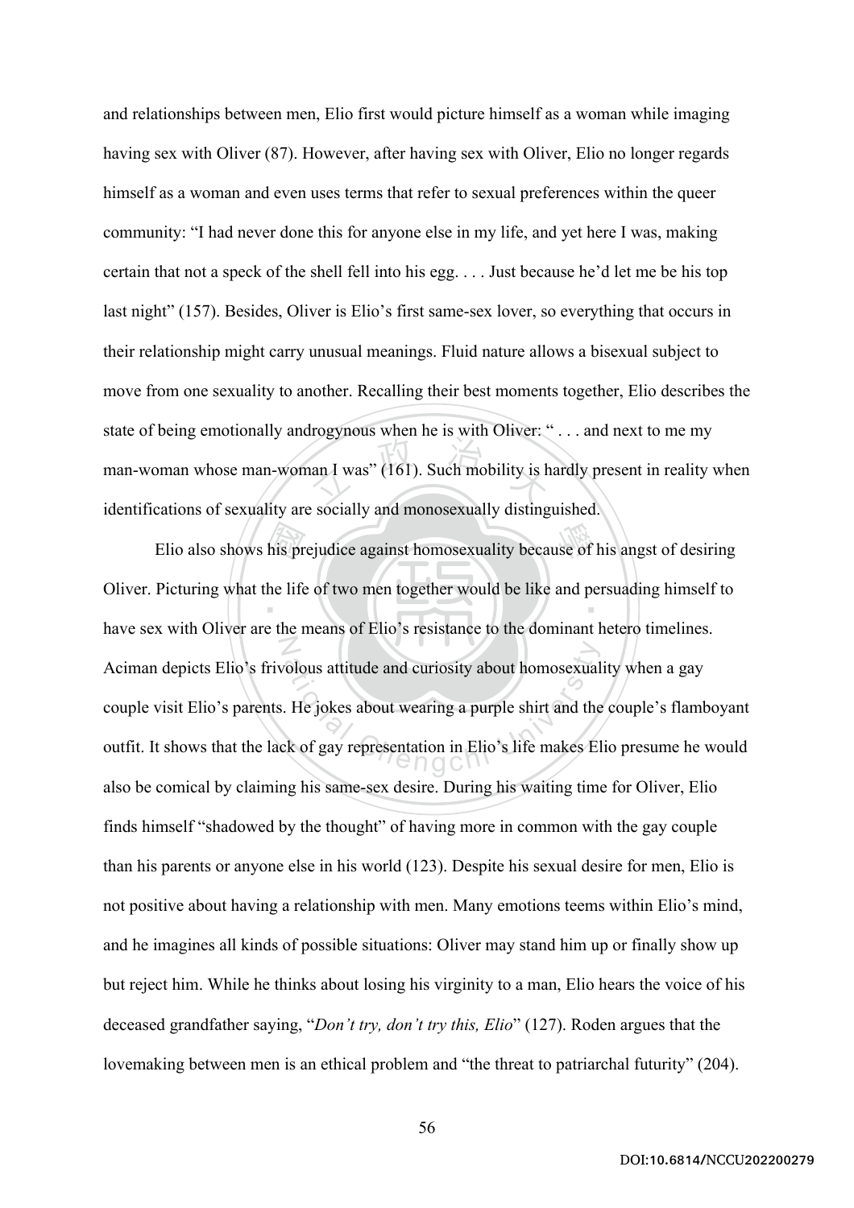and relationships between men, Elio first would picture himself as a woman while imaging having sex with Oliver (87). However, after having sex with Oliver, Elio no longer regards himself as a woman and even uses terms that refer to sexual preferences within the queer community: "I had never done this for anyone else in my life, and yet here I was, making certain that not a speck of the shell fell into his egg. . . . Just because he'd let me be his top last night" (157). Besides, Oliver is Elio's first same-sex lover, so everything that occurs in their relationship might carry unusual meanings. Fluid nature allows a bisexual subject to move from one sexuality to another. Recalling their best moments together, Elio describes the state of being emotionally androgynous when he is with Oliver: " . . . and next to me my man-woman whose man-woman I was" (161). Such mobility is hardly present in reality when identifications of sexuality are socially and monosexually distinguished.

Elio also shows his prejudice against homosexuality because of his angst of desiring Oliver. Picturing what the life of two men together would be like and persuading himself to have sex with Oliver are the means of Elio's resistance to the dominant hetero timelines. Aciman depicts Elio's frivolous attitude and curiosity about homosexuality when a gay couple visit Elio's parents. He jokes about wearing a purple shirt and the couple's flamboyant outfit. It shows that the lack of gay representation in Elio's life makes Elio presume he would also be comical by claiming his same-sex desire. During his waiting time for Oliver, Elio finds himself "shadowed by the thought" of having more in common with the gay couple than his parents or anyone else in his world (123). Despite his sexual desire for men, Elio is not positive about having a relationship with men. Many emotions teems within Elio's mind, and he imagines all kinds of possible situations: Oliver may stand him up or finally show up but reject him. While he thinks about losing his virginity to a man, Elio hears the voice of his deceased grandfather saying, "*Don't try, don't try this, Elio*" (127). Roden argues that the lovemaking between men is an ethical problem and "the threat to patriarchal futurity" (204).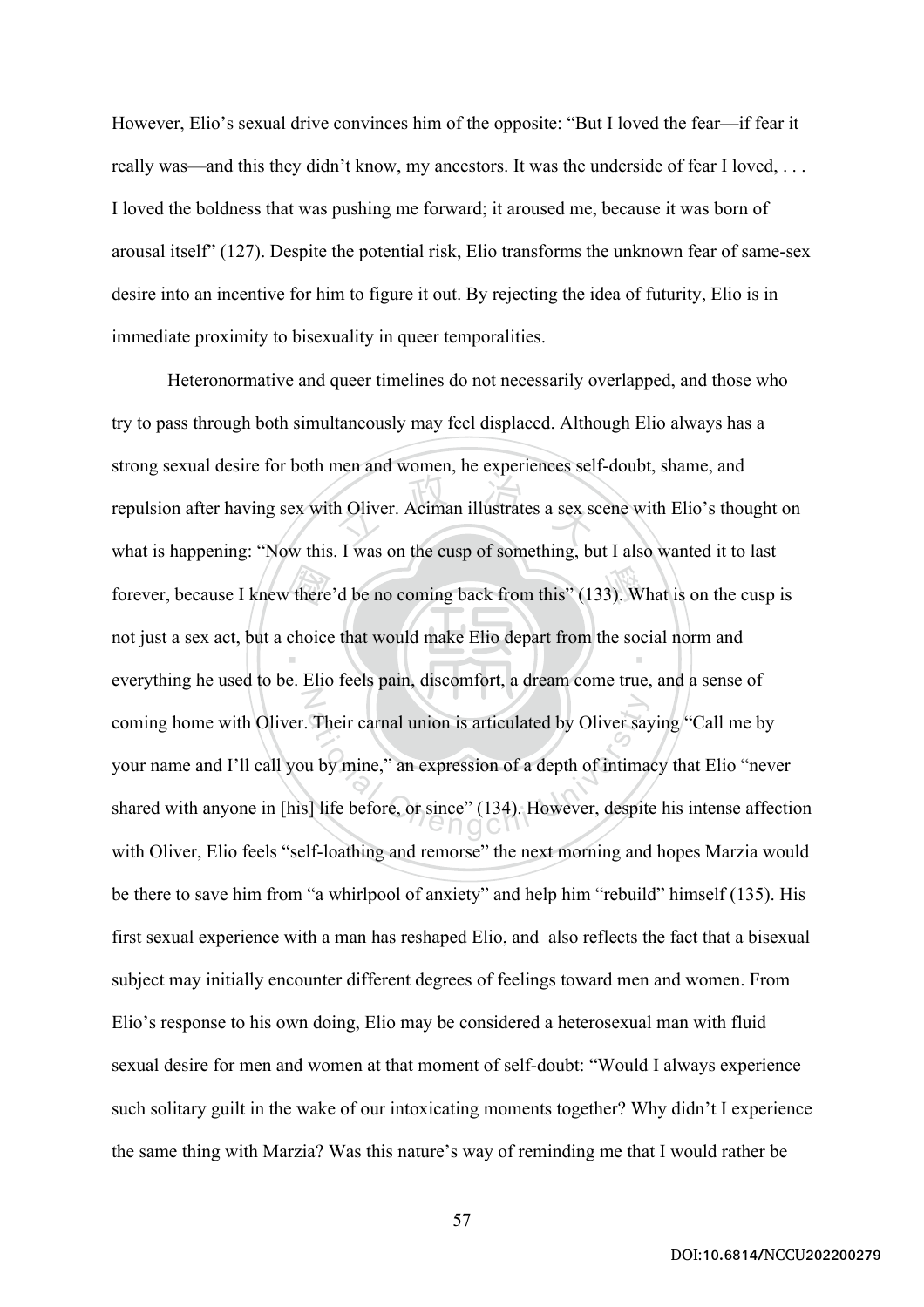However, Elio's sexual drive convinces him of the opposite: "But I loved the fear—if fear it really was—and this they didn't know, my ancestors. It was the underside of fear I loved, . . . I loved the boldness that was pushing me forward; it aroused me, because it was born of arousal itself" (127). Despite the potential risk, Elio transforms the unknown fear of same-sex desire into an incentive for him to figure it out. By rejecting the idea of futurity, Elio is in immediate proximity to bisexuality in queer temporalities.

Heteronormative and queer timelines do not necessarily overlapped, and those who try to pass through both simultaneously may feel displaced. Although Elio always has a strong sexual desire for both men and women, he experiences self-doubt, shame, and repulsion after having sex with Oliver. Aciman illustrates a sex scene with Elio's thought on what is happening: "Now this. I was on the cusp of something, but I also wanted it to last forever, because I knew there'd be no coming back from this" (133). What is on the cusp is not just a sex act, but a choice that would make Elio depart from the social norm and everything he used to be. Elio feels pain, discomfort, a dream come true, and a sense of coming home with Oliver. Their carnal union is articulated by Oliver saying "Call me by your name and I'll call you by mine," an expression of a depth of intimacy that Elio "never shared with anyone in [his] life before, or since" (134). However, despite his intense affection with Oliver, Elio feels "self-loathing and remorse" the next morning and hopes Marzia would be there to save him from "a whirlpool of anxiety" and help him "rebuild" himself (135). His first sexual experience with a man has reshaped Elio, and also reflects the fact that a bisexual subject may initially encounter different degrees of feelings toward men and women. From Elio's response to his own doing, Elio may be considered a heterosexual man with fluid sexual desire for men and women at that moment of self-doubt: "Would I always experience such solitary guilt in the wake of our intoxicating moments together? Why didn't I experience the same thing with Marzia? Was this nature's way of reminding me that I would rather be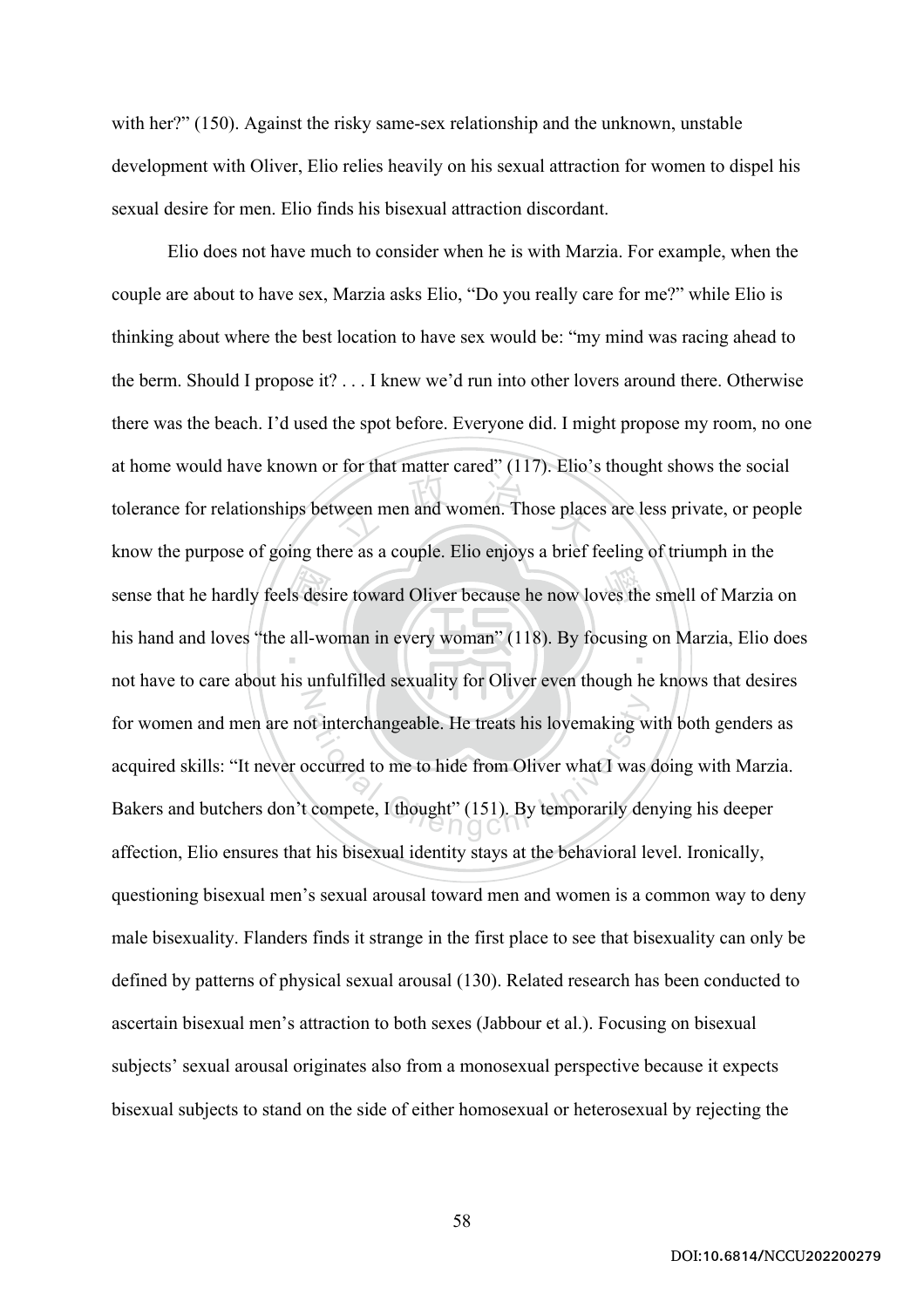with her?" (150). Against the risky same-sex relationship and the unknown, unstable development with Oliver, Elio relies heavily on his sexual attraction for women to dispel his sexual desire for men. Elio finds his bisexual attraction discordant.

Elio does not have much to consider when he is with Marzia. For example, when the couple are about to have sex, Marzia asks Elio, "Do you really care for me?" while Elio is thinking about where the best location to have sex would be: "my mind was racing ahead to the berm. Should I propose it? . . . I knew we'd run into other lovers around there. Otherwise there was the beach. I'd used the spot before. Everyone did. I might propose my room, no one at home would have known or for that matter cared" (117). Elio's thought shows the social tolerance for relationships between men and women. Those places are less private, or people know the purpose of going there as a couple. Elio enjoys a brief feeling of triumph in the sense that he hardly feels desire toward Oliver because he now loves the smell of Marzia on his hand and loves "the all-woman in every woman" (118). By focusing on Marzia, Elio does not have to care about his unfulfilled sexuality for Oliver even though he knows that desires for women and men are not interchangeable. He treats his lovemaking with both genders as acquired skills: "It never occurred to me to hide from Oliver what I was doing with Marzia. Bakers and butchers don't compete, I thought" (151). By temporarily denying his deeper affection, Elio ensures that his bisexual identity stays at the behavioral level. Ironically, questioning bisexual men's sexual arousal toward men and women is a common way to deny male bisexuality. Flanders finds it strange in the first place to see that bisexuality can only be defined by patterns of physical sexual arousal (130). Related research has been conducted to ascertain bisexual men's attraction to both sexes (Jabbour et al.). Focusing on bisexual subjects' sexual arousal originates also from a monosexual perspective because it expects bisexual subjects to stand on the side of either homosexual or heterosexual by rejecting the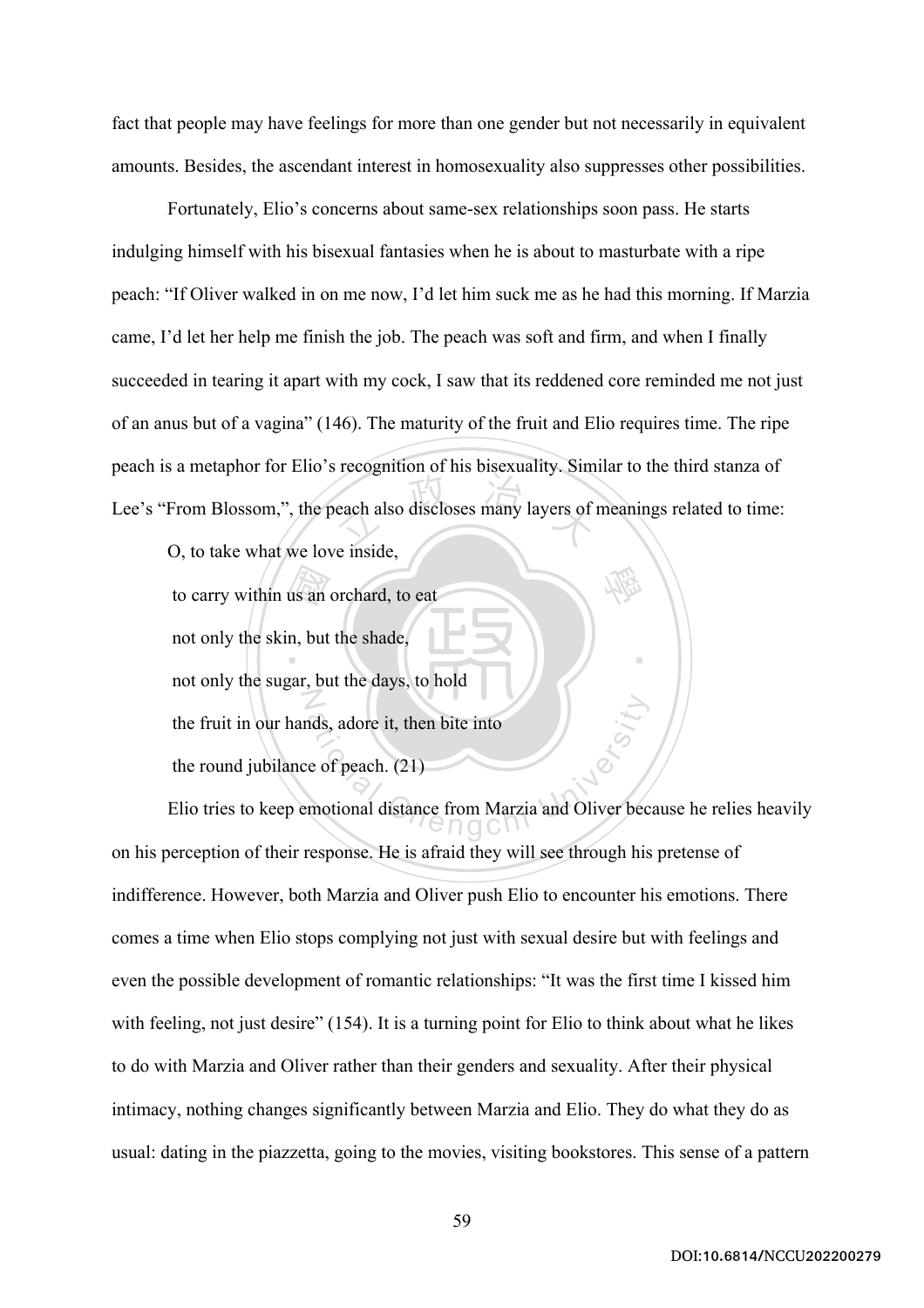fact that people may have feelings for more than one gender but not necessarily in equivalent amounts. Besides, the ascendant interest in homosexuality also suppresses other possibilities.

Fortunately, Elio's concerns about same-sex relationships soon pass. He starts indulging himself with his bisexual fantasies when he is about to masturbate with a ripe peach: "If Oliver walked in on me now, I'd let him suck me as he had this morning. If Marzia came, I'd let her help me finish the job. The peach was soft and firm, and when I finally succeeded in tearing it apart with my cock, I saw that its reddened core reminded me not just of an anus but of a vagina" (146). The maturity of the fruit and Elio requires time. The ripe peach is a metaphor for Elio's recognition of his bisexuality. Similar to the third stanza of Lee's "From Blossom,", the peach also discloses many layers of meanings related to time:

> O, to take what we love inside,
> to carry within us an orchard, to eat
> not only the skin, but the shade,
> not only the sugar, but the days, to hold
> the fruit in our hands, adore it, then bite into
> the round jubilance of peach. (21)

Elio tries to keep emotional distance from Marzia and Oliver because he relies heavily on his perception of their response. He is afraid they will see through his pretense of indifference. However, both Marzia and Oliver push Elio to encounter his emotions. There comes a time when Elio stops complying not just with sexual desire but with feelings and even the possible development of romantic relationships: "It was the first time I kissed him with feeling, not just desire" (154). It is a turning point for Elio to think about what he likes to do with Marzia and Oliver rather than their genders and sexuality. After their physical intimacy, nothing changes significantly between Marzia and Elio. They do what they do as usual: dating in the piazzetta, going to the movies, visiting bookstores. This sense of a pattern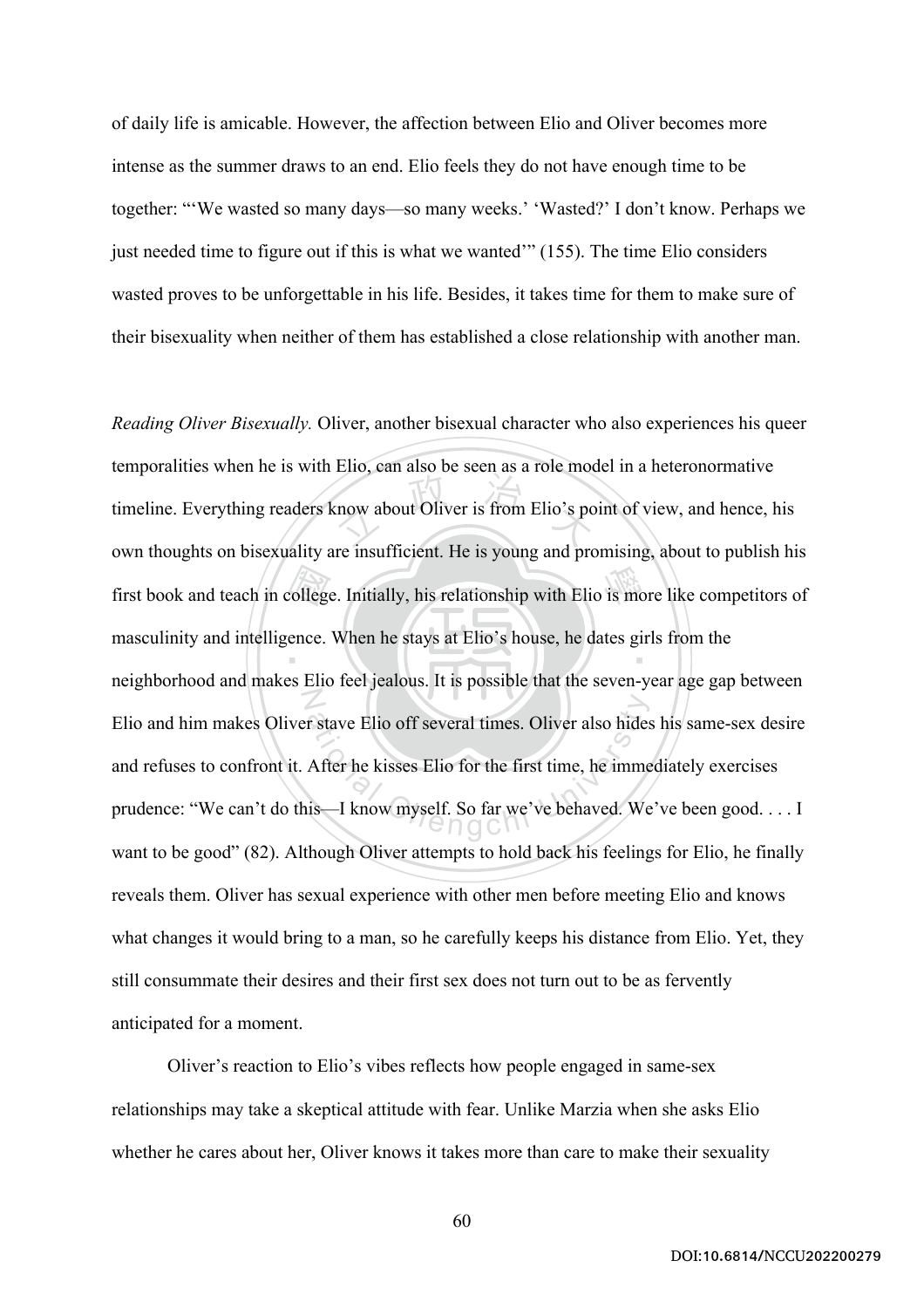of daily life is amicable. However, the affection between Elio and Oliver becomes more intense as the summer draws to an end. Elio feels they do not have enough time to be together: "'We wasted so many days—so many weeks.' 'Wasted?' I don't know. Perhaps we just needed time to figure out if this is what we wanted'" (155). The time Elio considers wasted proves to be unforgettable in his life. Besides, it takes time for them to make sure of their bisexuality when neither of them has established a close relationship with another man.

*Reading Oliver Bisexually.* Oliver, another bisexual character who also experiences his queer temporalities when he is with Elio, can also be seen as a role model in a heteronormative timeline. Everything readers know about Oliver is from Elio's point of view, and hence, his own thoughts on bisexuality are insufficient. He is young and promising, about to publish his first book and teach in college. Initially, his relationship with Elio is more like competitors of masculinity and intelligence. When he stays at Elio's house, he dates girls from the neighborhood and makes Elio feel jealous. It is possible that the seven-year age gap between Elio and him makes Oliver stave Elio off several times. Oliver also hides his same-sex desire and refuses to confront it. After he kisses Elio for the first time, he immediately exercises prudence: "We can't do this—I know myself. So far we've behaved. We've been good. . . . I want to be good" (82). Although Oliver attempts to hold back his feelings for Elio, he finally reveals them. Oliver has sexual experience with other men before meeting Elio and knows what changes it would bring to a man, so he carefully keeps his distance from Elio. Yet, they still consummate their desires and their first sex does not turn out to be as fervently anticipated for a moment.

Oliver's reaction to Elio's vibes reflects how people engaged in same-sex relationships may take a skeptical attitude with fear. Unlike Marzia when she asks Elio whether he cares about her, Oliver knows it takes more than care to make their sexuality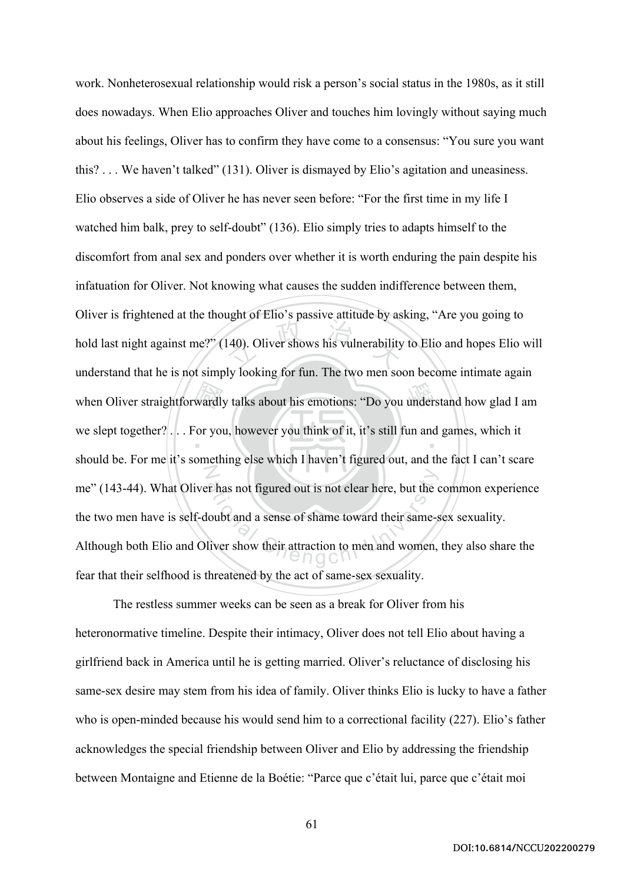work. Nonheterosexual relationship would risk a person's social status in the 1980s, as it still does nowadays. When Elio approaches Oliver and touches him lovingly without saying much about his feelings, Oliver has to confirm they have come to a consensus: "You sure you want this? . . . We haven't talked" (131). Oliver is dismayed by Elio's agitation and uneasiness. Elio observes a side of Oliver he has never seen before: "For the first time in my life I watched him balk, prey to self-doubt" (136). Elio simply tries to adapts himself to the discomfort from anal sex and ponders over whether it is worth enduring the pain despite his infatuation for Oliver. Not knowing what causes the sudden indifference between them, Oliver is frightened at the thought of Elio's passive attitude by asking, "Are you going to hold last night against me?" (140). Oliver shows his vulnerability to Elio and hopes Elio will understand that he is not simply looking for fun. The two men soon become intimate again when Oliver straightforwardly talks about his emotions: "Do you understand how glad I am we slept together? . . . For you, however you think of it, it's still fun and games, which it should be. For me it's something else which I haven't figured out, and the fact I can't scare me" (143-44). What Oliver has not figured out is not clear here, but the common experience the two men have is self-doubt and a sense of shame toward their same-sex sexuality. Although both Elio and Oliver show their attraction to men and women, they also share the fear that their selfhood is threatened by the act of same-sex sexuality.

The restless summer weeks can be seen as a break for Oliver from his heteronormative timeline. Despite their intimacy, Oliver does not tell Elio about having a girlfriend back in America until he is getting married. Oliver's reluctance of disclosing his same-sex desire may stem from his idea of family. Oliver thinks Elio is lucky to have a father who is open-minded because his would send him to a correctional facility (227). Elio's father acknowledges the special friendship between Oliver and Elio by addressing the friendship between Montaigne and Etienne de la Boétie: "Parce que c'était lui, parce que c'était moi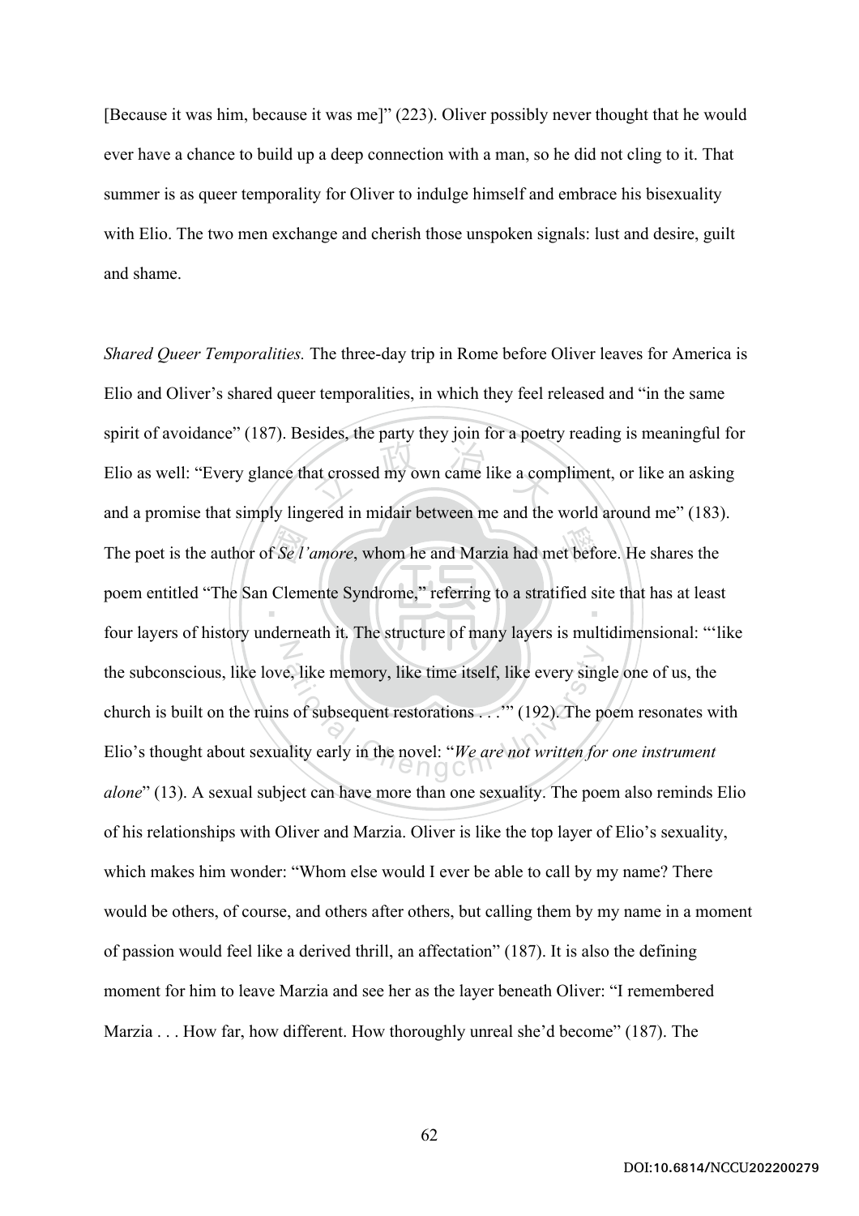[Because it was him, because it was me]" (223). Oliver possibly never thought that he would ever have a chance to build up a deep connection with a man, so he did not cling to it. That summer is as queer temporality for Oliver to indulge himself and embrace his bisexuality with Elio. The two men exchange and cherish those unspoken signals: lust and desire, guilt and shame.

*Shared Queer Temporalities.* The three-day trip in Rome before Oliver leaves for America is Elio and Oliver's shared queer temporalities, in which they feel released and "in the same spirit of avoidance" (187). Besides, the party they join for a poetry reading is meaningful for Elio as well: "Every glance that crossed my own came like a compliment, or like an asking and a promise that simply lingered in midair between me and the world around me" (183). The poet is the author of *Se l'amore*, whom he and Marzia had met before. He shares the poem entitled "The San Clemente Syndrome," referring to a stratified site that has at least four layers of history underneath it. The structure of many layers is multidimensional: "'like the subconscious, like love, like memory, like time itself, like every single one of us, the church is built on the ruins of subsequent restorations . . .'" (192). The poem resonates with Elio's thought about sexuality early in the novel: "*We are not written for one instrument alone*" (13). A sexual subject can have more than one sexuality. The poem also reminds Elio of his relationships with Oliver and Marzia. Oliver is like the top layer of Elio's sexuality, which makes him wonder: "Whom else would I ever be able to call by my name? There would be others, of course, and others after others, but calling them by my name in a moment of passion would feel like a derived thrill, an affectation" (187). It is also the defining moment for him to leave Marzia and see her as the layer beneath Oliver: "I remembered Marzia . . . How far, how different. How thoroughly unreal she'd become" (187). The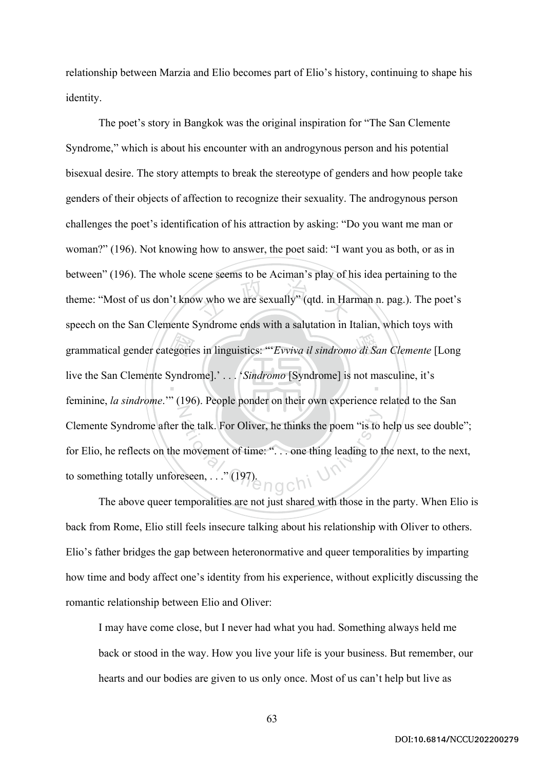relationship between Marzia and Elio becomes part of Elio's history, continuing to shape his identity.

The poet's story in Bangkok was the original inspiration for "The San Clemente Syndrome," which is about his encounter with an androgynous person and his potential bisexual desire. The story attempts to break the stereotype of genders and how people take genders of their objects of affection to recognize their sexuality. The androgynous person challenges the poet's identification of his attraction by asking: "Do you want me man or woman?" (196). Not knowing how to answer, the poet said: "I want you as both, or as in between" (196). The whole scene seems to be Aciman's play of his idea pertaining to the theme: "Most of us don't know who we are sexually" (qtd. in Harman n. pag.). The poet's speech on the San Clemente Syndrome ends with a salutation in Italian, which toys with grammatical gender categories in linguistics: "'*Evviva il sindromo di San Clemente* [Long live the San Clemente Syndrome].' . . . '*Sindromo* [Syndrome] is not masculine, it's feminine, *la sindrome*.'" (196). People ponder on their own experience related to the San Clemente Syndrome after the talk. For Oliver, he thinks the poem "is to help us see double"; for Elio, he reflects on the movement of time: ". . . one thing leading to the next, to the next, to something totally unforeseen, . . ." (197).

The above queer temporalities are not just shared with those in the party. When Elio is back from Rome, Elio still feels insecure talking about his relationship with Oliver to others. Elio's father bridges the gap between heteronormative and queer temporalities by imparting how time and body affect one's identity from his experience, without explicitly discussing the romantic relationship between Elio and Oliver:

> I may have come close, but I never had what you had. Something always held me back or stood in the way. How you live your life is your business. But remember, our hearts and our bodies are given to us only once. Most of us can't help but live as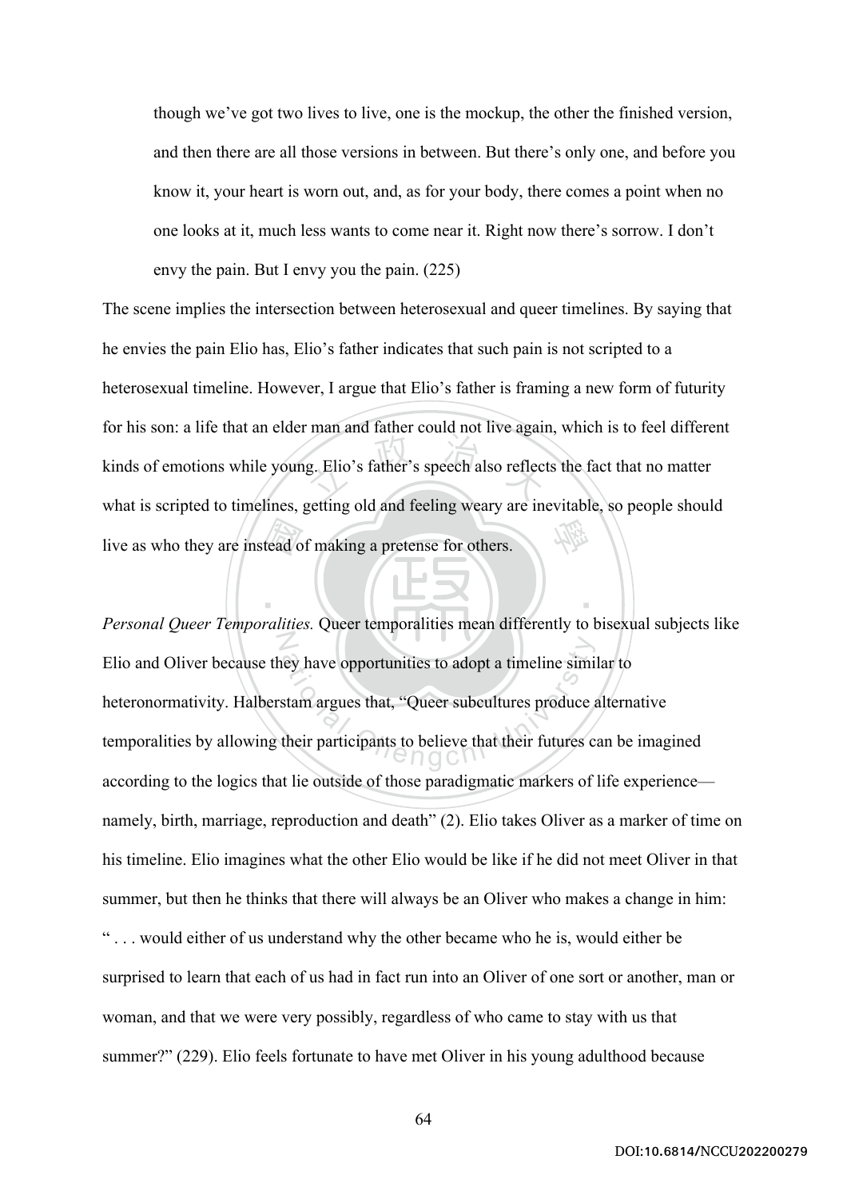> though we've got two lives to live, one is the mockup, the other the finished version, and then there are all those versions in between. But there's only one, and before you know it, your heart is worn out, and, as for your body, there comes a point when no one looks at it, much less wants to come near it. Right now there's sorrow. I don't envy the pain. But I envy you the pain. (225)

The scene implies the intersection between heterosexual and queer timelines. By saying that he envies the pain Elio has, Elio's father indicates that such pain is not scripted to a heterosexual timeline. However, I argue that Elio's father is framing a new form of futurity for his son: a life that an elder man and father could not live again, which is to feel different kinds of emotions while young. Elio's father's speech also reflects the fact that no matter what is scripted to timelines, getting old and feeling weary are inevitable, so people should live as who they are instead of making a pretense for others.

*Personal Queer Temporalities.* Queer temporalities mean differently to bisexual subjects like Elio and Oliver because they have opportunities to adopt a timeline similar to heteronormativity. Halberstam argues that, "Queer subcultures produce alternative temporalities by allowing their participants to believe that their futures can be imagined according to the logics that lie outside of those paradigmatic markers of life experience—namely, birth, marriage, reproduction and death" (2). Elio takes Oliver as a marker of time on his timeline. Elio imagines what the other Elio would be like if he did not meet Oliver in that summer, but then he thinks that there will always be an Oliver who makes a change in him: " . . . would either of us understand why the other became who he is, would either be surprised to learn that each of us had in fact run into an Oliver of one sort or another, man or woman, and that we were very possibly, regardless of who came to stay with us that summer?" (229). Elio feels fortunate to have met Oliver in his young adulthood because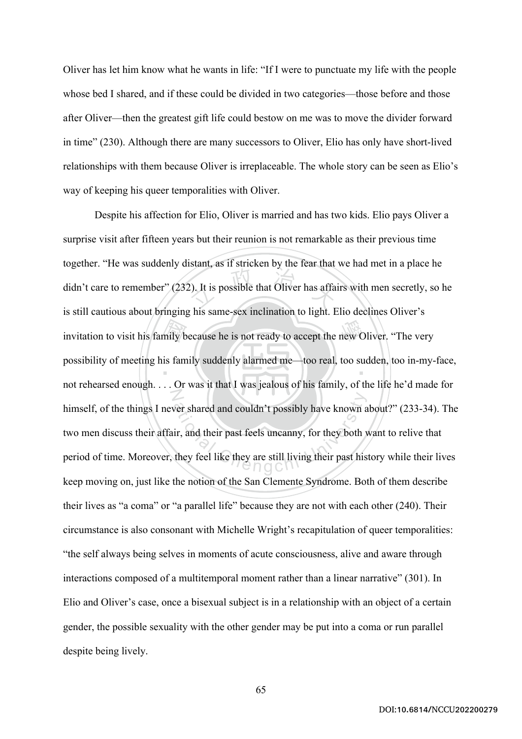Oliver has let him know what he wants in life: "If I were to punctuate my life with the people whose bed I shared, and if these could be divided in two categories—those before and those after Oliver—then the greatest gift life could bestow on me was to move the divider forward in time" (230). Although there are many successors to Oliver, Elio has only have short-lived relationships with them because Oliver is irreplaceable. The whole story can be seen as Elio's way of keeping his queer temporalities with Oliver.

Despite his affection for Elio, Oliver is married and has two kids. Elio pays Oliver a surprise visit after fifteen years but their reunion is not remarkable as their previous time together. "He was suddenly distant, as if stricken by the fear that we had met in a place he didn't care to remember" (232). It is possible that Oliver has affairs with men secretly, so he is still cautious about bringing his same-sex inclination to light. Elio declines Oliver's invitation to visit his family because he is not ready to accept the new Oliver. "The very possibility of meeting his family suddenly alarmed me—too real, too sudden, too in-my-face, not rehearsed enough. . . . Or was it that I was jealous of his family, of the life he'd made for himself, of the things I never shared and couldn't possibly have known about?" (233-34). The two men discuss their affair, and their past feels uncanny, for they both want to relive that period of time. Moreover, they feel like they are still living their past history while their lives keep moving on, just like the notion of the San Clemente Syndrome. Both of them describe their lives as "a coma" or "a parallel life" because they are not with each other (240). Their circumstance is also consonant with Michelle Wright's recapitulation of queer temporalities: "the self always being selves in moments of acute consciousness, alive and aware through interactions composed of a multitemporal moment rather than a linear narrative" (301). In Elio and Oliver's case, once a bisexual subject is in a relationship with an object of a certain gender, the possible sexuality with the other gender may be put into a coma or run parallel despite being lively.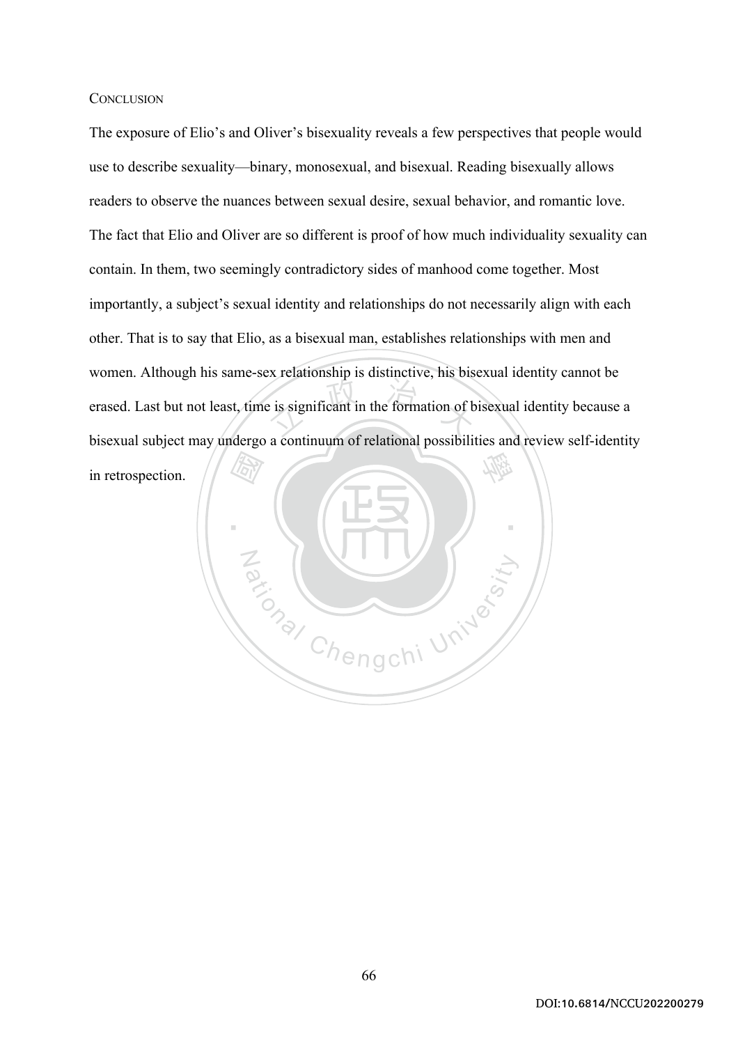## CONCLUSION

The exposure of Elio's and Oliver's bisexuality reveals a few perspectives that people would use to describe sexuality—binary, monosexual, and bisexual. Reading bisexually allows readers to observe the nuances between sexual desire, sexual behavior, and romantic love. The fact that Elio and Oliver are so different is proof of how much individuality sexuality can contain. In them, two seemingly contradictory sides of manhood come together. Most importantly, a subject's sexual identity and relationships do not necessarily align with each other. That is to say that Elio, as a bisexual man, establishes relationships with men and women. Although his same-sex relationship is distinctive, his bisexual identity cannot be erased. Last but not least, time is significant in the formation of bisexual identity because a bisexual subject may undergo a continuum of relational possibilities and review self-identity in retrospection.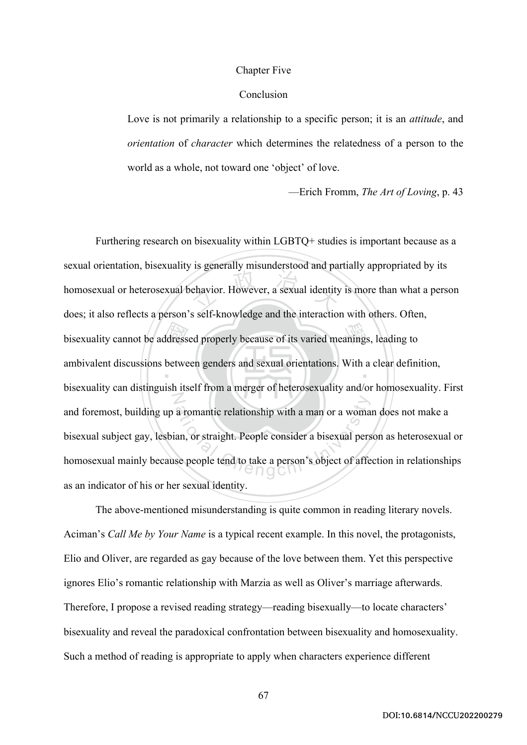# Chapter Five

## Conclusion

> Love is not primarily a relationship to a specific person; it is an *attitude*, and *orientation* of *character* which determines the relatedness of a person to the world as a whole, not toward one 'object' of love.
>
> —Erich Fromm, *The Art of Loving*, p. 43

Furthering research on bisexuality within LGBTQ+ studies is important because as a sexual orientation, bisexuality is generally misunderstood and partially appropriated by its homosexual or heterosexual behavior. However, a sexual identity is more than what a person does; it also reflects a person's self-knowledge and the interaction with others. Often, bisexuality cannot be addressed properly because of its varied meanings, leading to ambivalent discussions between genders and sexual orientations. With a clear definition, bisexuality can distinguish itself from a merger of heterosexuality and/or homosexuality. First and foremost, building up a romantic relationship with a man or a woman does not make a bisexual subject gay, lesbian, or straight. People consider a bisexual person as heterosexual or homosexual mainly because people tend to take a person's object of affection in relationships as an indicator of his or her sexual identity.

The above-mentioned misunderstanding is quite common in reading literary novels. Aciman's *Call Me by Your Name* is a typical recent example. In this novel, the protagonists, Elio and Oliver, are regarded as gay because of the love between them. Yet this perspective ignores Elio's romantic relationship with Marzia as well as Oliver's marriage afterwards. Therefore, I propose a revised reading strategy—reading bisexually—to locate characters' bisexuality and reveal the paradoxical confrontation between bisexuality and homosexuality. Such a method of reading is appropriate to apply when characters experience different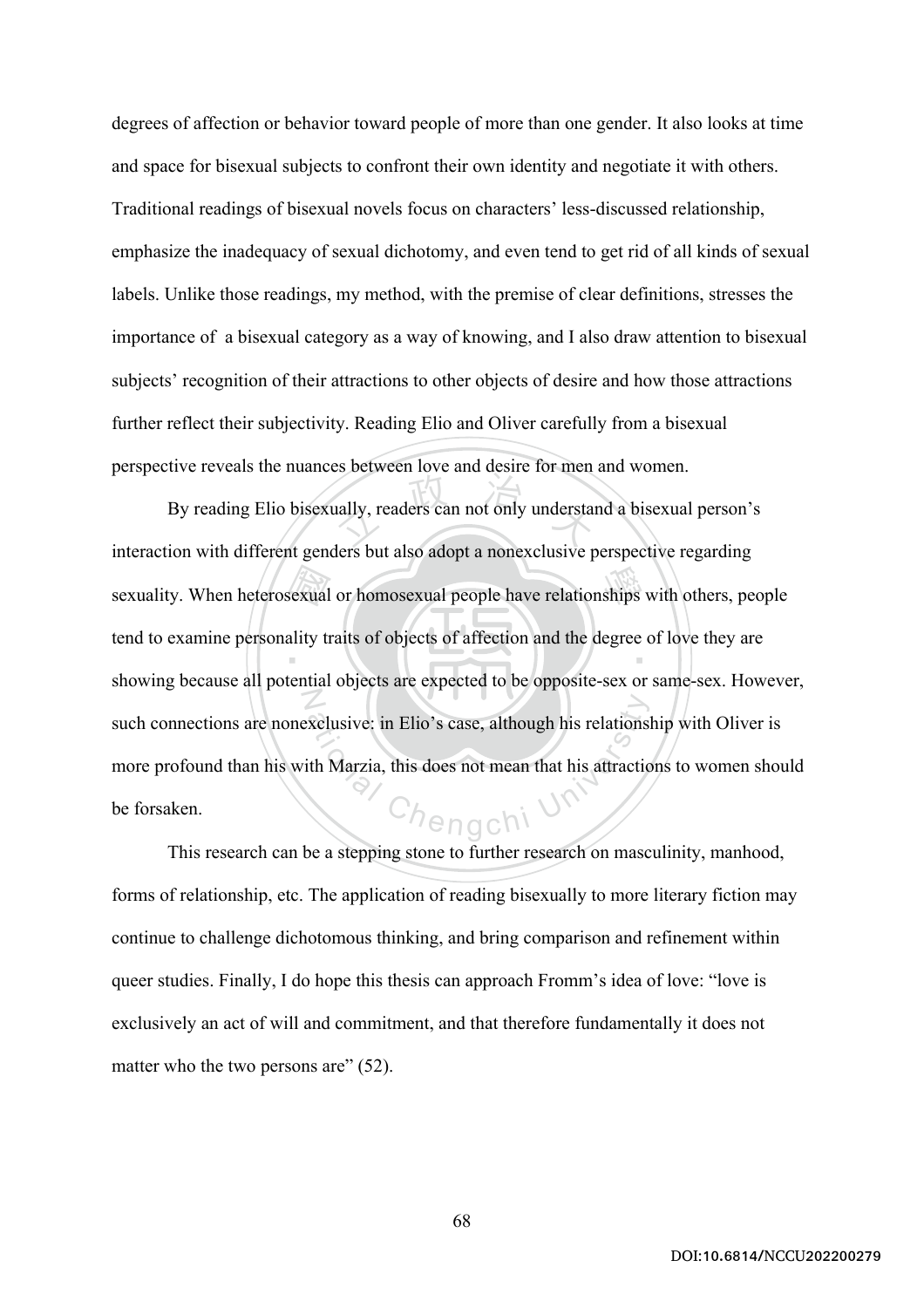degrees of affection or behavior toward people of more than one gender. It also looks at time and space for bisexual subjects to confront their own identity and negotiate it with others. Traditional readings of bisexual novels focus on characters' less-discussed relationship, emphasize the inadequacy of sexual dichotomy, and even tend to get rid of all kinds of sexual labels. Unlike those readings, my method, with the premise of clear definitions, stresses the importance of a bisexual category as a way of knowing, and I also draw attention to bisexual subjects' recognition of their attractions to other objects of desire and how those attractions further reflect their subjectivity. Reading Elio and Oliver carefully from a bisexual perspective reveals the nuances between love and desire for men and women.

By reading Elio bisexually, readers can not only understand a bisexual person's interaction with different genders but also adopt a nonexclusive perspective regarding sexuality. When heterosexual or homosexual people have relationships with others, people tend to examine personality traits of objects of affection and the degree of love they are showing because all potential objects are expected to be opposite-sex or same-sex. However, such connections are nonexclusive: in Elio's case, although his relationship with Oliver is more profound than his with Marzia, this does not mean that his attractions to women should be forsaken.

This research can be a stepping stone to further research on masculinity, manhood, forms of relationship, etc. The application of reading bisexually to more literary fiction may continue to challenge dichotomous thinking, and bring comparison and refinement within queer studies. Finally, I do hope this thesis can approach Fromm's idea of love: "love is exclusively an act of will and commitment, and that therefore fundamentally it does not matter who the two persons are" (52).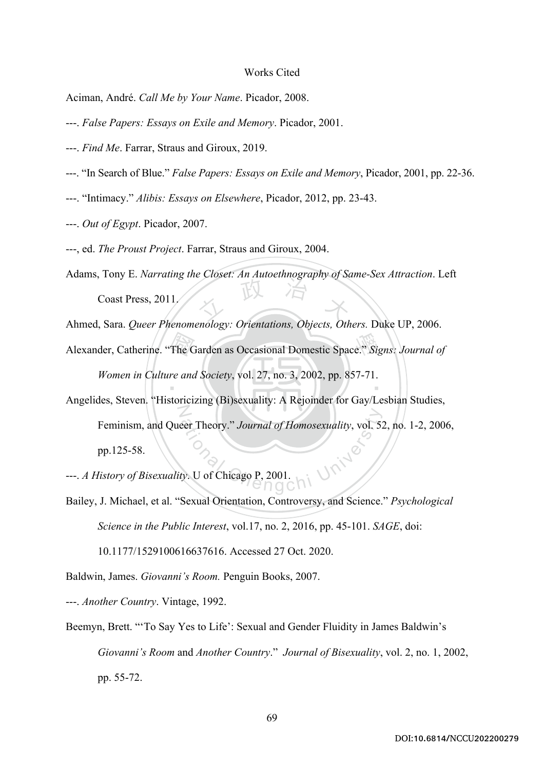# Works Cited

Aciman, André. *Call Me by Your Name*. Picador, 2008.

---. *False Papers: Essays on Exile and Memory*. Picador, 2001.

---. *Find Me*. Farrar, Straus and Giroux, 2019.

---. "In Search of Blue." *False Papers: Essays on Exile and Memory*, Picador, 2001, pp. 22-36.

---. "Intimacy." *Alibis: Essays on Elsewhere*, Picador, 2012, pp. 23-43.

---. *Out of Egypt*. Picador, 2007.

---, ed. *The Proust Project*. Farrar, Straus and Giroux, 2004.

Adams, Tony E. *Narrating the Closet: An Autoethnography of Same-Sex Attraction*. Left Coast Press, 2011.

Ahmed, Sara. *Queer Phenomenology: Orientations, Objects, Others.* Duke UP, 2006.

Alexander, Catherine. "The Garden as Occasional Domestic Space." *Signs: Journal of Women in Culture and Society*, vol. 27, no. 3, 2002, pp. 857-71.

Angelides, Steven. "Historicizing (Bi)sexuality: A Rejoinder for Gay/Lesbian Studies, Feminism, and Queer Theory." *Journal of Homosexuality*, vol. 52, no. 1-2, 2006, pp.125-58.

---. *A History of Bisexuality*. U of Chicago P, 2001.

Bailey, J. Michael, et al. "Sexual Orientation, Controversy, and Science." *Psychological Science in the Public Interest*, vol.17, no. 2, 2016, pp. 45-101. *SAGE*, doi: 10.1177/1529100616637616. Accessed 27 Oct. 2020.

Baldwin, James. *Giovanni's Room.* Penguin Books, 2007.

---. *Another Country*. Vintage, 1992.

Beemyn, Brett. "'To Say Yes to Life': Sexual and Gender Fluidity in James Baldwin's *Giovanni's Room* and *Another Country*." *Journal of Bisexuality*, vol. 2, no. 1, 2002, pp. 55-72.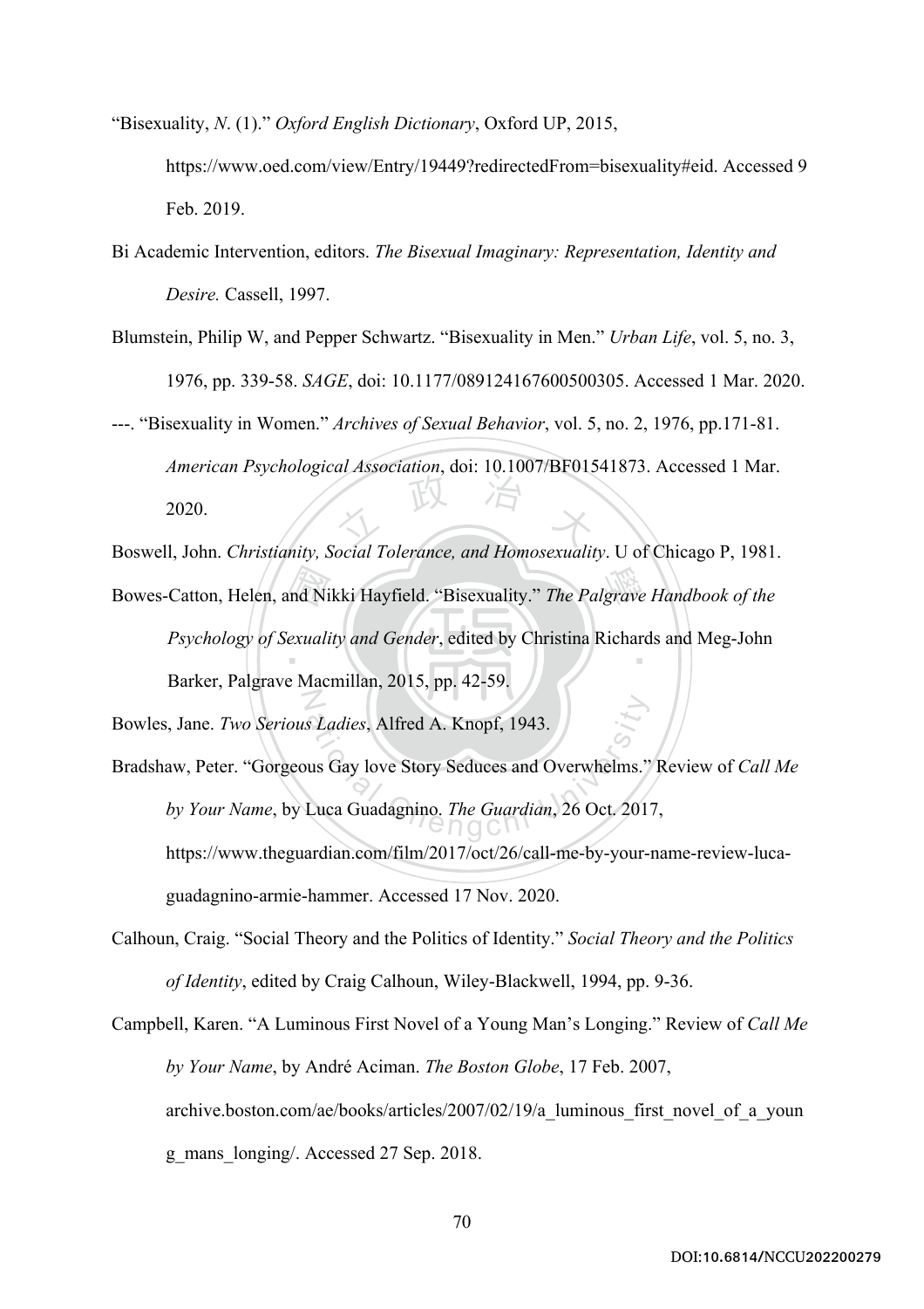"Bisexuality, *N*. (1)." *Oxford English Dictionary*, Oxford UP, 2015, https://www.oed.com/view/Entry/19449?redirectedFrom=bisexuality#eid. Accessed 9 Feb. 2019.

Bi Academic Intervention, editors. *The Bisexual Imaginary: Representation, Identity and Desire.* Cassell, 1997.

Blumstein, Philip W, and Pepper Schwartz. "Bisexuality in Men." *Urban Life*, vol. 5, no. 3, 1976, pp. 339-58. *SAGE*, doi: 10.1177/089124167600500305. Accessed 1 Mar. 2020.

---. "Bisexuality in Women." *Archives of Sexual Behavior*, vol. 5, no. 2, 1976, pp.171-81. *American Psychological Association*, doi: 10.1007/BF01541873. Accessed 1 Mar. 2020.

Boswell, John. *Christianity, Social Tolerance, and Homosexuality*. U of Chicago P, 1981.

Bowes-Catton, Helen, and Nikki Hayfield. "Bisexuality." *The Palgrave Handbook of the Psychology of Sexuality and Gender*, edited by Christina Richards and Meg-John Barker, Palgrave Macmillan, 2015, pp. 42-59.

Bowles, Jane. *Two Serious Ladies*, Alfred A. Knopf, 1943.

Bradshaw, Peter. "Gorgeous Gay love Story Seduces and Overwhelms." Review of *Call Me by Your Name*, by Luca Guadagnino. *The Guardian*, 26 Oct. 2017, https://www.theguardian.com/film/2017/oct/26/call-me-by-your-name-review-luca-guadagnino-armie-hammer. Accessed 17 Nov. 2020.

Calhoun, Craig. "Social Theory and the Politics of Identity." *Social Theory and the Politics of Identity*, edited by Craig Calhoun, Wiley-Blackwell, 1994, pp. 9-36.

Campbell, Karen. "A Luminous First Novel of a Young Man's Longing." Review of *Call Me by Your Name*, by André Aciman. *The Boston Globe*, 17 Feb. 2007, archive.boston.com/ae/books/articles/2007/02/19/a_luminous_first_novel_of_a_young_mans_longing/. Accessed 27 Sep. 2018.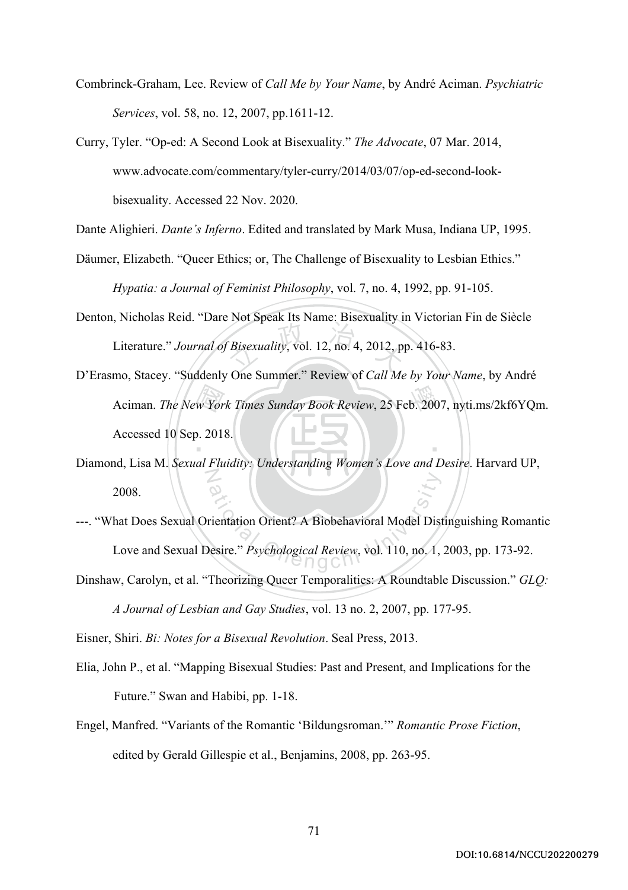Combrinck-Graham, Lee. Review of *Call Me by Your Name*, by André Aciman. *Psychiatric Services*, vol. 58, no. 12, 2007, pp.1611-12.

Curry, Tyler. "Op-ed: A Second Look at Bisexuality." *The Advocate*, 07 Mar. 2014, www.advocate.com/commentary/tyler-curry/2014/03/07/op-ed-second-look-bisexuality. Accessed 22 Nov. 2020.

Dante Alighieri. *Dante's Inferno*. Edited and translated by Mark Musa, Indiana UP, 1995.

Däumer, Elizabeth. "Queer Ethics; or, The Challenge of Bisexuality to Lesbian Ethics." *Hypatia: a Journal of Feminist Philosophy*, vol. 7, no. 4, 1992, pp. 91-105.

Denton, Nicholas Reid. "Dare Not Speak Its Name: Bisexuality in Victorian Fin de Siècle Literature." *Journal of Bisexuality*, vol. 12, no. 4, 2012, pp. 416-83.

D'Erasmo, Stacey. "Suddenly One Summer." Review of *Call Me by Your Name*, by André Aciman. *The New York Times Sunday Book Review*, 25 Feb. 2007, nyti.ms/2kf6YQm. Accessed 10 Sep. 2018.

Diamond, Lisa M. *Sexual Fluidity: Understanding Women's Love and Desire*. Harvard UP, 2008.

---. "What Does Sexual Orientation Orient? A Biobehavioral Model Distinguishing Romantic Love and Sexual Desire." *Psychological Review*, vol. 110, no. 1, 2003, pp. 173-92.

Dinshaw, Carolyn, et al. "Theorizing Queer Temporalities: A Roundtable Discussion." *GLQ: A Journal of Lesbian and Gay Studies*, vol. 13 no. 2, 2007, pp. 177-95.

Eisner, Shiri. *Bi: Notes for a Bisexual Revolution*. Seal Press, 2013.

Elia, John P., et al. "Mapping Bisexual Studies: Past and Present, and Implications for the Future." Swan and Habibi, pp. 1-18.

Engel, Manfred. "Variants of the Romantic 'Bildungsroman.'" *Romantic Prose Fiction*, edited by Gerald Gillespie et al., Benjamins, 2008, pp. 263-95.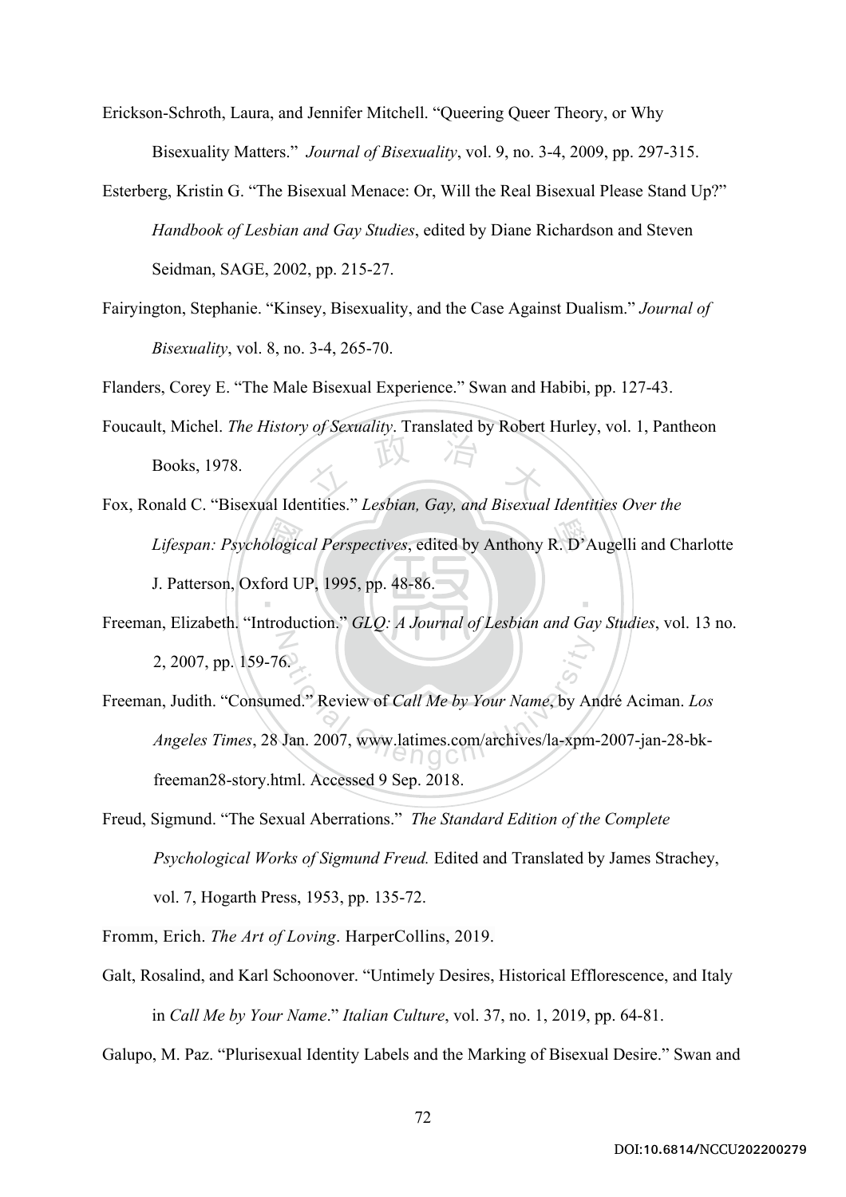Erickson-Schroth, Laura, and Jennifer Mitchell. "Queering Queer Theory, or Why Bisexuality Matters." *Journal of Bisexuality*, vol. 9, no. 3-4, 2009, pp. 297-315.

Esterberg, Kristin G. "The Bisexual Menace: Or, Will the Real Bisexual Please Stand Up?" *Handbook of Lesbian and Gay Studies*, edited by Diane Richardson and Steven Seidman, SAGE, 2002, pp. 215-27.

Fairyington, Stephanie. "Kinsey, Bisexuality, and the Case Against Dualism." *Journal of Bisexuality*, vol. 8, no. 3-4, 265-70.

Flanders, Corey E. "The Male Bisexual Experience." Swan and Habibi, pp. 127-43.

Foucault, Michel. *The History of Sexuality*. Translated by Robert Hurley, vol. 1, Pantheon Books, 1978.

Fox, Ronald C. "Bisexual Identities." *Lesbian, Gay, and Bisexual Identities Over the Lifespan: Psychological Perspectives*, edited by Anthony R. D'Augelli and Charlotte J. Patterson, Oxford UP, 1995, pp. 48-86.

Freeman, Elizabeth. "Introduction." *GLQ: A Journal of Lesbian and Gay Studies*, vol. 13 no. 2, 2007, pp. 159-76.

Freeman, Judith. "Consumed." Review of *Call Me by Your Name*, by André Aciman. *Los Angeles Times*, 28 Jan. 2007, www.latimes.com/archives/la-xpm-2007-jan-28-bk-freeman28-story.html. Accessed 9 Sep. 2018.

Freud, Sigmund. "The Sexual Aberrations." *The Standard Edition of the Complete Psychological Works of Sigmund Freud.* Edited and Translated by James Strachey, vol. 7, Hogarth Press, 1953, pp. 135-72.

Fromm, Erich. *The Art of Loving*. HarperCollins, 2019.

Galt, Rosalind, and Karl Schoonover. "Untimely Desires, Historical Efflorescence, and Italy in *Call Me by Your Name*." *Italian Culture*, vol. 37, no. 1, 2019, pp. 64-81.

Galupo, M. Paz. "Plurisexual Identity Labels and the Marking of Bisexual Desire." Swan and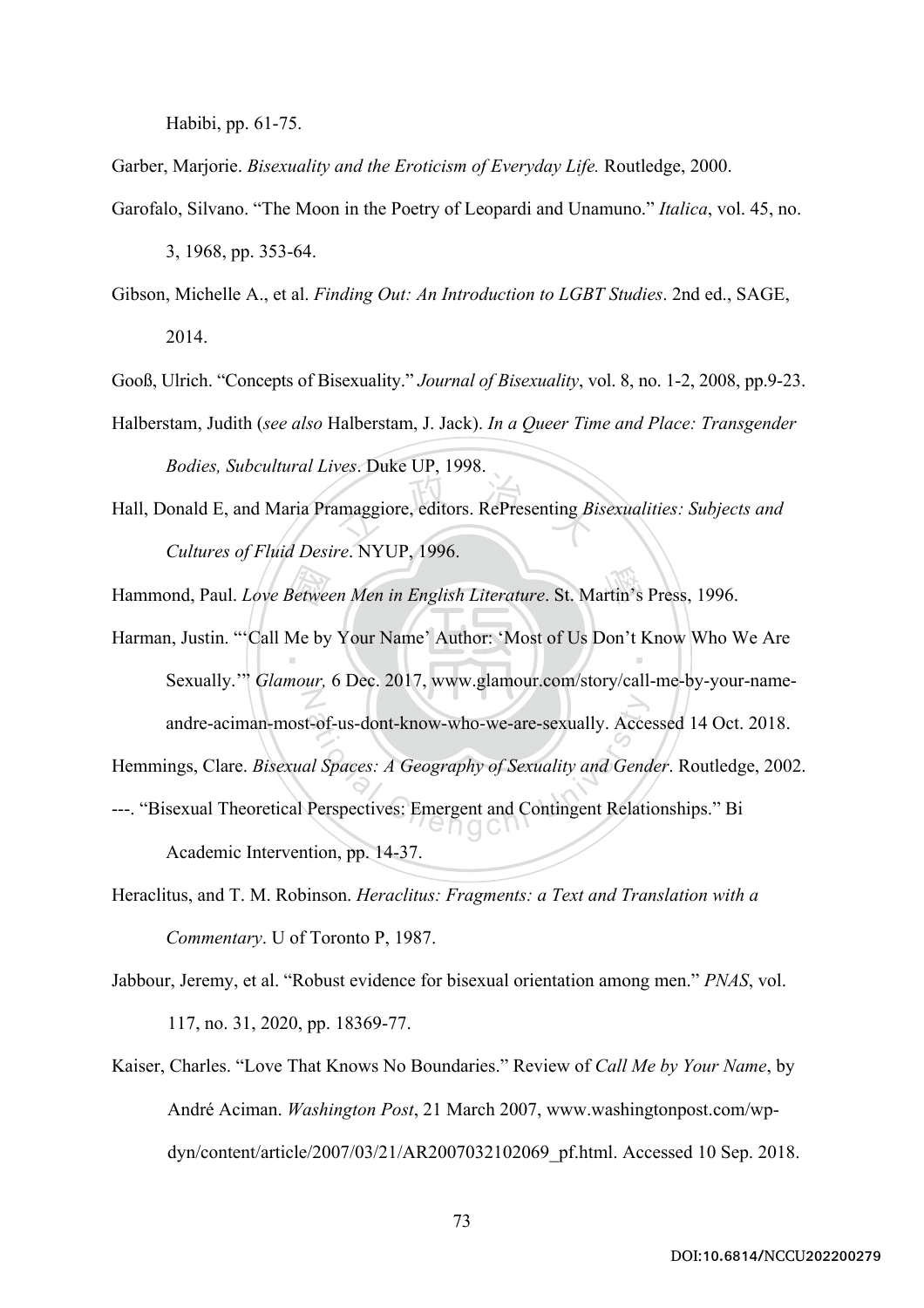Habibi, pp. 61-75.

Garber, Marjorie. *Bisexuality and the Eroticism of Everyday Life.* Routledge, 2000.

Garofalo, Silvano. "The Moon in the Poetry of Leopardi and Unamuno." *Italica*, vol. 45, no. 3, 1968, pp. 353-64.

Gibson, Michelle A., et al. *Finding Out: An Introduction to LGBT Studies*. 2nd ed., SAGE, 2014.

Gooß, Ulrich. "Concepts of Bisexuality." *Journal of Bisexuality*, vol. 8, no. 1-2, 2008, pp.9-23.

Halberstam, Judith (*see also* Halberstam, J. Jack). *In a Queer Time and Place: Transgender Bodies, Subcultural Lives*. Duke UP, 1998.

Hall, Donald E, and Maria Pramaggiore, editors. RePresenting *Bisexualities: Subjects and Cultures of Fluid Desire*. NYUP, 1996.

Hammond, Paul. *Love Between Men in English Literature*. St. Martin's Press, 1996.

Harman, Justin. "'Call Me by Your Name' Author: 'Most of Us Don't Know Who We Are Sexually.'" *Glamour,* 6 Dec. 2017, www.glamour.com/story/call-me-by-your-name-andre-aciman-most-of-us-dont-know-who-we-are-sexually. Accessed 14 Oct. 2018.

Hemmings, Clare. *Bisexual Spaces: A Geography of Sexuality and Gender*. Routledge, 2002.

---. "Bisexual Theoretical Perspectives: Emergent and Contingent Relationships." Bi Academic Intervention, pp. 14-37.

Heraclitus, and T. M. Robinson. *Heraclitus: Fragments: a Text and Translation with a Commentary*. U of Toronto P, 1987.

Jabbour, Jeremy, et al. "Robust evidence for bisexual orientation among men." *PNAS*, vol. 117, no. 31, 2020, pp. 18369-77.

Kaiser, Charles. "Love That Knows No Boundaries." Review of *Call Me by Your Name*, by André Aciman. *Washington Post*, 21 March 2007, www.washingtonpost.com/wp-dyn/content/article/2007/03/21/AR2007032102069_pf.html. Accessed 10 Sep. 2018.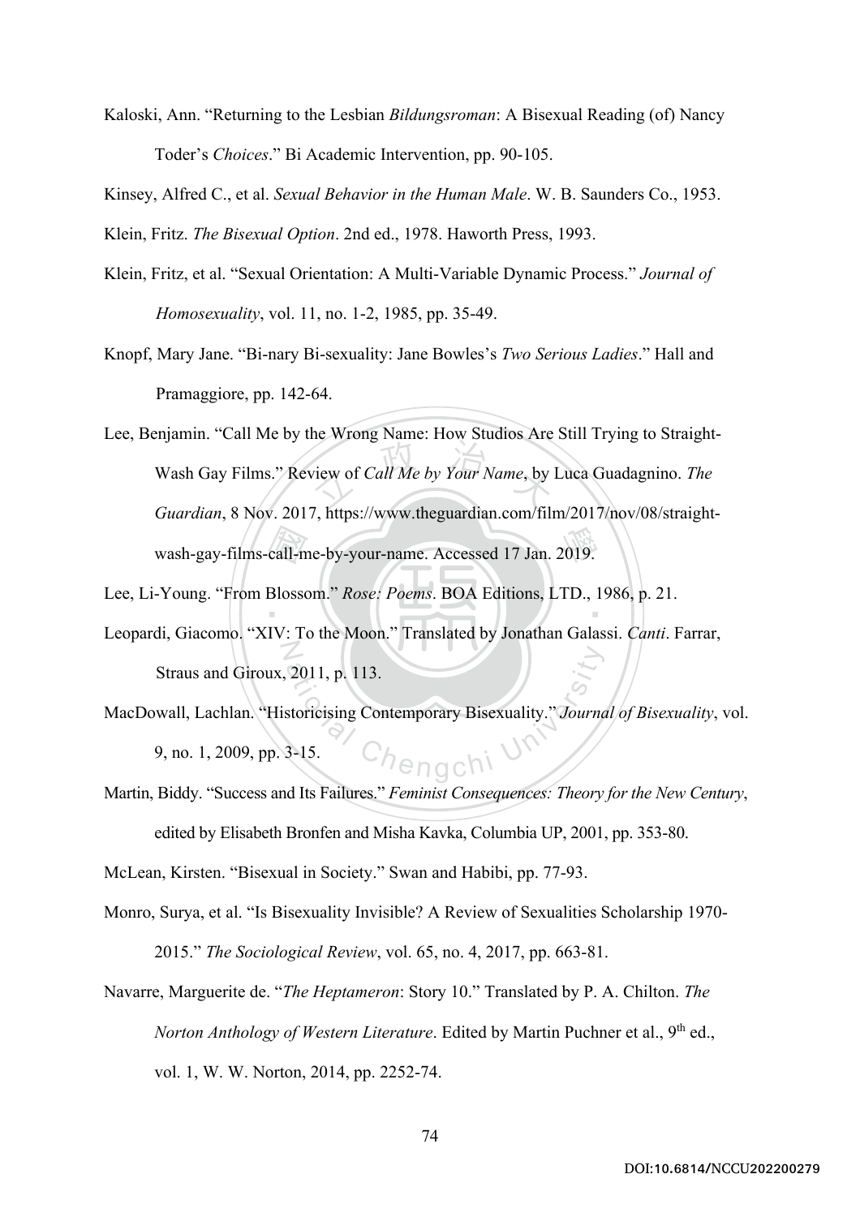Kaloski, Ann. "Returning to the Lesbian *Bildungsroman*: A Bisexual Reading (of) Nancy Toder's *Choices*." Bi Academic Intervention, pp. 90-105.

Kinsey, Alfred C., et al. *Sexual Behavior in the Human Male*. W. B. Saunders Co., 1953.

Klein, Fritz. *The Bisexual Option*. 2nd ed., 1978. Haworth Press, 1993.

Klein, Fritz, et al. "Sexual Orientation: A Multi-Variable Dynamic Process." *Journal of Homosexuality*, vol. 11, no. 1-2, 1985, pp. 35-49.

Knopf, Mary Jane. "Bi-nary Bi-sexuality: Jane Bowles's *Two Serious Ladies*." Hall and Pramaggiore, pp. 142-64.

Lee, Benjamin. "Call Me by the Wrong Name: How Studios Are Still Trying to Straight-Wash Gay Films." Review of *Call Me by Your Name*, by Luca Guadagnino. *The Guardian*, 8 Nov. 2017, https://www.theguardian.com/film/2017/nov/08/straight-wash-gay-films-call-me-by-your-name. Accessed 17 Jan. 2019.

Lee, Li-Young. "From Blossom." *Rose: Poems*. BOA Editions, LTD., 1986, p. 21.

Leopardi, Giacomo. "XIV: To the Moon." Translated by Jonathan Galassi. *Canti*. Farrar, Straus and Giroux, 2011, p. 113.

MacDowall, Lachlan. "Historicising Contemporary Bisexuality." *Journal of Bisexuality*, vol. 9, no. 1, 2009, pp. 3-15.

Martin, Biddy. "Success and Its Failures." *Feminist Consequences: Theory for the New Century*, edited by Elisabeth Bronfen and Misha Kavka, Columbia UP, 2001, pp. 353-80.

McLean, Kirsten. "Bisexual in Society." Swan and Habibi, pp. 77-93.

Monro, Surya, et al. "Is Bisexuality Invisible? A Review of Sexualities Scholarship 1970-2015." *The Sociological Review*, vol. 65, no. 4, 2017, pp. 663-81.

Navarre, Marguerite de. "*The Heptameron*: Story 10." Translated by P. A. Chilton. *The Norton Anthology of Western Literature*. Edited by Martin Puchner et al., 9th ed., vol. 1, W. W. Norton, 2014, pp. 2252-74.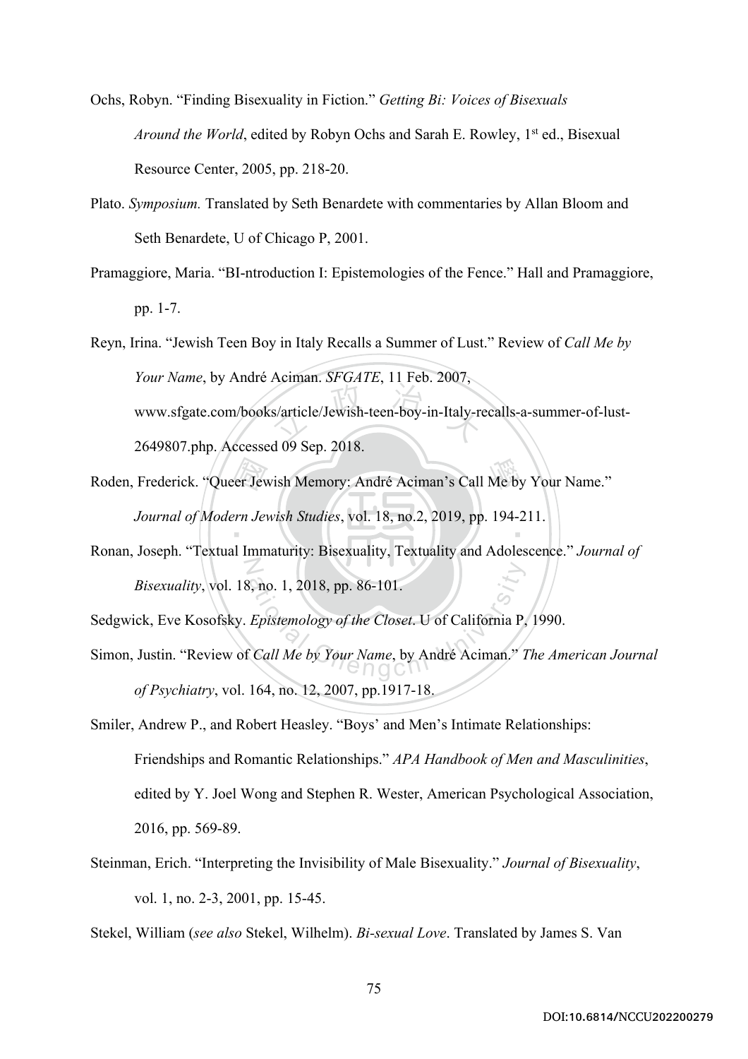Ochs, Robyn. "Finding Bisexuality in Fiction." *Getting Bi: Voices of Bisexuals Around the World*, edited by Robyn Ochs and Sarah E. Rowley, 1st ed., Bisexual Resource Center, 2005, pp. 218-20.

Plato. *Symposium.* Translated by Seth Benardete with commentaries by Allan Bloom and Seth Benardete, U of Chicago P, 2001.

Pramaggiore, Maria. "BI-ntroduction I: Epistemologies of the Fence." Hall and Pramaggiore, pp. 1-7.

Reyn, Irina. "Jewish Teen Boy in Italy Recalls a Summer of Lust." Review of *Call Me by Your Name*, by André Aciman. *SFGATE*, 11 Feb. 2007, www.sfgate.com/books/article/Jewish-teen-boy-in-Italy-recalls-a-summer-of-lust-2649807.php. Accessed 09 Sep. 2018.

Roden, Frederick. "Queer Jewish Memory: André Aciman's Call Me by Your Name." *Journal of Modern Jewish Studies*, vol. 18, no.2, 2019, pp. 194-211.

Ronan, Joseph. "Textual Immaturity: Bisexuality, Textuality and Adolescence." *Journal of Bisexuality*, vol. 18, no. 1, 2018, pp. 86-101.

Sedgwick, Eve Kosofsky. *Epistemology of the Closet*. U of California P, 1990.

Simon, Justin. "Review of *Call Me by Your Name*, by André Aciman." *The American Journal of Psychiatry*, vol. 164, no. 12, 2007, pp.1917-18.

Smiler, Andrew P., and Robert Heasley. "Boys' and Men's Intimate Relationships: Friendships and Romantic Relationships." *APA Handbook of Men and Masculinities*, edited by Y. Joel Wong and Stephen R. Wester, American Psychological Association, 2016, pp. 569-89.

Steinman, Erich. "Interpreting the Invisibility of Male Bisexuality." *Journal of Bisexuality*, vol. 1, no. 2-3, 2001, pp. 15-45.

Stekel, William (*see also* Stekel, Wilhelm). *Bi-sexual Love*. Translated by James S. Van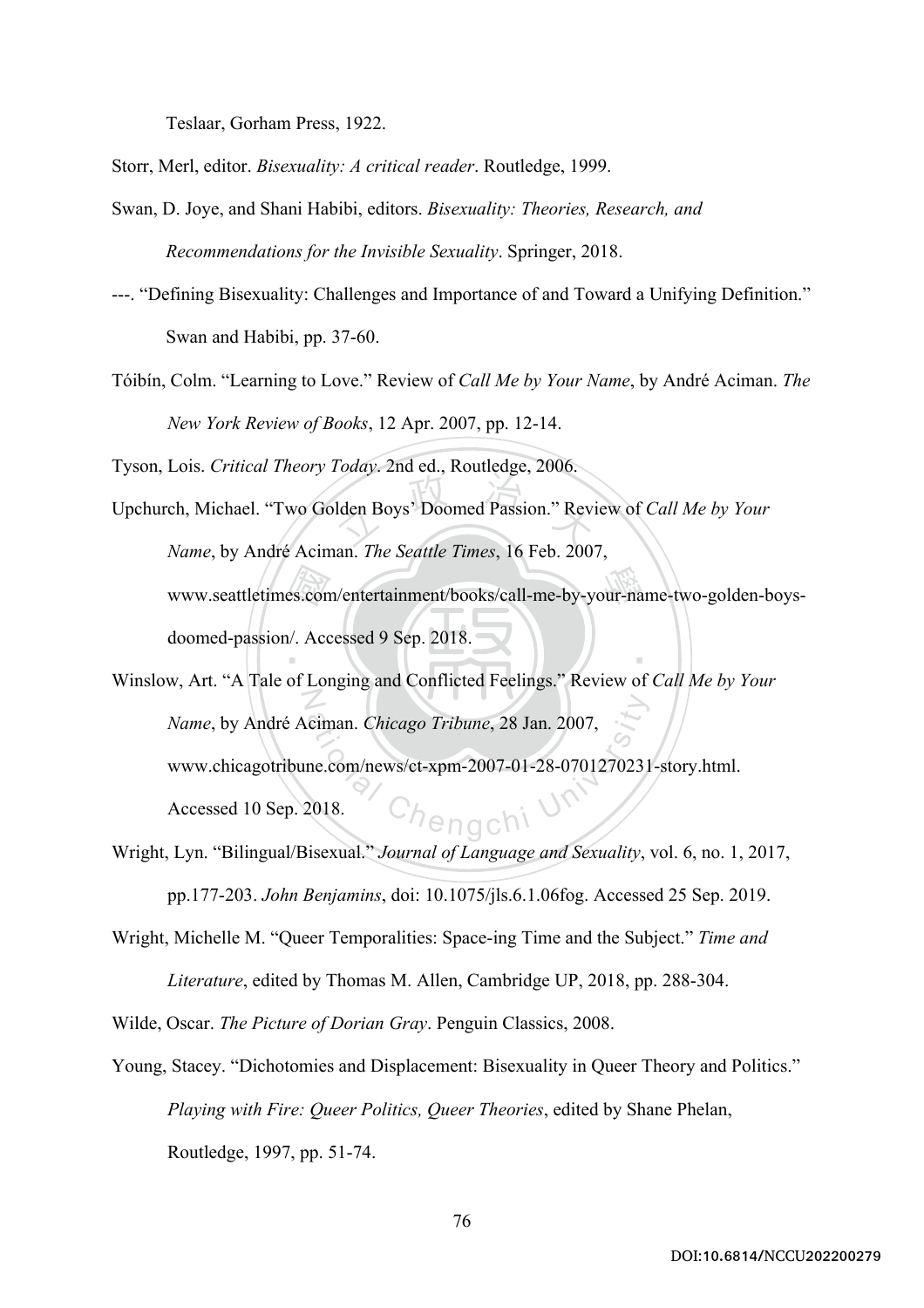Teslaar, Gorham Press, 1922.

Storr, Merl, editor. *Bisexuality: A critical reader*. Routledge, 1999.

Swan, D. Joye, and Shani Habibi, editors. *Bisexuality: Theories, Research, and Recommendations for the Invisible Sexuality*. Springer, 2018.

---. "Defining Bisexuality: Challenges and Importance of and Toward a Unifying Definition." Swan and Habibi, pp. 37-60.

Tóibín, Colm. "Learning to Love." Review of *Call Me by Your Name*, by André Aciman. *The New York Review of Books*, 12 Apr. 2007, pp. 12-14.

Tyson, Lois. *Critical Theory Today*. 2nd ed., Routledge, 2006.

Upchurch, Michael. "Two Golden Boys' Doomed Passion." Review of *Call Me by Your Name*, by André Aciman. *The Seattle Times*, 16 Feb. 2007, www.seattletimes.com/entertainment/books/call-me-by-your-name-two-golden-boys-doomed-passion/. Accessed 9 Sep. 2018.

Winslow, Art. "A Tale of Longing and Conflicted Feelings." Review of *Call Me by Your Name*, by André Aciman. *Chicago Tribune*, 28 Jan. 2007, www.chicagotribune.com/news/ct-xpm-2007-01-28-0701270231-story.html. Accessed 10 Sep. 2018.

Wright, Lyn. "Bilingual/Bisexual." *Journal of Language and Sexuality*, vol. 6, no. 1, 2017, pp.177-203. *John Benjamins*, doi: 10.1075/jls.6.1.06fog. Accessed 25 Sep. 2019.

Wright, Michelle M. "Queer Temporalities: Space-ing Time and the Subject." *Time and Literature*, edited by Thomas M. Allen, Cambridge UP, 2018, pp. 288-304.

Wilde, Oscar. *The Picture of Dorian Gray*. Penguin Classics, 2008.

Young, Stacey. "Dichotomies and Displacement: Bisexuality in Queer Theory and Politics." *Playing with Fire: Queer Politics, Queer Theories*, edited by Shane Phelan, Routledge, 1997, pp. 51-74.